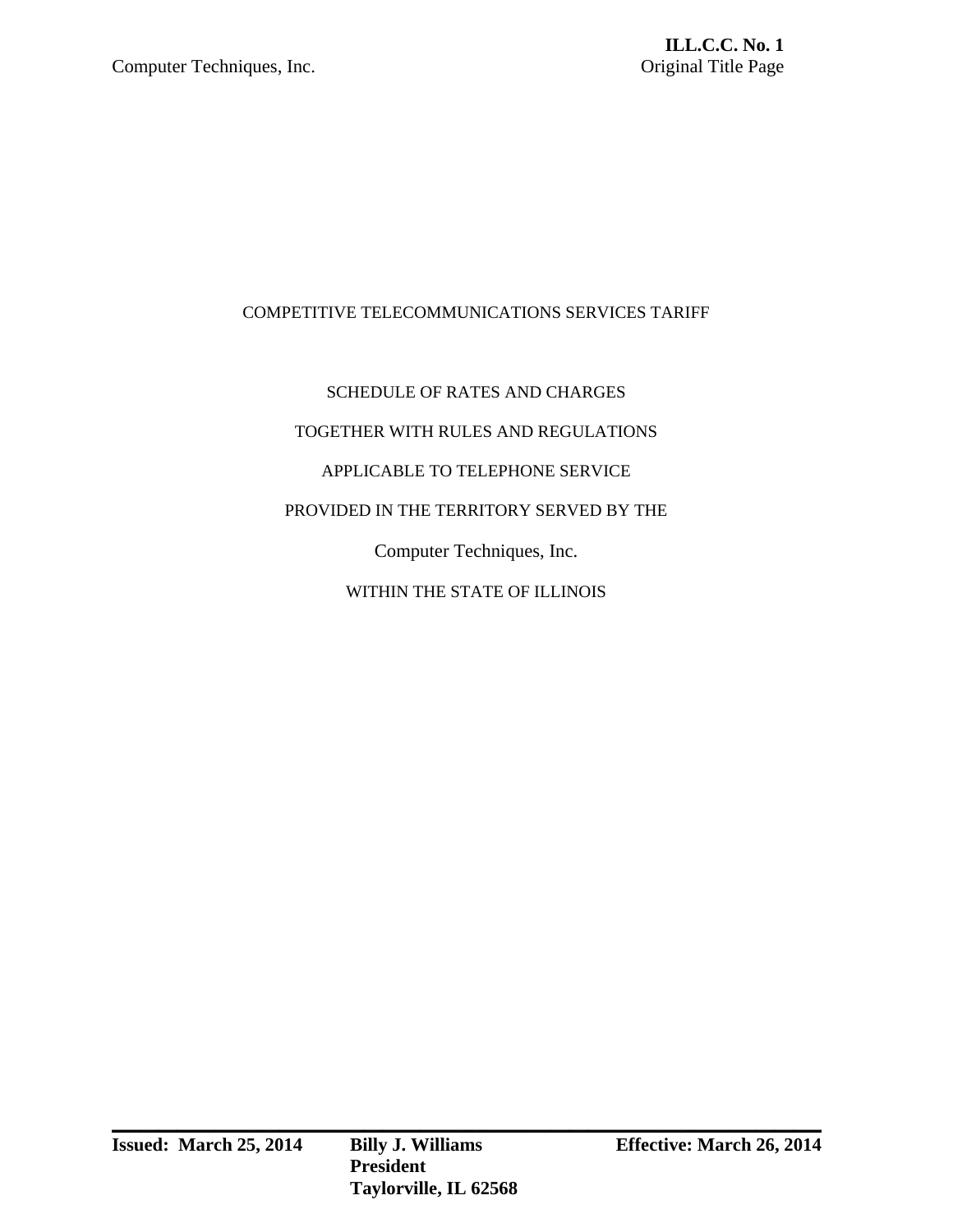COMPETITIVE TELECOMMUNICATIONS SERVICES TARIFF

SCHEDULE OF RATES AND CHARGES

TOGETHER WITH RULES AND REGULATIONS

APPLICABLE TO TELEPHONE SERVICE

PROVIDED IN THE TERRITORY SERVED BY THE

Computer Techniques, Inc.

WITHIN THE STATE OF ILLINOIS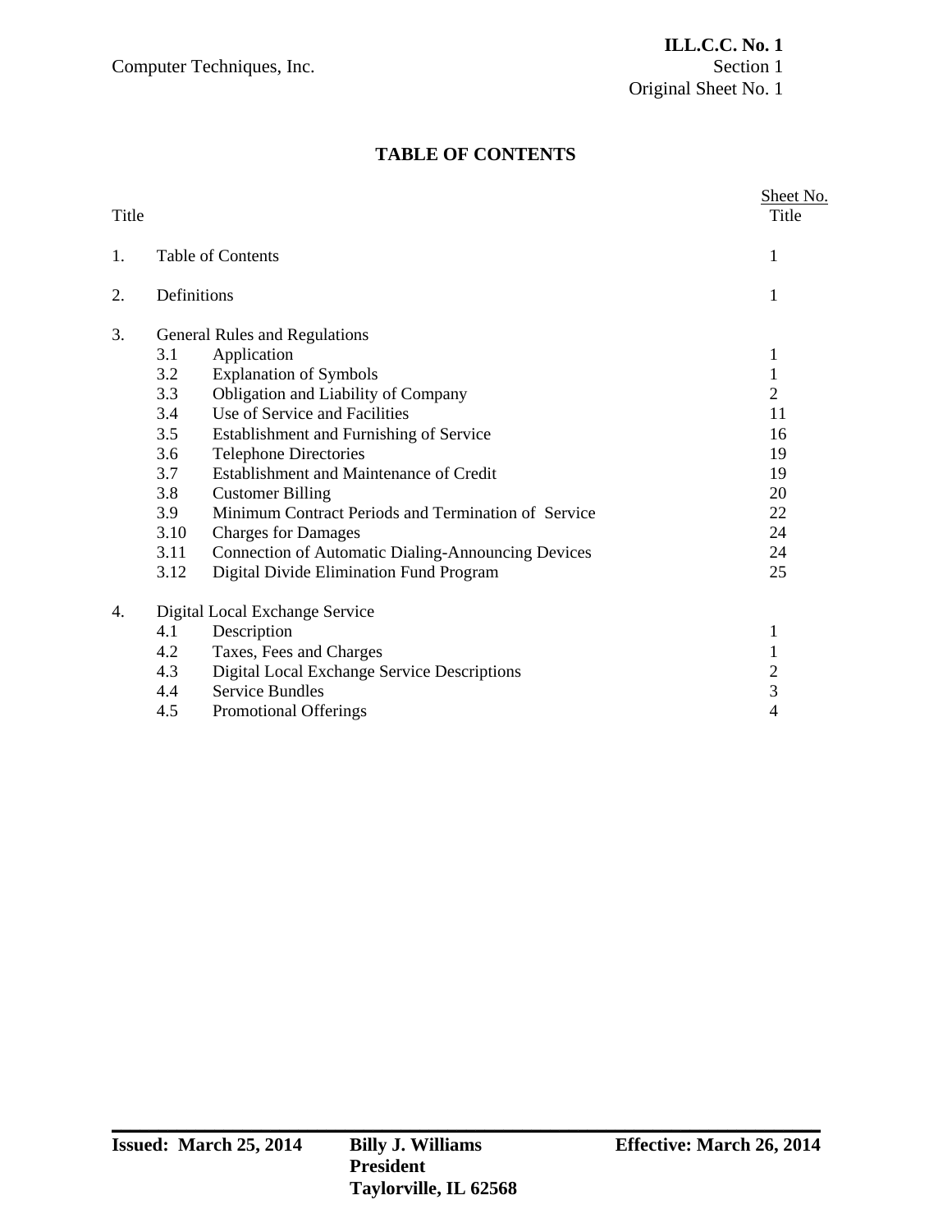# TABLE OF CONTENTS

| Title | | Sheet No. Title |
|---|---|---|
| 1. | Table of Contents | 1 |
| 2. | Definitions | 1 |
| 3. | General Rules and Regulations | |
| | 3.1 Application | 1 |
| | 3.2 Explanation of Symbols | 1 |
| | 3.3 Obligation and Liability of Company | 2 |
| | 3.4 Use of Service and Facilities | 11 |
| | 3.5 Establishment and Furnishing of Service | 16 |
| | 3.6 Telephone Directories | 19 |
| | 3.7 Establishment and Maintenance of Credit | 19 |
| | 3.8 Customer Billing | 20 |
| | 3.9 Minimum Contract Periods and Termination of Service | 22 |
| | 3.10 Charges for Damages | 24 |
| | 3.11 Connection of Automatic Dialing-Announcing Devices | 24 |
| | 3.12 Digital Divide Elimination Fund Program | 25 |
| 4. | Digital Local Exchange Service | |
| | 4.1 Description | 1 |
| | 4.2 Taxes, Fees and Charges | 1 |
| | 4.3 Digital Local Exchange Service Descriptions | 2 |
| | 4.4 Service Bundles | 3 |
| | 4.5 Promotional Offerings | 4 |

**Issued: March 25, 2014** **Billy J. Williams, President, Taylorville, IL 62568** **Effective: March 26, 2014**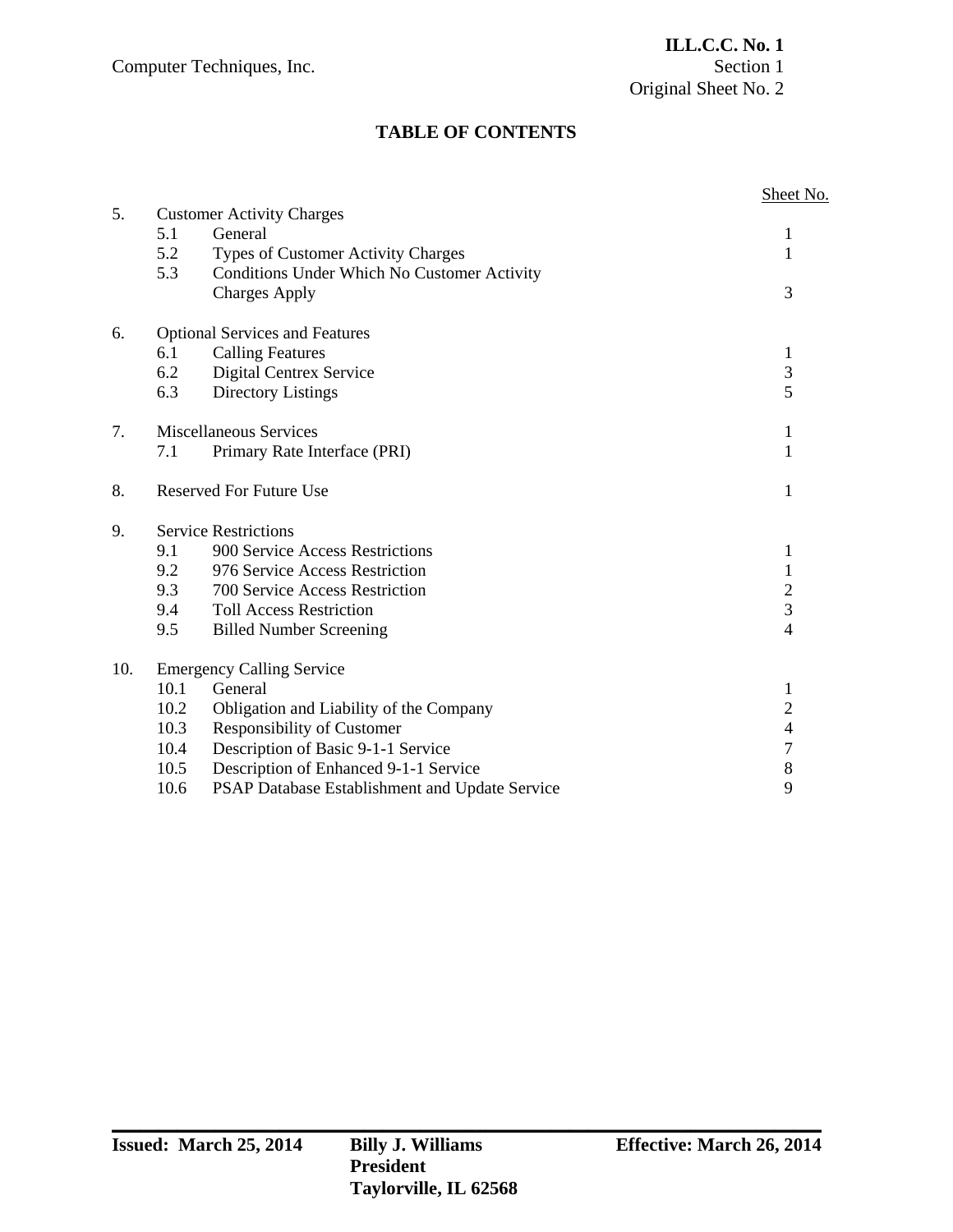# TABLE OF CONTENTS

| | | | Sheet No. |
|---|---|---|---|
| 5. | Customer Activity Charges | | |
| | 5.1 | General | 1 |
| | 5.2 | Types of Customer Activity Charges | 1 |
| | 5.3 | Conditions Under Which No Customer Activity Charges Apply | 3 |
| 6. | Optional Services and Features | | |
| | 6.1 | Calling Features | 1 |
| | 6.2 | Digital Centrex Service | 3 |
| | 6.3 | Directory Listings | 5 |
| 7. | Miscellaneous Services | | 1 |
| | 7.1 | Primary Rate Interface (PRI) | 1 |
| 8. | Reserved For Future Use | | 1 |
| 9. | Service Restrictions | | |
| | 9.1 | 900 Service Access Restrictions | 1 |
| | 9.2 | 976 Service Access Restriction | 1 |
| | 9.3 | 700 Service Access Restriction | 2 |
| | 9.4 | Toll Access Restriction | 3 |
| | 9.5 | Billed Number Screening | 4 |
| 10. | Emergency Calling Service | | |
| | 10.1 | General | 1 |
| | 10.2 | Obligation and Liability of the Company | 2 |
| | 10.3 | Responsibility of Customer | 4 |
| | 10.4 | Description of Basic 9-1-1 Service | 7 |
| | 10.5 | Description of Enhanced 9-1-1 Service | 8 |
| | 10.6 | PSAP Database Establishment and Update Service | 9 |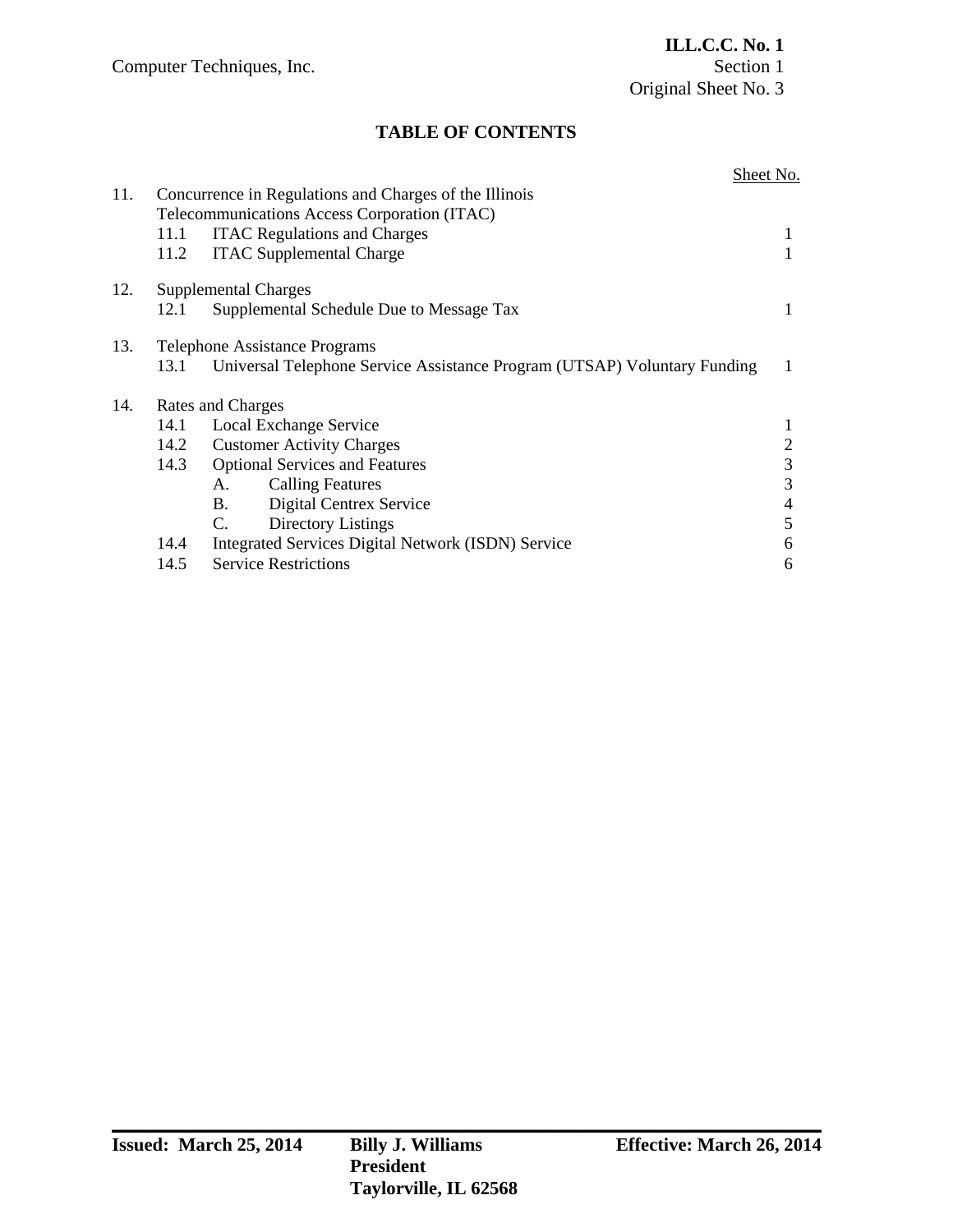# TABLE OF CONTENTS

| | | Sheet No. |
|---|---|---|
| 11. | Concurrence in Regulations and Charges of the Illinois Telecommunications Access Corporation (ITAC) | |
| | 11.1 ITAC Regulations and Charges | 1 |
| | 11.2 ITAC Supplemental Charge | 1 |
| 12. | Supplemental Charges | |
| | 12.1 Supplemental Schedule Due to Message Tax | 1 |
| 13. | Telephone Assistance Programs | |
| | 13.1 Universal Telephone Service Assistance Program (UTSAP) Voluntary Funding | 1 |
| 14. | Rates and Charges | |
| | 14.1 Local Exchange Service | 1 |
| | 14.2 Customer Activity Charges | 2 |
| | 14.3 Optional Services and Features | 3 |
| | A. Calling Features | 3 |
| | B. Digital Centrex Service | 4 |
| | C. Directory Listings | 5 |
| | 14.4 Integrated Services Digital Network (ISDN) Service | 6 |
| | 14.5 Service Restrictions | 6 |

**Issued: March 25, 2014** **Billy J. Williams** **President** **Taylorville, IL 62568** **Effective: March 26, 2014**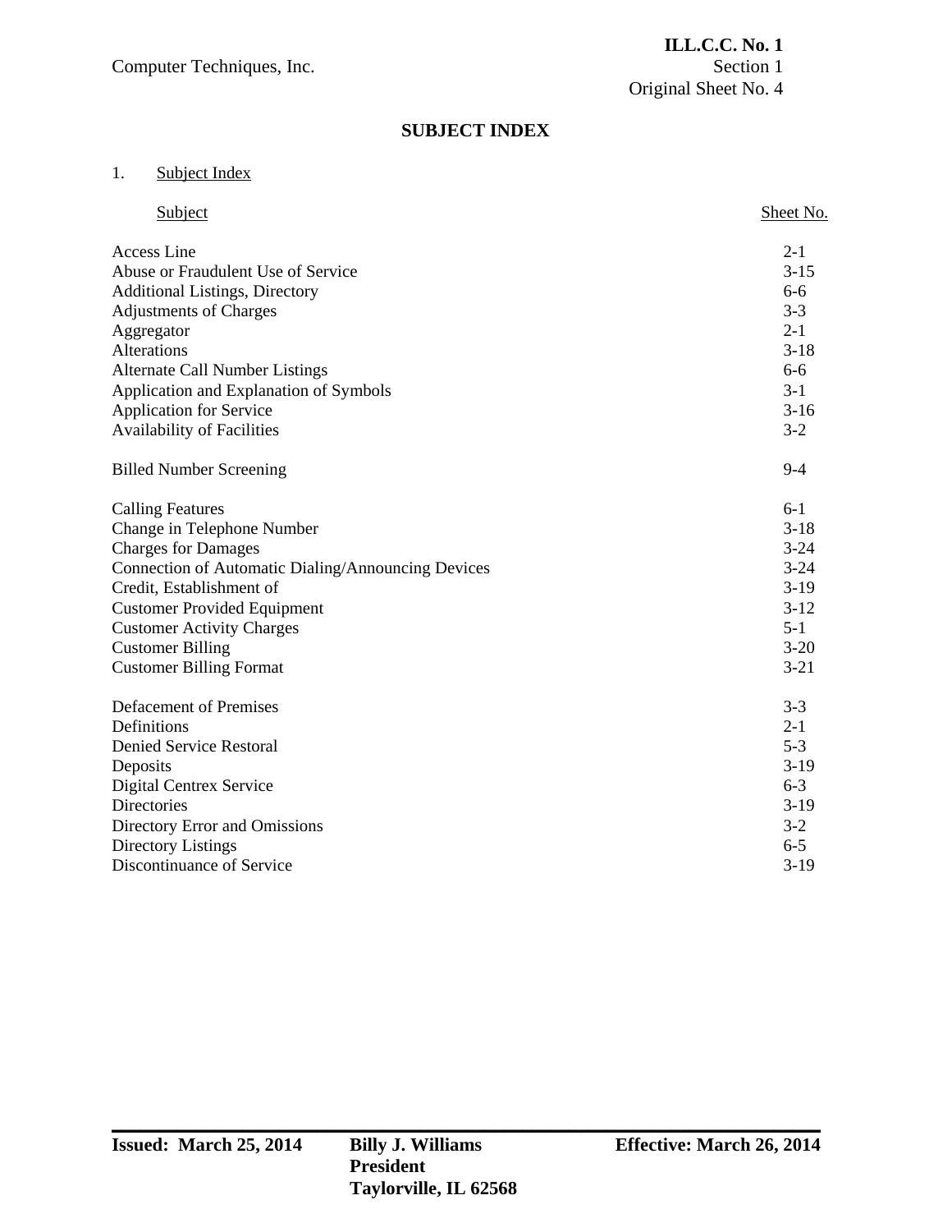## SUBJECT INDEX

1. Subject Index

| Subject | Sheet No. |
|---|---|
| Access Line | 2-1 |
| Abuse or Fraudulent Use of Service | 3-15 |
| Additional Listings, Directory | 6-6 |
| Adjustments of Charges | 3-3 |
| Aggregator | 2-1 |
| Alterations | 3-18 |
| Alternate Call Number Listings | 6-6 |
| Application and Explanation of Symbols | 3-1 |
| Application for Service | 3-16 |
| Availability of Facilities | 3-2 |
| | |
| Billed Number Screening | 9-4 |
| | |
| Calling Features | 6-1 |
| Change in Telephone Number | 3-18 |
| Charges for Damages | 3-24 |
| Connection of Automatic Dialing/Announcing Devices | 3-24 |
| Credit, Establishment of | 3-19 |
| Customer Provided Equipment | 3-12 |
| Customer Activity Charges | 5-1 |
| Customer Billing | 3-20 |
| Customer Billing Format | 3-21 |
| | |
| Defacement of Premises | 3-3 |
| Definitions | 2-1 |
| Denied Service Restoral | 5-3 |
| Deposits | 3-19 |
| Digital Centrex Service | 6-3 |
| Directories | 3-19 |
| Directory Error and Omissions | 3-2 |
| Directory Listings | 6-5 |
| Discontinuance of Service | 3-19 |

**Issued: March 25, 2014** **Billy J. Williams, President, Taylorville, IL 62568** **Effective: March 26, 2014**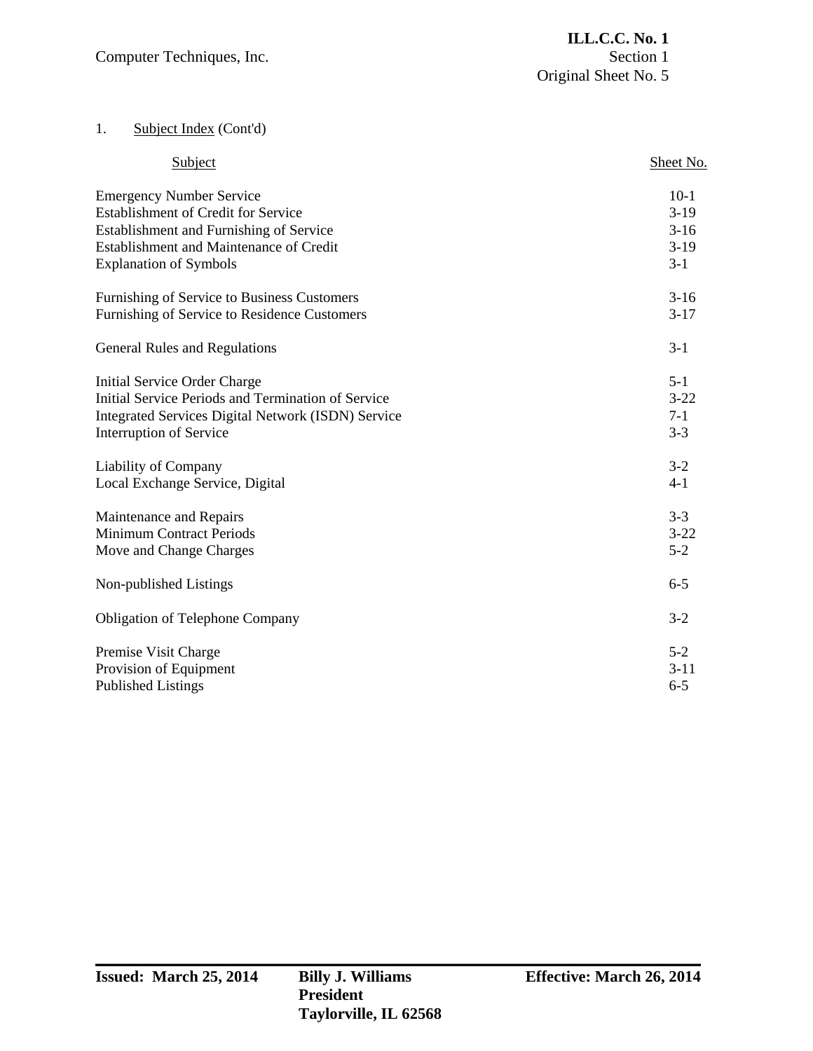1. Subject Index (Cont'd)

| Subject | Sheet No. |
|---|---|
| Emergency Number Service | 10-1 |
| Establishment of Credit for Service | 3-19 |
| Establishment and Furnishing of Service | 3-16 |
| Establishment and Maintenance of Credit | 3-19 |
| Explanation of Symbols | 3-1 |
| | |
| Furnishing of Service to Business Customers | 3-16 |
| Furnishing of Service to Residence Customers | 3-17 |
| | |
| General Rules and Regulations | 3-1 |
| | |
| Initial Service Order Charge | 5-1 |
| Initial Service Periods and Termination of Service | 3-22 |
| Integrated Services Digital Network (ISDN) Service | 7-1 |
| Interruption of Service | 3-3 |
| | |
| Liability of Company | 3-2 |
| Local Exchange Service, Digital | 4-1 |
| | |
| Maintenance and Repairs | 3-3 |
| Minimum Contract Periods | 3-22 |
| Move and Change Charges | 5-2 |
| | |
| Non-published Listings | 6-5 |
| | |
| Obligation of Telephone Company | 3-2 |
| | |
| Premise Visit Charge | 5-2 |
| Provision of Equipment | 3-11 |
| Published Listings | 6-5 |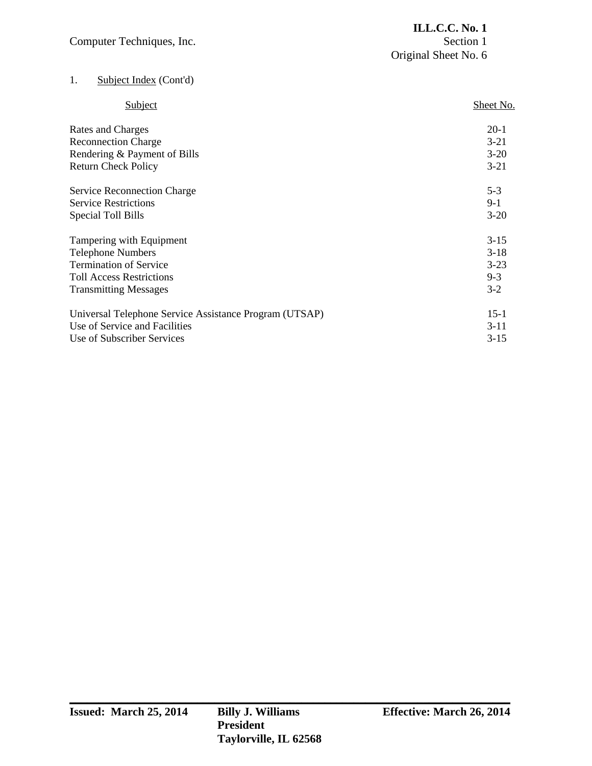1. Subject Index (Cont'd)

| Subject | Sheet No. |
|---|---|
| Rates and Charges | 20-1 |
| Reconnection Charge | 3-21 |
| Rendering & Payment of Bills | 3-20 |
| Return Check Policy | 3-21 |
| | |
| Service Reconnection Charge | 5-3 |
| Service Restrictions | 9-1 |
| Special Toll Bills | 3-20 |
| | |
| Tampering with Equipment | 3-15 |
| Telephone Numbers | 3-18 |
| Termination of Service | 3-23 |
| Toll Access Restrictions | 9-3 |
| Transmitting Messages | 3-2 |
| | |
| Universal Telephone Service Assistance Program (UTSAP) | 15-1 |
| Use of Service and Facilities | 3-11 |
| Use of Subscriber Services | 3-15 |

**Issued: March 25, 2014** **Billy J. Williams** **Effective: March 26, 2014**
**President**
**Taylorville, IL 62568**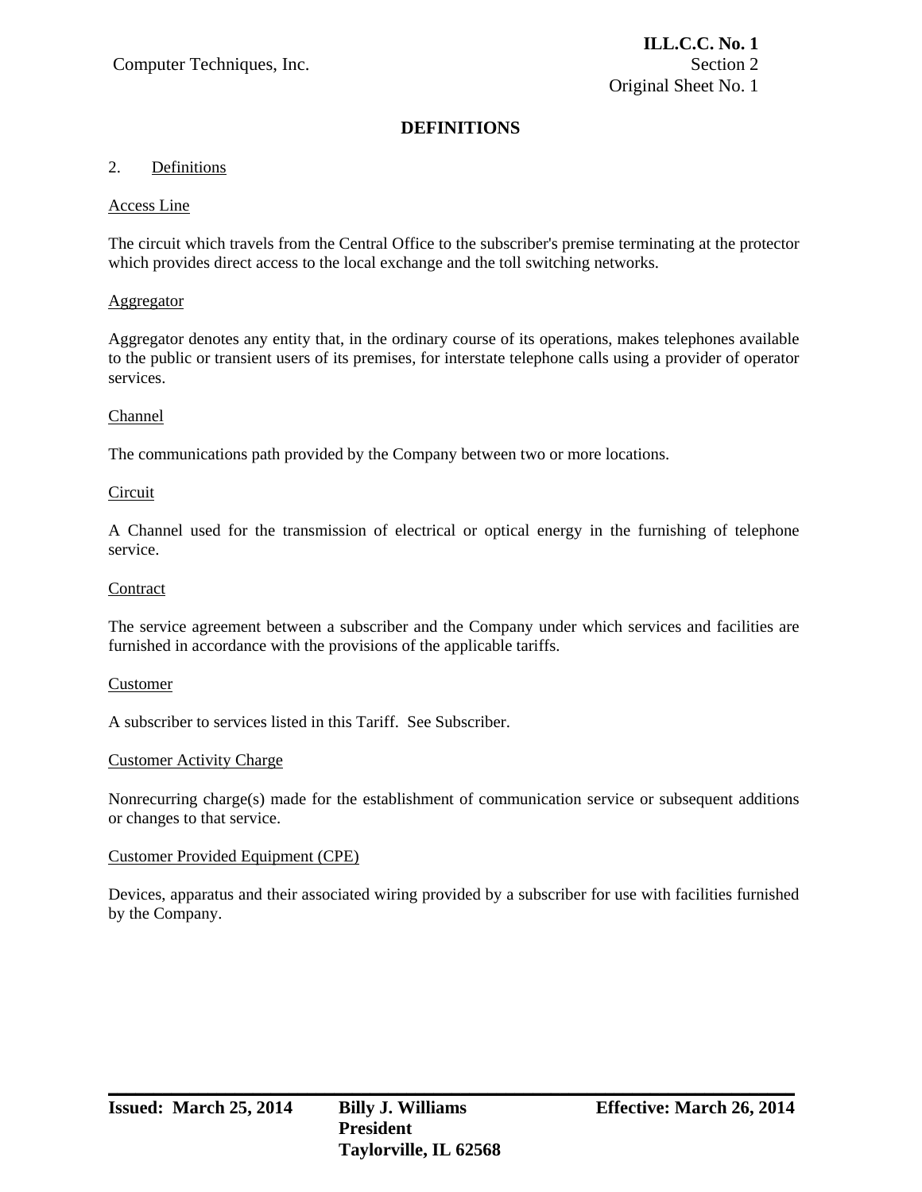# DEFINITIONS

## 2. Definitions

### Access Line

The circuit which travels from the Central Office to the subscriber's premise terminating at the protector which provides direct access to the local exchange and the toll switching networks.

### Aggregator

Aggregator denotes any entity that, in the ordinary course of its operations, makes telephones available to the public or transient users of its premises, for interstate telephone calls using a provider of operator services.

### Channel

The communications path provided by the Company between two or more locations.

### Circuit

A Channel used for the transmission of electrical or optical energy in the furnishing of telephone service.

### Contract

The service agreement between a subscriber and the Company under which services and facilities are furnished in accordance with the provisions of the applicable tariffs.

### Customer

A subscriber to services listed in this Tariff. See Subscriber.

### Customer Activity Charge

Nonrecurring charge(s) made for the establishment of communication service or subsequent additions or changes to that service.

### Customer Provided Equipment (CPE)

Devices, apparatus and their associated wiring provided by a subscriber for use with facilities furnished by the Company.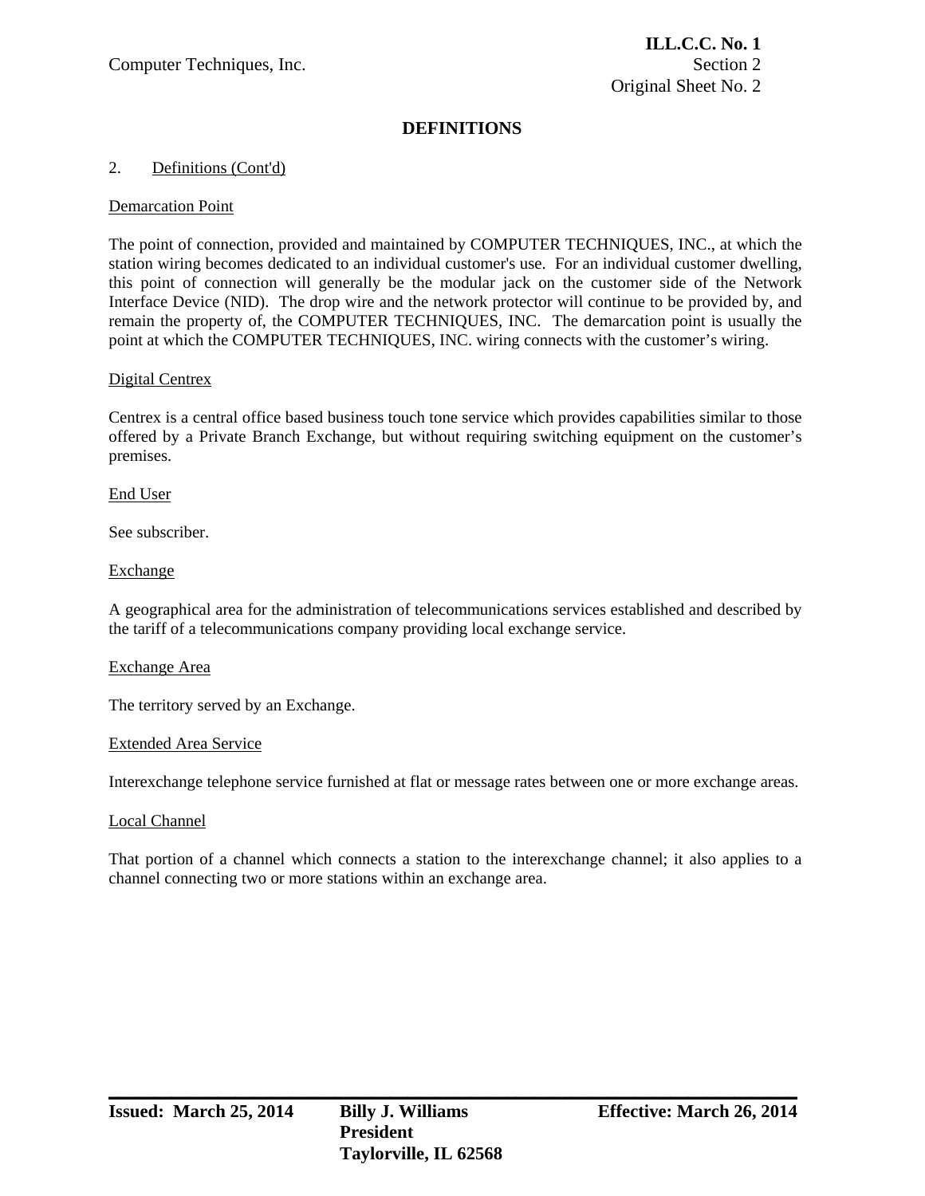## DEFINITIONS

2. Definitions (Cont'd)

Demarcation Point

The point of connection, provided and maintained by COMPUTER TECHNIQUES, INC., at which the station wiring becomes dedicated to an individual customer's use. For an individual customer dwelling, this point of connection will generally be the modular jack on the customer side of the Network Interface Device (NID). The drop wire and the network protector will continue to be provided by, and remain the property of, the COMPUTER TECHNIQUES, INC. The demarcation point is usually the point at which the COMPUTER TECHNIQUES, INC. wiring connects with the customer's wiring.

Digital Centrex

Centrex is a central office based business touch tone service which provides capabilities similar to those offered by a Private Branch Exchange, but without requiring switching equipment on the customer's premises.

End User

See subscriber.

Exchange

A geographical area for the administration of telecommunications services established and described by the tariff of a telecommunications company providing local exchange service.

Exchange Area

The territory served by an Exchange.

Extended Area Service

Interexchange telephone service furnished at flat or message rates between one or more exchange areas.

Local Channel

That portion of a channel which connects a station to the interexchange channel; it also applies to a channel connecting two or more stations within an exchange area.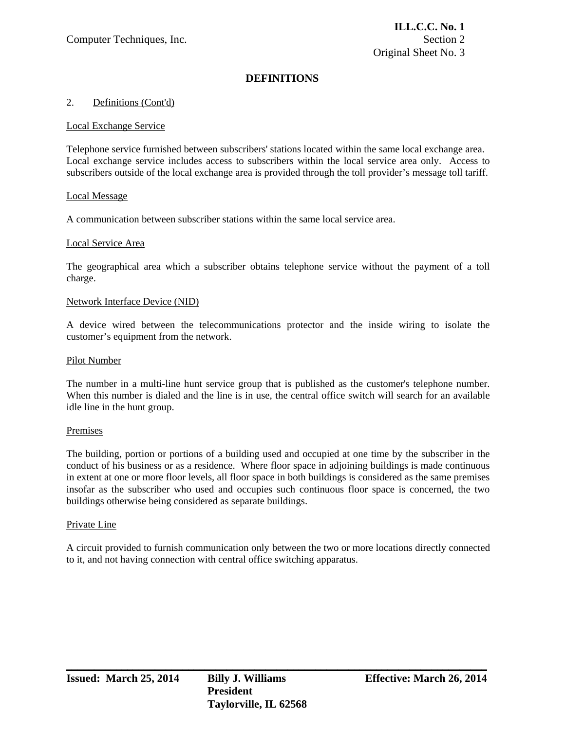## DEFINITIONS

2. Definitions (Cont'd)

Local Exchange Service

Telephone service furnished between subscribers' stations located within the same local exchange area. Local exchange service includes access to subscribers within the local service area only. Access to subscribers outside of the local exchange area is provided through the toll provider's message toll tariff.

Local Message

A communication between subscriber stations within the same local service area.

Local Service Area

The geographical area which a subscriber obtains telephone service without the payment of a toll charge.

Network Interface Device (NID)

A device wired between the telecommunications protector and the inside wiring to isolate the customer's equipment from the network.

Pilot Number

The number in a multi-line hunt service group that is published as the customer's telephone number. When this number is dialed and the line is in use, the central office switch will search for an available idle line in the hunt group.

Premises

The building, portion or portions of a building used and occupied at one time by the subscriber in the conduct of his business or as a residence. Where floor space in adjoining buildings is made continuous in extent at one or more floor levels, all floor space in both buildings is considered as the same premises insofar as the subscriber who used and occupies such continuous floor space is concerned, the two buildings otherwise being considered as separate buildings.

Private Line

A circuit provided to furnish communication only between the two or more locations directly connected to it, and not having connection with central office switching apparatus.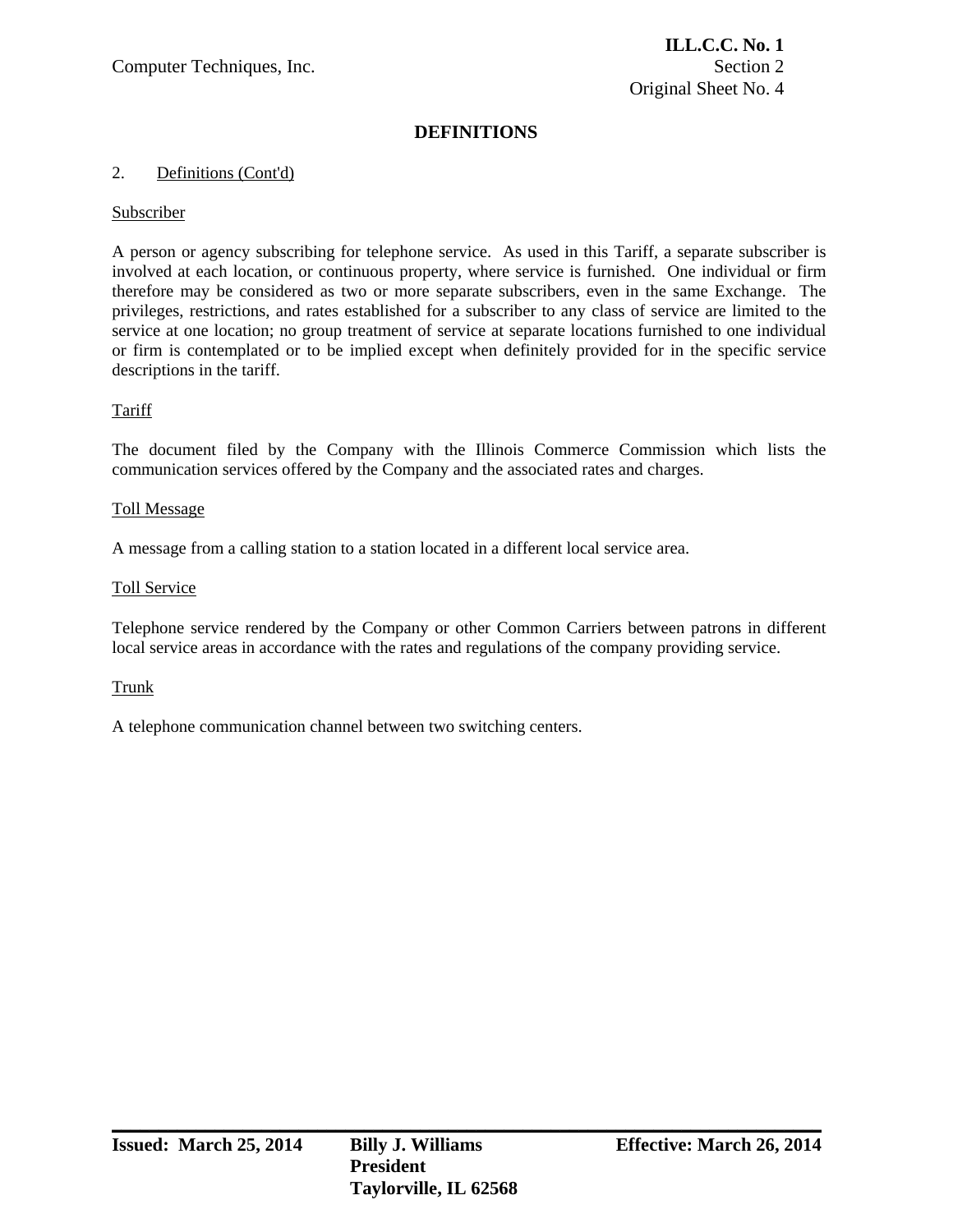## DEFINITIONS

2. Definitions (Cont'd)

Subscriber

A person or agency subscribing for telephone service. As used in this Tariff, a separate subscriber is involved at each location, or continuous property, where service is furnished. One individual or firm therefore may be considered as two or more separate subscribers, even in the same Exchange. The privileges, restrictions, and rates established for a subscriber to any class of service are limited to the service at one location; no group treatment of service at separate locations furnished to one individual or firm is contemplated or to be implied except when definitely provided for in the specific service descriptions in the tariff.

Tariff

The document filed by the Company with the Illinois Commerce Commission which lists the communication services offered by the Company and the associated rates and charges.

Toll Message

A message from a calling station to a station located in a different local service area.

Toll Service

Telephone service rendered by the Company or other Common Carriers between patrons in different local service areas in accordance with the rates and regulations of the company providing service.

Trunk

A telephone communication channel between two switching centers.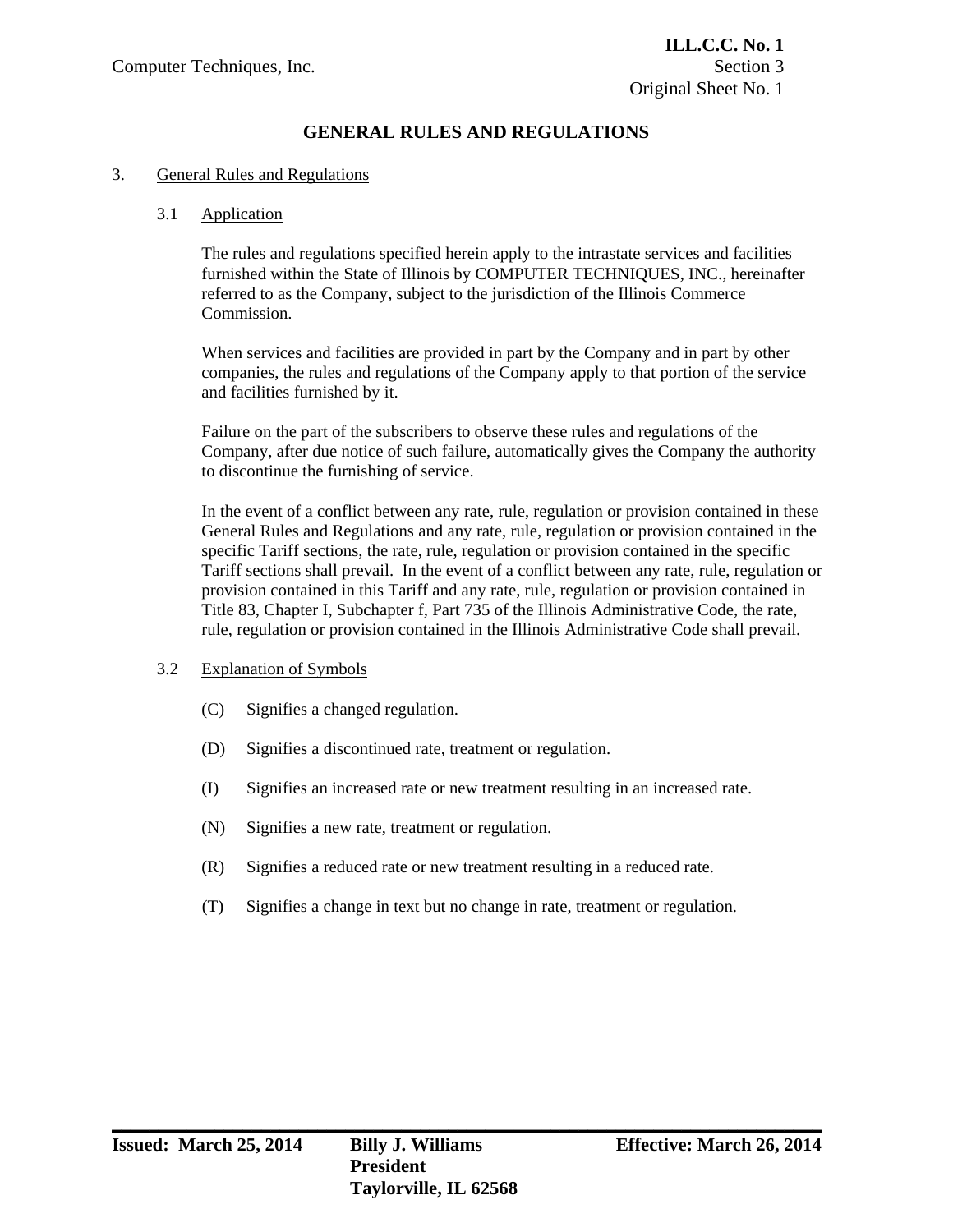## GENERAL RULES AND REGULATIONS

3. General Rules and Regulations

### 3.1 Application

The rules and regulations specified herein apply to the intrastate services and facilities furnished within the State of Illinois by COMPUTER TECHNIQUES, INC., hereinafter referred to as the Company, subject to the jurisdiction of the Illinois Commerce Commission.

When services and facilities are provided in part by the Company and in part by other companies, the rules and regulations of the Company apply to that portion of the service and facilities furnished by it.

Failure on the part of the subscribers to observe these rules and regulations of the Company, after due notice of such failure, automatically gives the Company the authority to discontinue the furnishing of service.

In the event of a conflict between any rate, rule, regulation or provision contained in these General Rules and Regulations and any rate, rule, regulation or provision contained in the specific Tariff sections, the rate, rule, regulation or provision contained in the specific Tariff sections shall prevail. In the event of a conflict between any rate, rule, regulation or provision contained in this Tariff and any rate, rule, regulation or provision contained in Title 83, Chapter I, Subchapter f, Part 735 of the Illinois Administrative Code, the rate, rule, regulation or provision contained in the Illinois Administrative Code shall prevail.

### 3.2 Explanation of Symbols

(C) Signifies a changed regulation.

(D) Signifies a discontinued rate, treatment or regulation.

(I) Signifies an increased rate or new treatment resulting in an increased rate.

(N) Signifies a new rate, treatment or regulation.

(R) Signifies a reduced rate or new treatment resulting in a reduced rate.

(T) Signifies a change in text but no change in rate, treatment or regulation.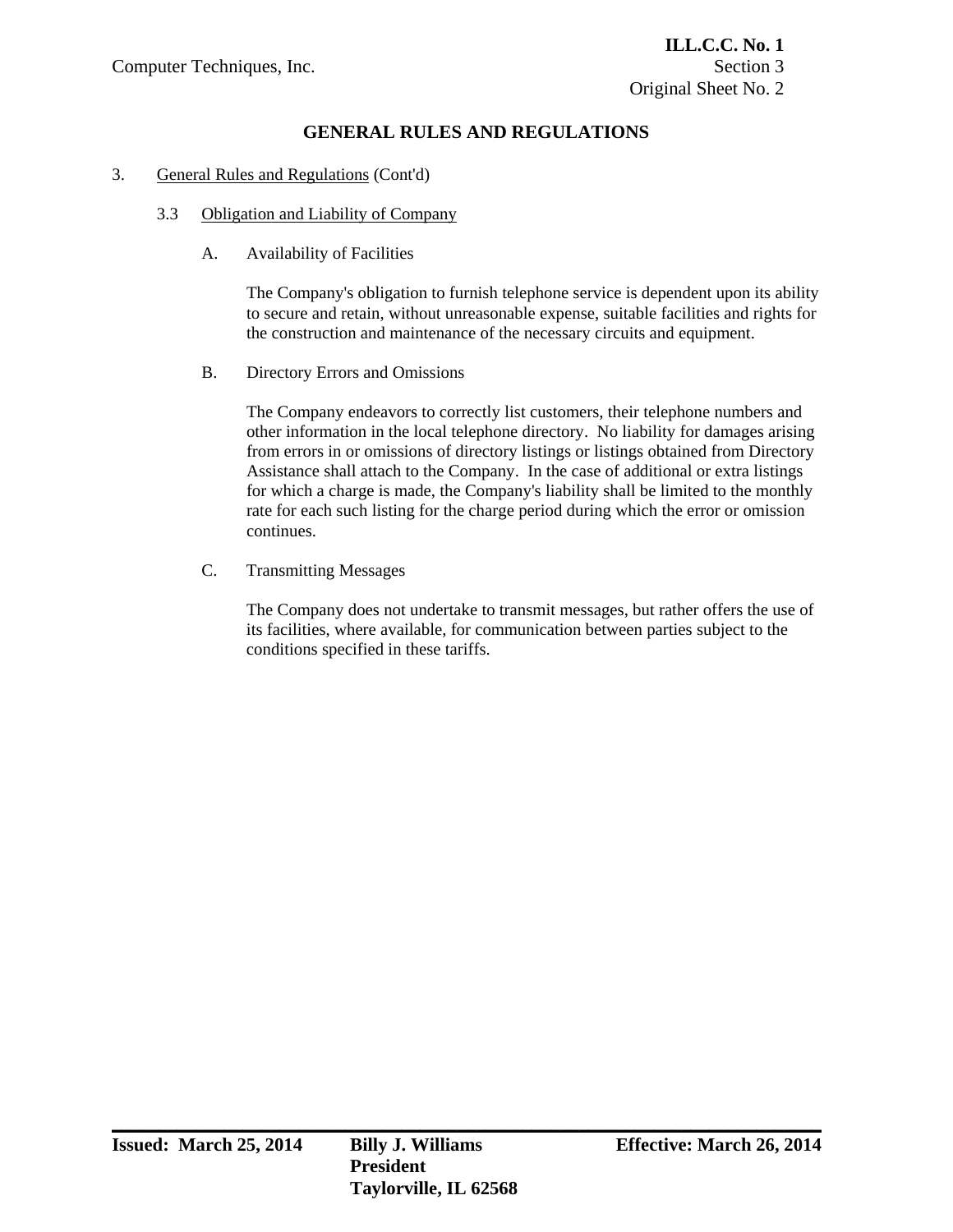## GENERAL RULES AND REGULATIONS

3. General Rules and Regulations (Cont'd)

### 3.3 Obligation and Liability of Company

A. Availability of Facilities

The Company's obligation to furnish telephone service is dependent upon its ability to secure and retain, without unreasonable expense, suitable facilities and rights for the construction and maintenance of the necessary circuits and equipment.

B. Directory Errors and Omissions

The Company endeavors to correctly list customers, their telephone numbers and other information in the local telephone directory. No liability for damages arising from errors in or omissions of directory listings or listings obtained from Directory Assistance shall attach to the Company. In the case of additional or extra listings for which a charge is made, the Company's liability shall be limited to the monthly rate for each such listing for the charge period during which the error or omission continues.

C. Transmitting Messages

The Company does not undertake to transmit messages, but rather offers the use of its facilities, where available, for communication between parties subject to the conditions specified in these tariffs.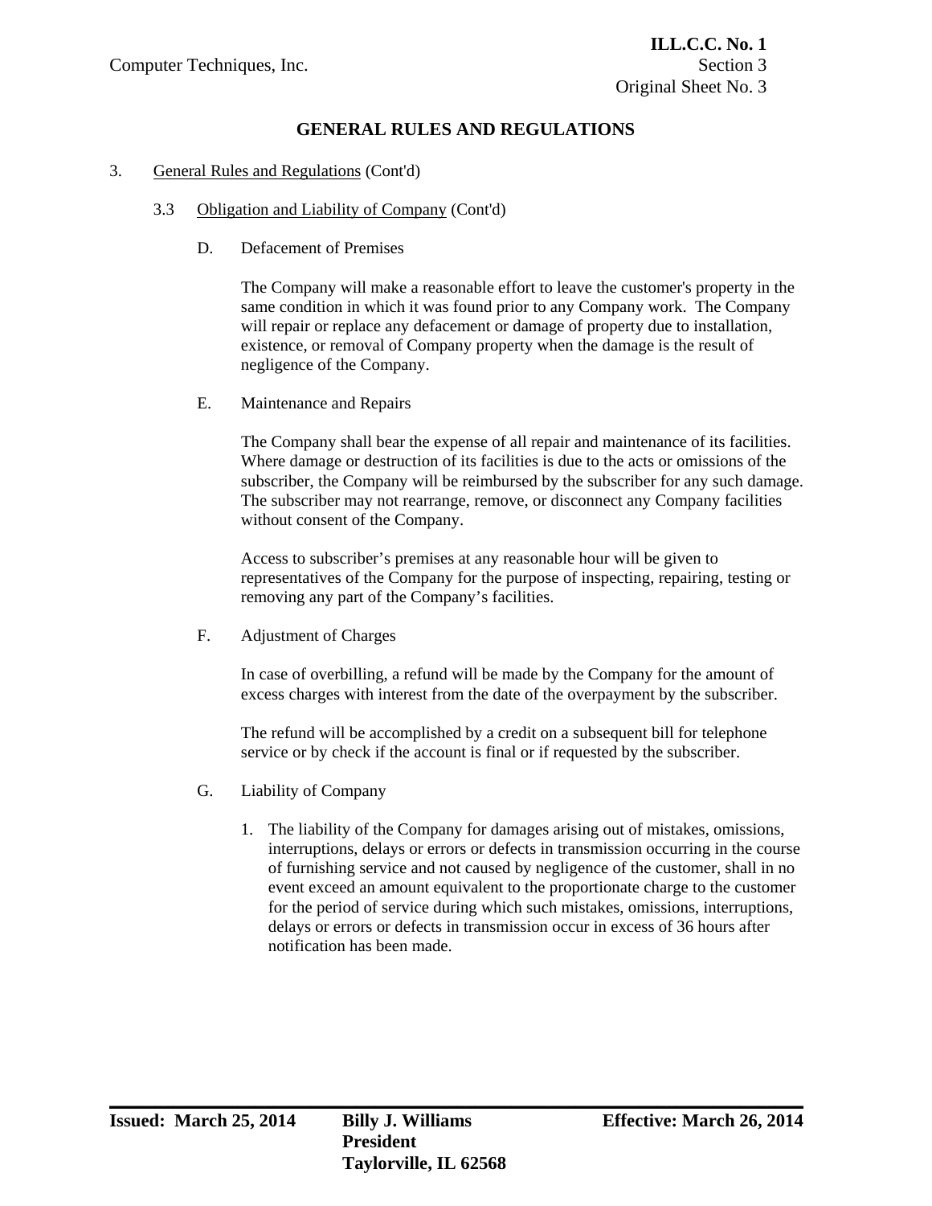## GENERAL RULES AND REGULATIONS

3. General Rules and Regulations (Cont'd)

   3.3 Obligation and Liability of Company (Cont'd)

   D. Defacement of Premises

   The Company will make a reasonable effort to leave the customer's property in the same condition in which it was found prior to any Company work. The Company will repair or replace any defacement or damage of property due to installation, existence, or removal of Company property when the damage is the result of negligence of the Company.

   E. Maintenance and Repairs

   The Company shall bear the expense of all repair and maintenance of its facilities. Where damage or destruction of its facilities is due to the acts or omissions of the subscriber, the Company will be reimbursed by the subscriber for any such damage. The subscriber may not rearrange, remove, or disconnect any Company facilities without consent of the Company.

   Access to subscriber's premises at any reasonable hour will be given to representatives of the Company for the purpose of inspecting, repairing, testing or removing any part of the Company's facilities.

   F. Adjustment of Charges

   In case of overbilling, a refund will be made by the Company for the amount of excess charges with interest from the date of the overpayment by the subscriber.

   The refund will be accomplished by a credit on a subsequent bill for telephone service or by check if the account is final or if requested by the subscriber.

   G. Liability of Company

   1. The liability of the Company for damages arising out of mistakes, omissions, interruptions, delays or errors or defects in transmission occurring in the course of furnishing service and not caused by negligence of the customer, shall in no event exceed an amount equivalent to the proportionate charge to the customer for the period of service during which such mistakes, omissions, interruptions, delays or errors or defects in transmission occur in excess of 36 hours after notification has been made.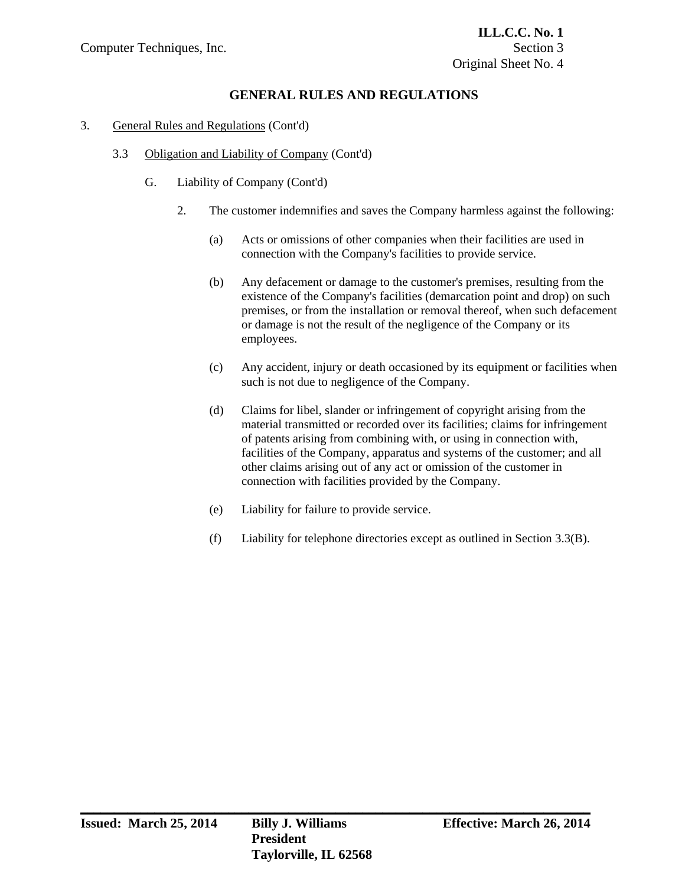## GENERAL RULES AND REGULATIONS

3. General Rules and Regulations (Cont'd)

   3.3 Obligation and Liability of Company (Cont'd)

   G. Liability of Company (Cont'd)

   2. The customer indemnifies and saves the Company harmless against the following:

      (a) Acts or omissions of other companies when their facilities are used in connection with the Company's facilities to provide service.

      (b) Any defacement or damage to the customer's premises, resulting from the existence of the Company's facilities (demarcation point and drop) on such premises, or from the installation or removal thereof, when such defacement or damage is not the result of the negligence of the Company or its employees.

      (c) Any accident, injury or death occasioned by its equipment or facilities when such is not due to negligence of the Company.

      (d) Claims for libel, slander or infringement of copyright arising from the material transmitted or recorded over its facilities; claims for infringement of patents arising from combining with, or using in connection with, facilities of the Company, apparatus and systems of the customer; and all other claims arising out of any act or omission of the customer in connection with facilities provided by the Company.

      (e) Liability for failure to provide service.

      (f) Liability for telephone directories except as outlined in Section 3.3(B).

**Issued: March 25, 2014** | **Billy J. Williams, President, Taylorville, IL 62568** | **Effective: March 26, 2014**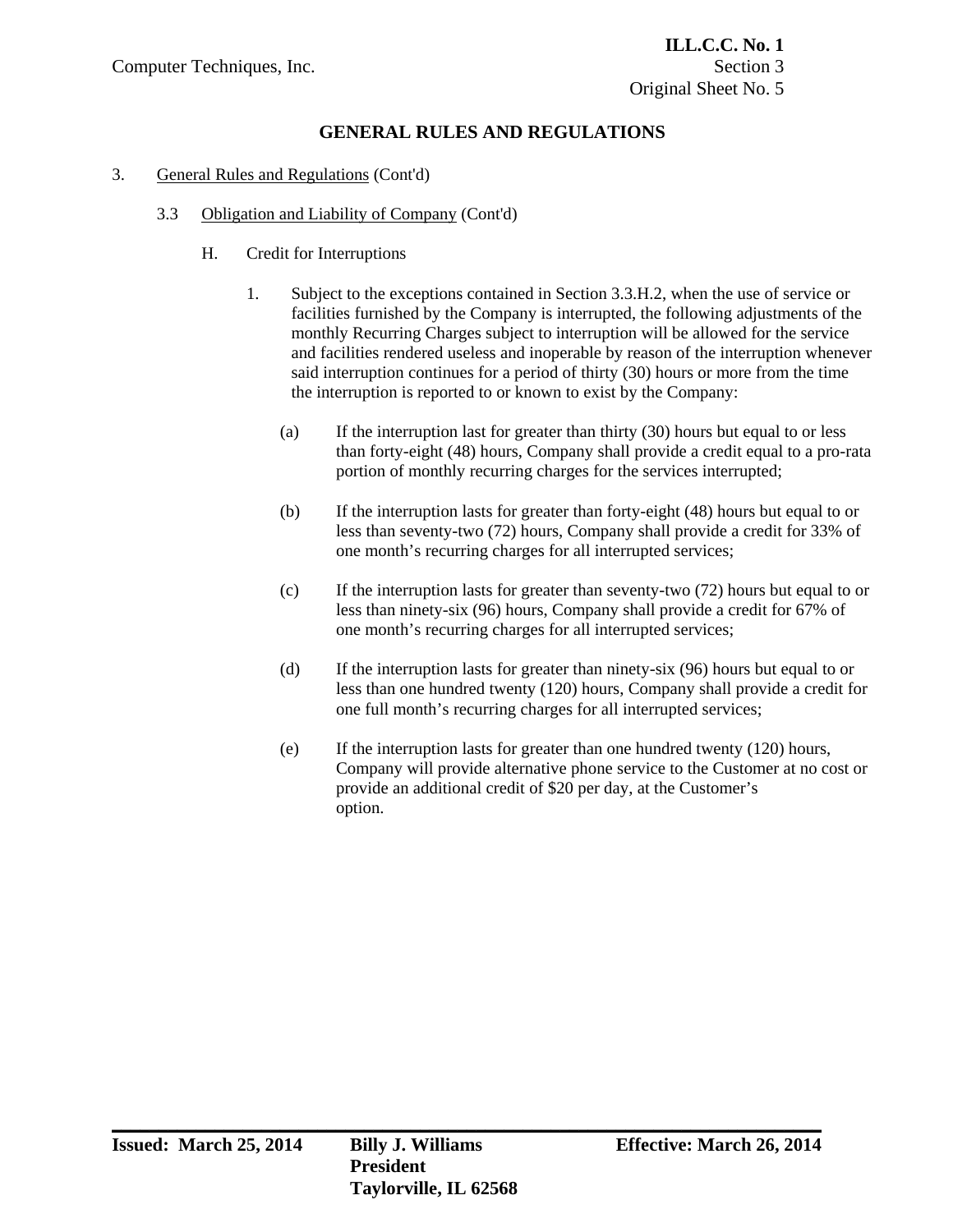## GENERAL RULES AND REGULATIONS

3. General Rules and Regulations (Cont'd)

   3.3 Obligation and Liability of Company (Cont'd)

      H. Credit for Interruptions

         1. Subject to the exceptions contained in Section 3.3.H.2, when the use of service or facilities furnished by the Company is interrupted, the following adjustments of the monthly Recurring Charges subject to interruption will be allowed for the service and facilities rendered useless and inoperable by reason of the interruption whenever said interruption continues for a period of thirty (30) hours or more from the time the interruption is reported to or known to exist by the Company:

            (a) If the interruption last for greater than thirty (30) hours but equal to or less than forty-eight (48) hours, Company shall provide a credit equal to a pro-rata portion of monthly recurring charges for the services interrupted;

            (b) If the interruption lasts for greater than forty-eight (48) hours but equal to or less than seventy-two (72) hours, Company shall provide a credit for 33% of one month's recurring charges for all interrupted services;

            (c) If the interruption lasts for greater than seventy-two (72) hours but equal to or less than ninety-six (96) hours, Company shall provide a credit for 67% of one month's recurring charges for all interrupted services;

            (d) If the interruption lasts for greater than ninety-six (96) hours but equal to or less than one hundred twenty (120) hours, Company shall provide a credit for one full month's recurring charges for all interrupted services;

            (e) If the interruption lasts for greater than one hundred twenty (120) hours, Company will provide alternative phone service to the Customer at no cost or provide an additional credit of $20 per day, at the Customer's option.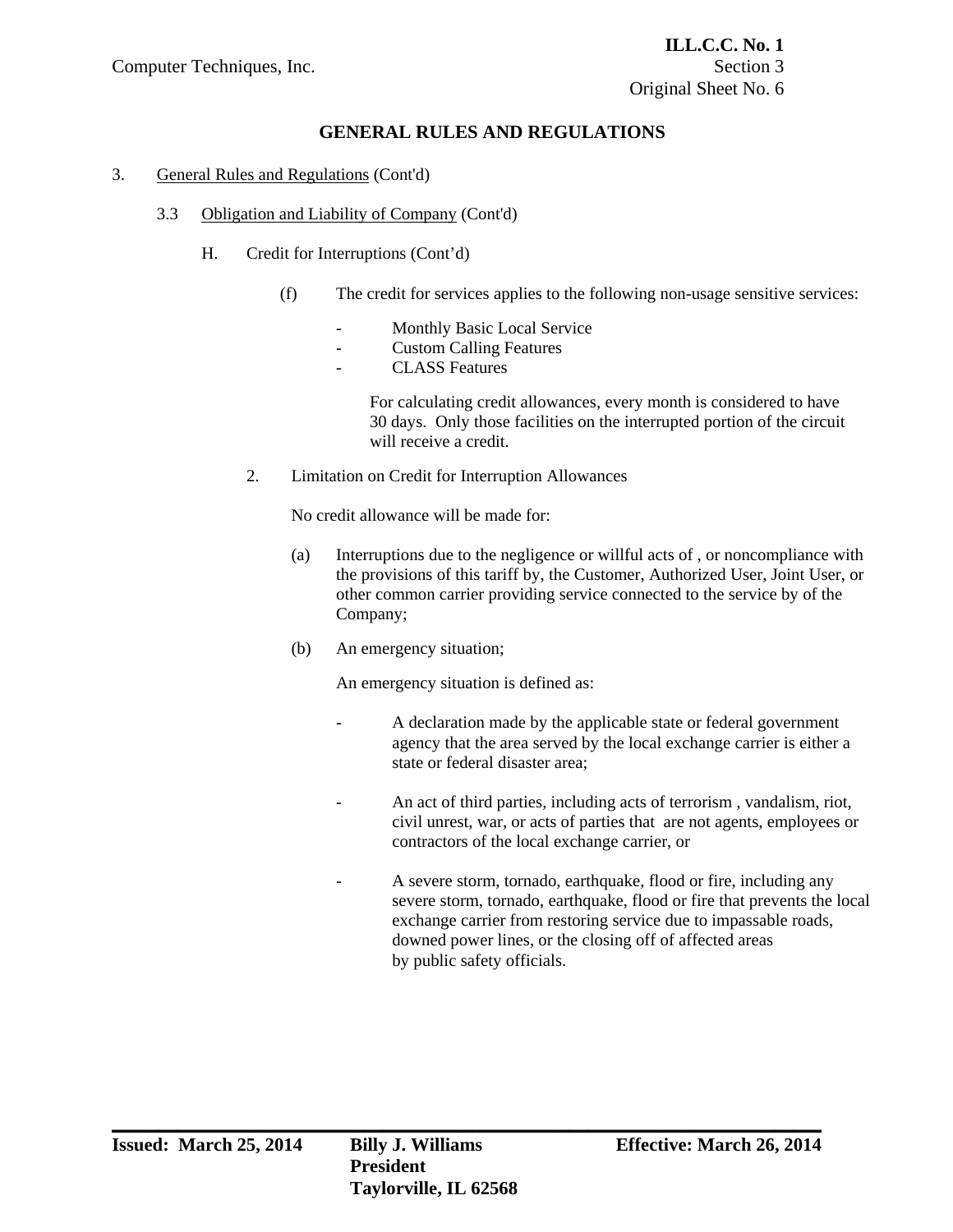## GENERAL RULES AND REGULATIONS

3. General Rules and Regulations (Cont'd)

   3.3 Obligation and Liability of Company (Cont'd)

      H. Credit for Interruptions (Cont'd)

         (f) The credit for services applies to the following non-usage sensitive services:

            - Monthly Basic Local Service
            - Custom Calling Features
            - CLASS Features

            For calculating credit allowances, every month is considered to have 30 days. Only those facilities on the interrupted portion of the circuit will receive a credit.

      2. Limitation on Credit for Interruption Allowances

         No credit allowance will be made for:

         (a) Interruptions due to the negligence or willful acts of , or noncompliance with the provisions of this tariff by, the Customer, Authorized User, Joint User, or other common carrier providing service connected to the service by of the Company;

         (b) An emergency situation;

            An emergency situation is defined as:

            - A declaration made by the applicable state or federal government agency that the area served by the local exchange carrier is either a state or federal disaster area;

            - An act of third parties, including acts of terrorism , vandalism, riot, civil unrest, war, or acts of parties that are not agents, employees or contractors of the local exchange carrier, or

            - A severe storm, tornado, earthquake, flood or fire, including any severe storm, tornado, earthquake, flood or fire that prevents the local exchange carrier from restoring service due to impassable roads, downed power lines, or the closing off of affected areas by public safety officials.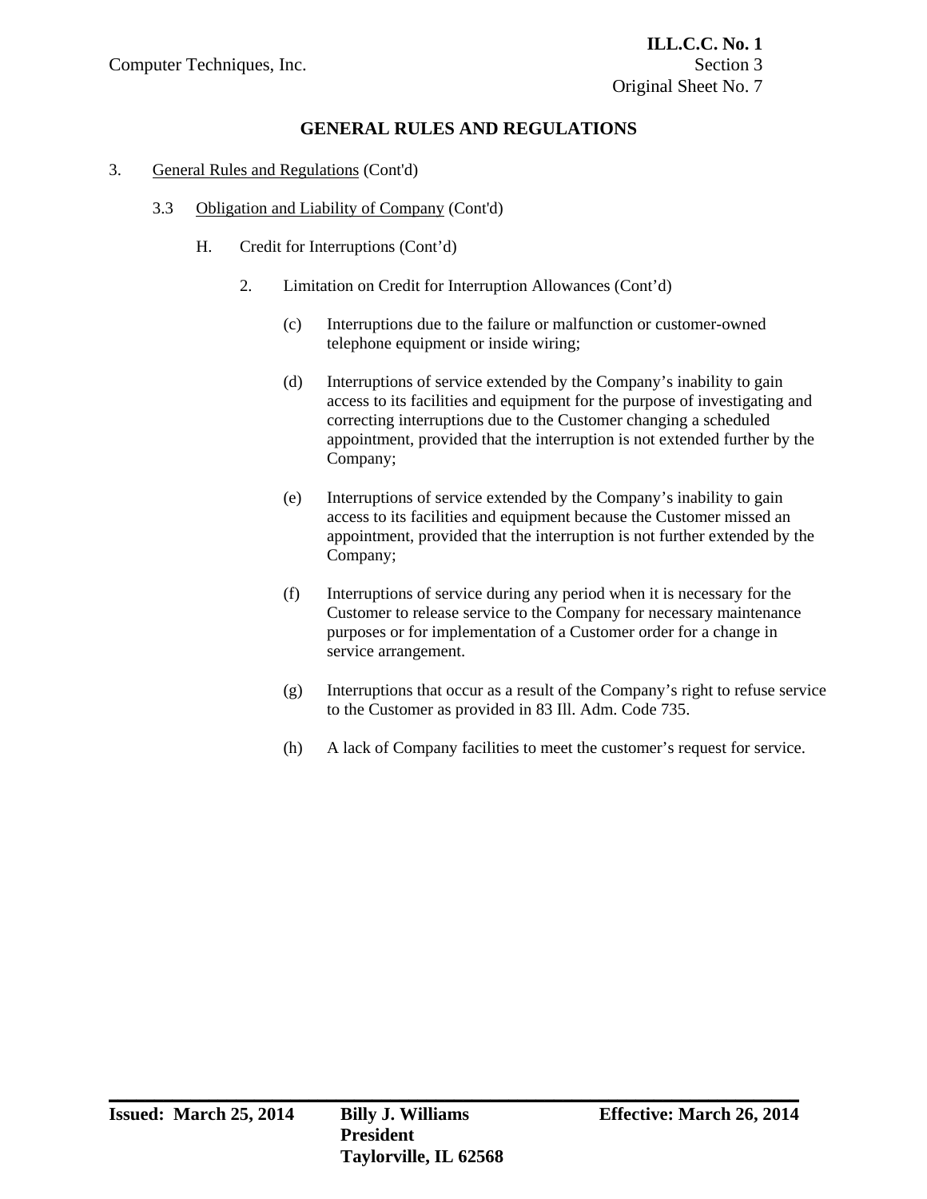## GENERAL RULES AND REGULATIONS

3. General Rules and Regulations (Cont'd)

   3.3 Obligation and Liability of Company (Cont'd)

      H. Credit for Interruptions (Cont'd)

         2. Limitation on Credit for Interruption Allowances (Cont'd)

            (c) Interruptions due to the failure or malfunction or customer-owned telephone equipment or inside wiring;

            (d) Interruptions of service extended by the Company's inability to gain access to its facilities and equipment for the purpose of investigating and correcting interruptions due to the Customer changing a scheduled appointment, provided that the interruption is not extended further by the Company;

            (e) Interruptions of service extended by the Company's inability to gain access to its facilities and equipment because the Customer missed an appointment, provided that the interruption is not further extended by the Company;

            (f) Interruptions of service during any period when it is necessary for the Customer to release service to the Company for necessary maintenance purposes or for implementation of a Customer order for a change in service arrangement.

            (g) Interruptions that occur as a result of the Company's right to refuse service to the Customer as provided in 83 Ill. Adm. Code 735.

            (h) A lack of Company facilities to meet the customer's request for service.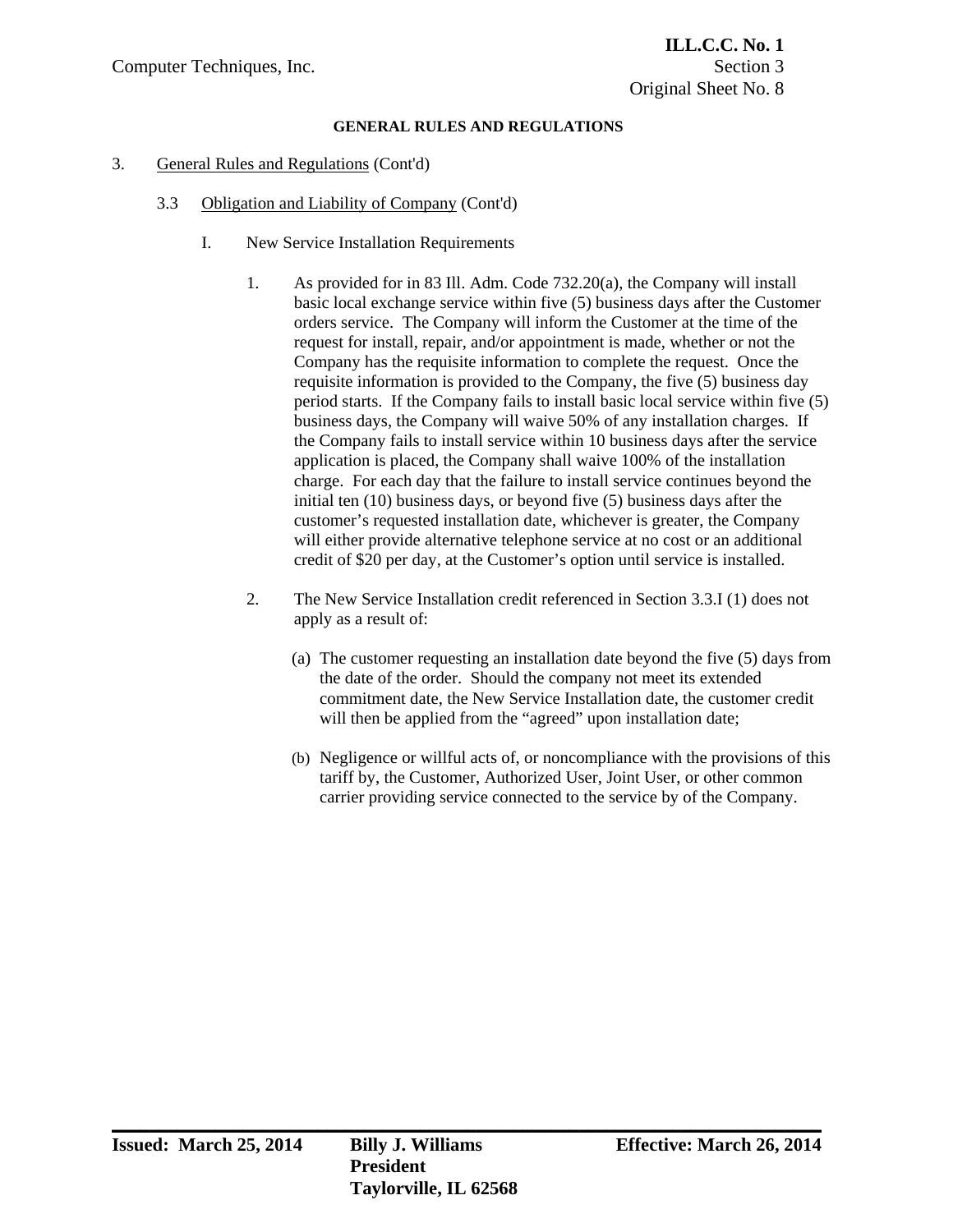**GENERAL RULES AND REGULATIONS**

3. General Rules and Regulations (Cont'd)

   3.3 Obligation and Liability of Company (Cont'd)

      I. New Service Installation Requirements

         1. As provided for in 83 Ill. Adm. Code 732.20(a), the Company will install basic local exchange service within five (5) business days after the Customer orders service. The Company will inform the Customer at the time of the request for install, repair, and/or appointment is made, whether or not the Company has the requisite information to complete the request. Once the requisite information is provided to the Company, the five (5) business day period starts. If the Company fails to install basic local service within five (5) business days, the Company will waive 50% of any installation charges. If the Company fails to install service within 10 business days after the service application is placed, the Company shall waive 100% of the installation charge. For each day that the failure to install service continues beyond the initial ten (10) business days, or beyond five (5) business days after the customer's requested installation date, whichever is greater, the Company will either provide alternative telephone service at no cost or an additional credit of $20 per day, at the Customer's option until service is installed.

         2. The New Service Installation credit referenced in Section 3.3.I (1) does not apply as a result of:

            (a) The customer requesting an installation date beyond the five (5) days from the date of the order. Should the company not meet its extended commitment date, the New Service Installation date, the customer credit will then be applied from the "agreed" upon installation date;

            (b) Negligence or willful acts of, or noncompliance with the provisions of this tariff by, the Customer, Authorized User, Joint User, or other common carrier providing service connected to the service by of the Company.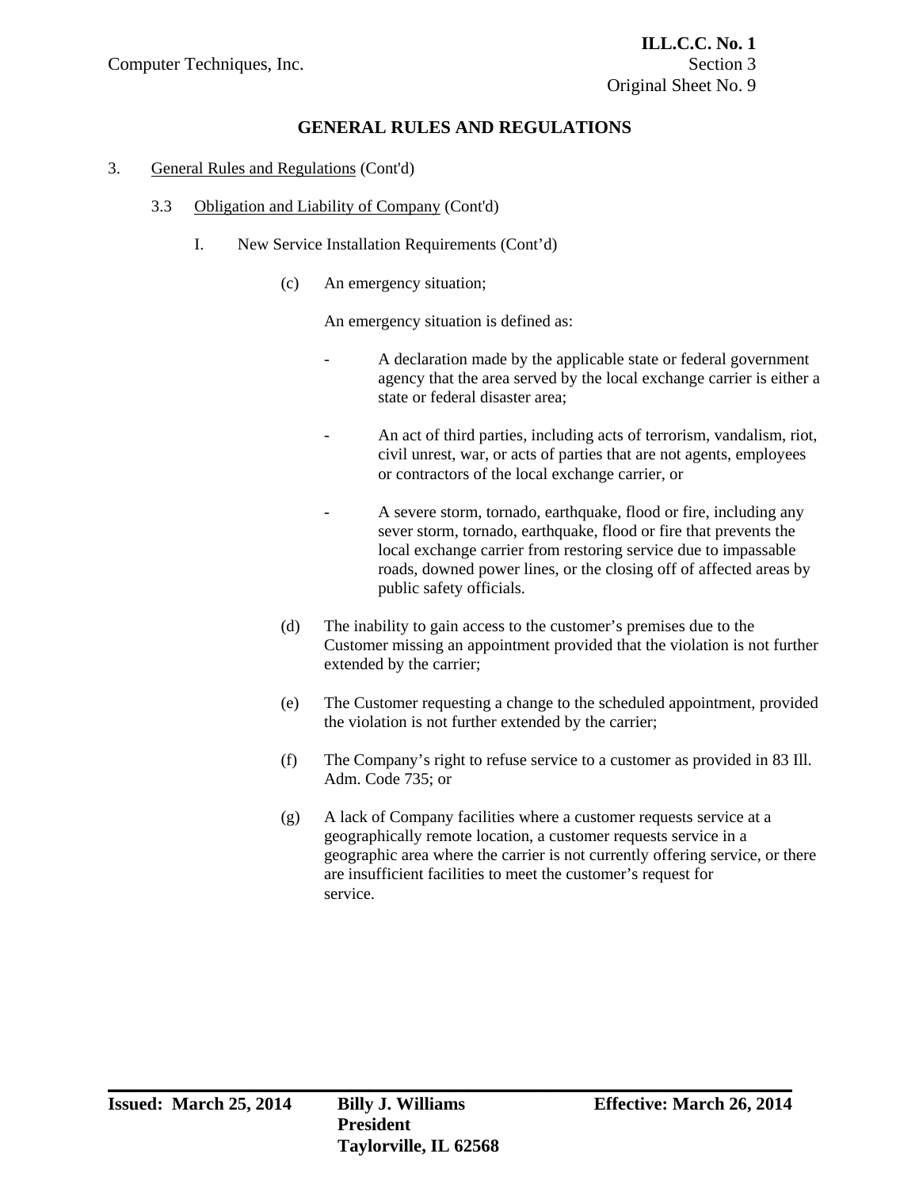## GENERAL RULES AND REGULATIONS

3. General Rules and Regulations (Cont'd)

   3.3 Obligation and Liability of Company (Cont'd)

      I. New Service Installation Requirements (Cont'd)

         (c) An emergency situation;

         An emergency situation is defined as:

         - A declaration made by the applicable state or federal government agency that the area served by the local exchange carrier is either a state or federal disaster area;

         - An act of third parties, including acts of terrorism, vandalism, riot, civil unrest, war, or acts of parties that are not agents, employees or contractors of the local exchange carrier, or

         - A severe storm, tornado, earthquake, flood or fire, including any sever storm, tornado, earthquake, flood or fire that prevents the local exchange carrier from restoring service due to impassable roads, downed power lines, or the closing off of affected areas by public safety officials.

         (d) The inability to gain access to the customer's premises due to the Customer missing an appointment provided that the violation is not further extended by the carrier;

         (e) The Customer requesting a change to the scheduled appointment, provided the violation is not further extended by the carrier;

         (f) The Company's right to refuse service to a customer as provided in 83 Ill. Adm. Code 735; or

         (g) A lack of Company facilities where a customer requests service at a geographically remote location, a customer requests service in a geographic area where the carrier is not currently offering service, or there are insufficient facilities to meet the customer's request for service.

**Issued: March 25, 2014** **Billy J. Williams, President, Taylorville, IL 62568** **Effective: March 26, 2014**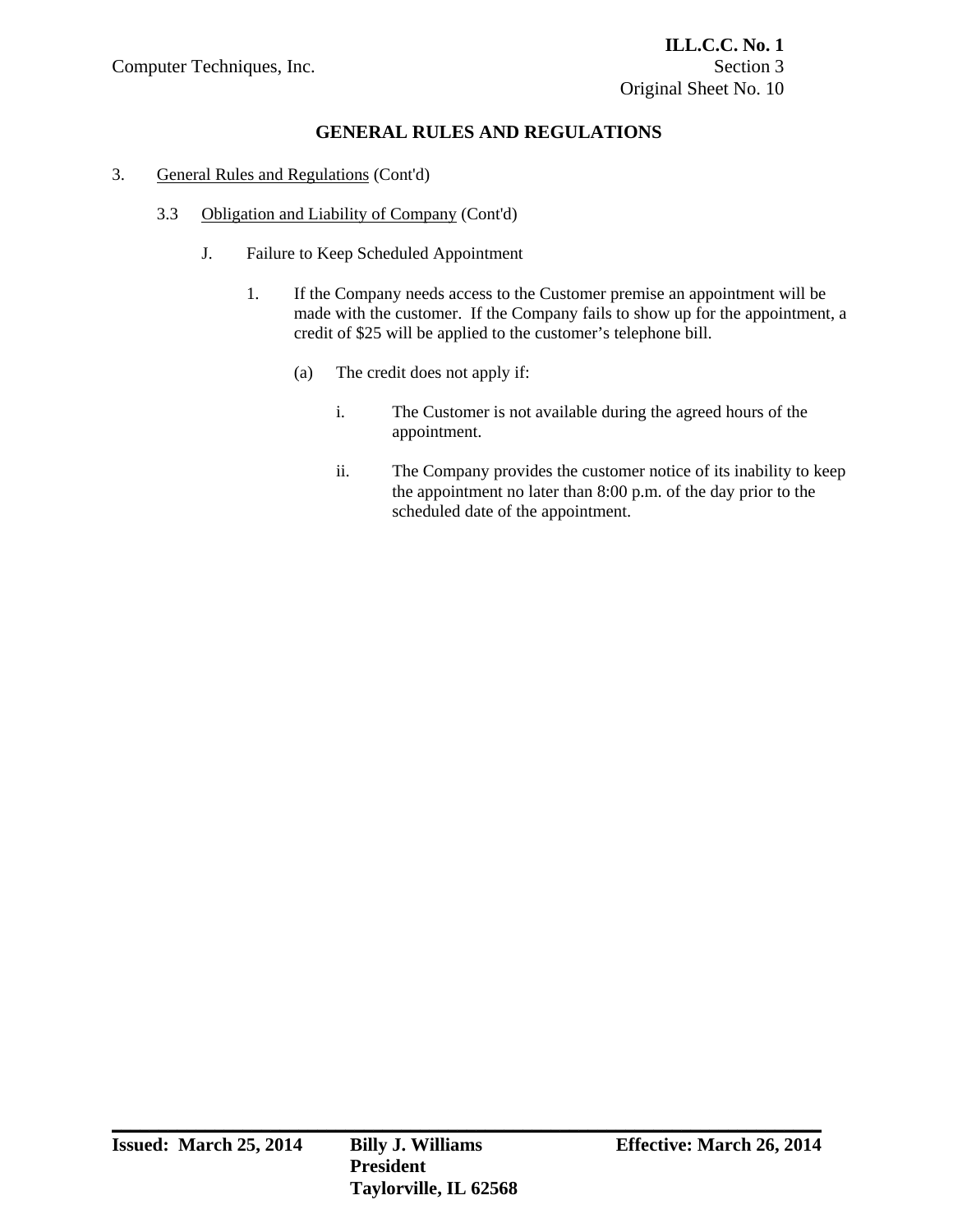## GENERAL RULES AND REGULATIONS

3. General Rules and Regulations (Cont'd)

   3.3 Obligation and Liability of Company (Cont'd)

      J. Failure to Keep Scheduled Appointment

         1. If the Company needs access to the Customer premise an appointment will be made with the customer. If the Company fails to show up for the appointment, a credit of $25 will be applied to the customer's telephone bill.

            (a) The credit does not apply if:

               i. The Customer is not available during the agreed hours of the appointment.

               ii. The Company provides the customer notice of its inability to keep the appointment no later than 8:00 p.m. of the day prior to the scheduled date of the appointment.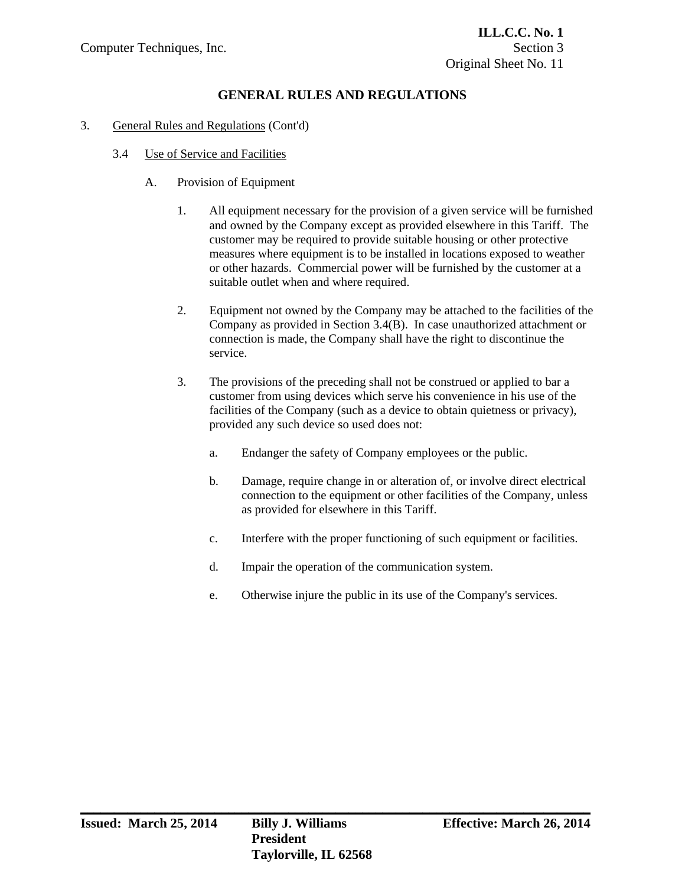## GENERAL RULES AND REGULATIONS

3. General Rules and Regulations (Cont'd)

   3.4 Use of Service and Facilities

      A. Provision of Equipment

         1. All equipment necessary for the provision of a given service will be furnished and owned by the Company except as provided elsewhere in this Tariff. The customer may be required to provide suitable housing or other protective measures where equipment is to be installed in locations exposed to weather or other hazards. Commercial power will be furnished by the customer at a suitable outlet when and where required.

         2. Equipment not owned by the Company may be attached to the facilities of the Company as provided in Section 3.4(B). In case unauthorized attachment or connection is made, the Company shall have the right to discontinue the service.

         3. The provisions of the preceding shall not be construed or applied to bar a customer from using devices which serve his convenience in his use of the facilities of the Company (such as a device to obtain quietness or privacy), provided any such device so used does not:

            a. Endanger the safety of Company employees or the public.

            b. Damage, require change in or alteration of, or involve direct electrical connection to the equipment or other facilities of the Company, unless as provided for elsewhere in this Tariff.

            c. Interfere with the proper functioning of such equipment or facilities.

            d. Impair the operation of the communication system.

            e. Otherwise injure the public in its use of the Company's services.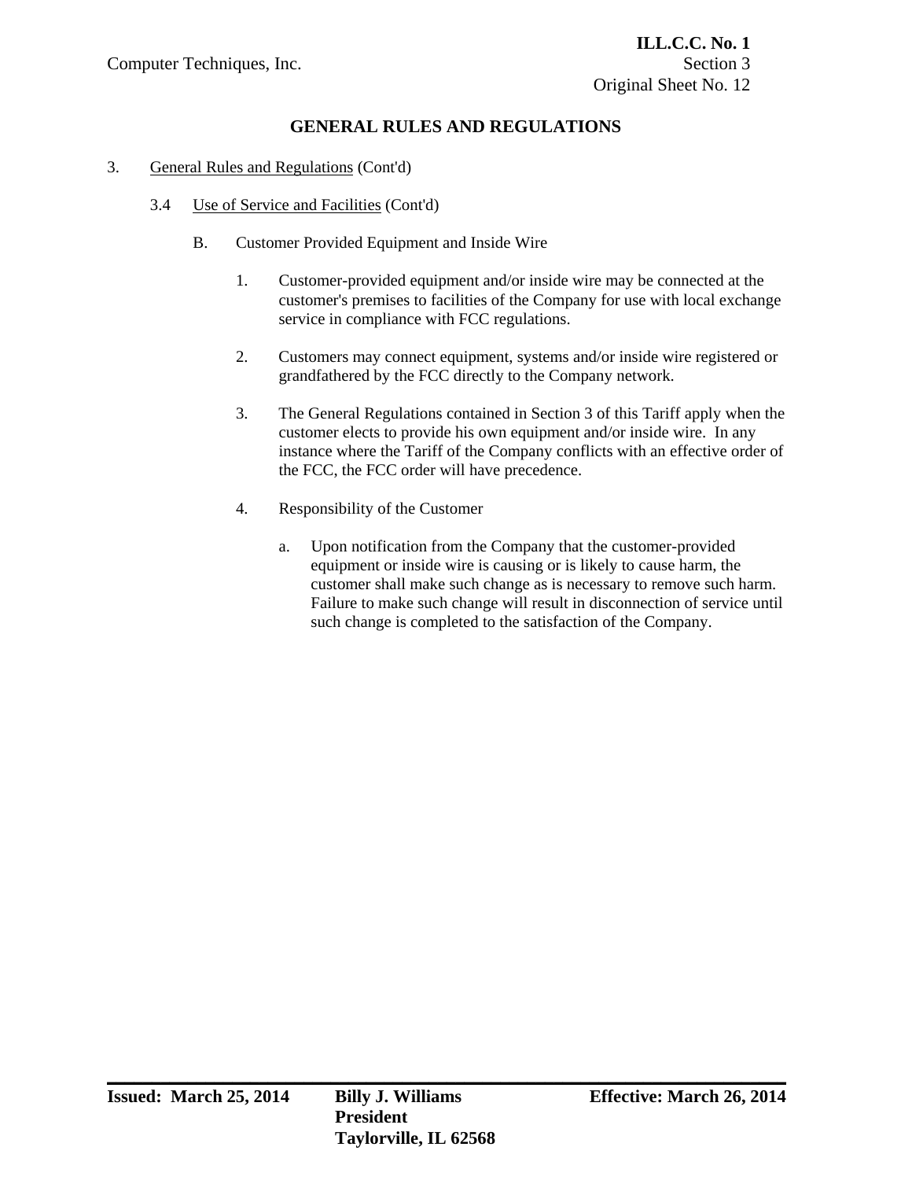## GENERAL RULES AND REGULATIONS

3. General Rules and Regulations (Cont'd)

   3.4 Use of Service and Facilities (Cont'd)

      B. Customer Provided Equipment and Inside Wire

         1. Customer-provided equipment and/or inside wire may be connected at the customer's premises to facilities of the Company for use with local exchange service in compliance with FCC regulations.

         2. Customers may connect equipment, systems and/or inside wire registered or grandfathered by the FCC directly to the Company network.

         3. The General Regulations contained in Section 3 of this Tariff apply when the customer elects to provide his own equipment and/or inside wire. In any instance where the Tariff of the Company conflicts with an effective order of the FCC, the FCC order will have precedence.

         4. Responsibility of the Customer

            a. Upon notification from the Company that the customer-provided equipment or inside wire is causing or is likely to cause harm, the customer shall make such change as is necessary to remove such harm. Failure to make such change will result in disconnection of service until such change is completed to the satisfaction of the Company.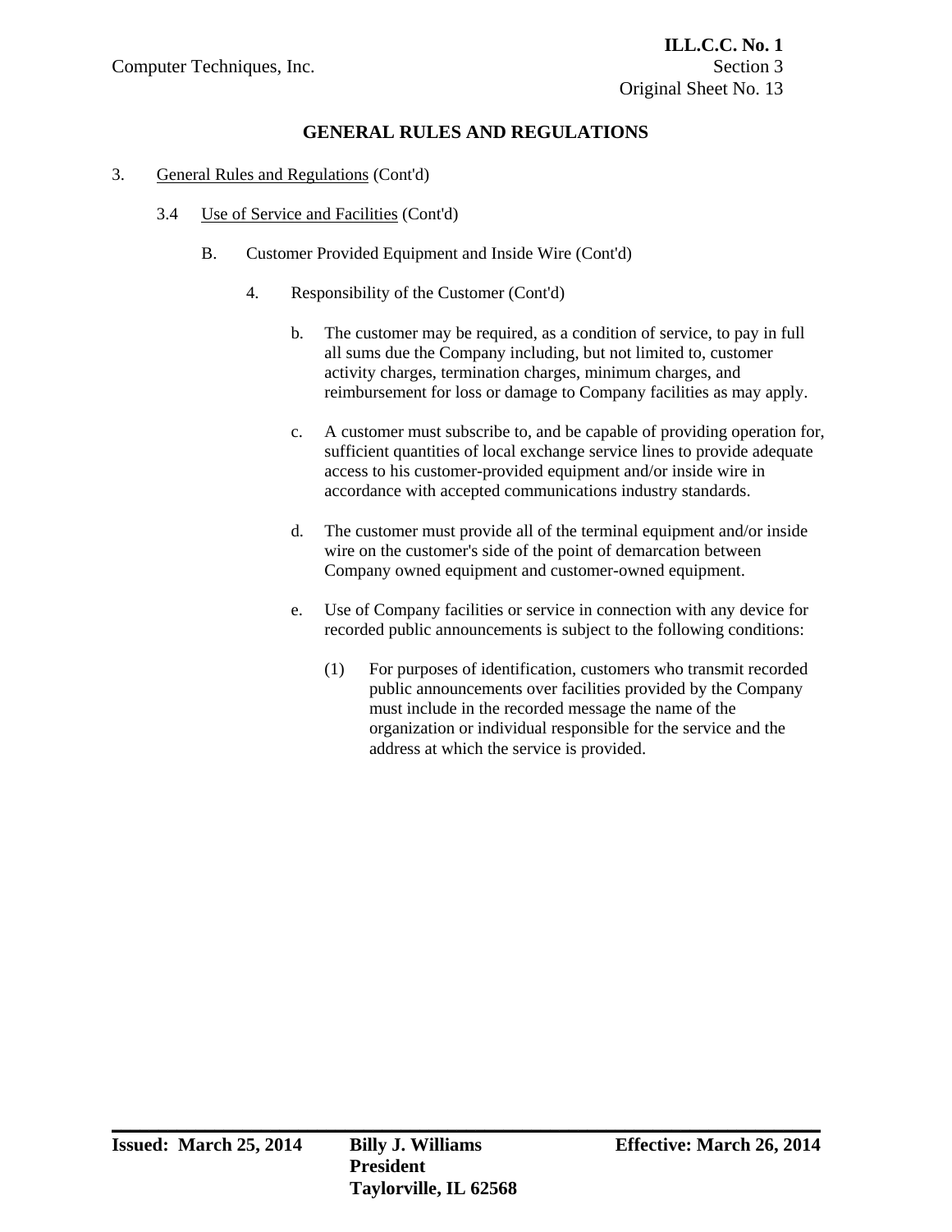## GENERAL RULES AND REGULATIONS

3. General Rules and Regulations (Cont'd)

   3.4 Use of Service and Facilities (Cont'd)

      B. Customer Provided Equipment and Inside Wire (Cont'd)

         4. Responsibility of the Customer (Cont'd)

            b. The customer may be required, as a condition of service, to pay in full all sums due the Company including, but not limited to, customer activity charges, termination charges, minimum charges, and reimbursement for loss or damage to Company facilities as may apply.

            c. A customer must subscribe to, and be capable of providing operation for, sufficient quantities of local exchange service lines to provide adequate access to his customer-provided equipment and/or inside wire in accordance with accepted communications industry standards.

            d. The customer must provide all of the terminal equipment and/or inside wire on the customer's side of the point of demarcation between Company owned equipment and customer-owned equipment.

            e. Use of Company facilities or service in connection with any device for recorded public announcements is subject to the following conditions:

               (1) For purposes of identification, customers who transmit recorded public announcements over facilities provided by the Company must include in the recorded message the name of the organization or individual responsible for the service and the address at which the service is provided.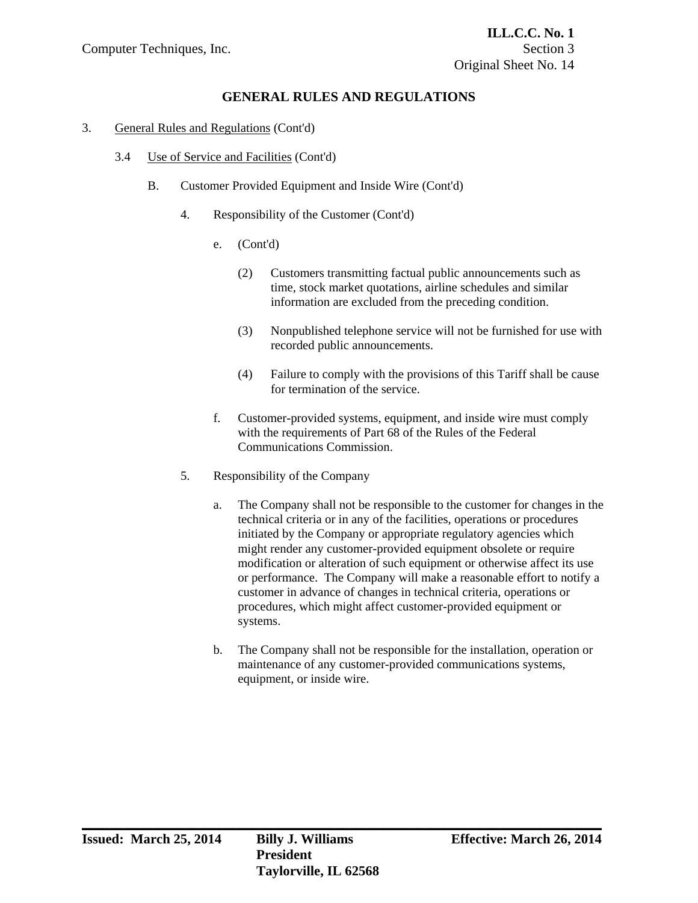## GENERAL RULES AND REGULATIONS

3. General Rules and Regulations (Cont'd)

   3.4 Use of Service and Facilities (Cont'd)

      B. Customer Provided Equipment and Inside Wire (Cont'd)

         4. Responsibility of the Customer (Cont'd)

            e. (Cont'd)

               (2) Customers transmitting factual public announcements such as time, stock market quotations, airline schedules and similar information are excluded from the preceding condition.

               (3) Nonpublished telephone service will not be furnished for use with recorded public announcements.

               (4) Failure to comply with the provisions of this Tariff shall be cause for termination of the service.

            f. Customer-provided systems, equipment, and inside wire must comply with the requirements of Part 68 of the Rules of the Federal Communications Commission.

         5. Responsibility of the Company

            a. The Company shall not be responsible to the customer for changes in the technical criteria or in any of the facilities, operations or procedures initiated by the Company or appropriate regulatory agencies which might render any customer-provided equipment obsolete or require modification or alteration of such equipment or otherwise affect its use or performance. The Company will make a reasonable effort to notify a customer in advance of changes in technical criteria, operations or procedures, which might affect customer-provided equipment or systems.

            b. The Company shall not be responsible for the installation, operation or maintenance of any customer-provided communications systems, equipment, or inside wire.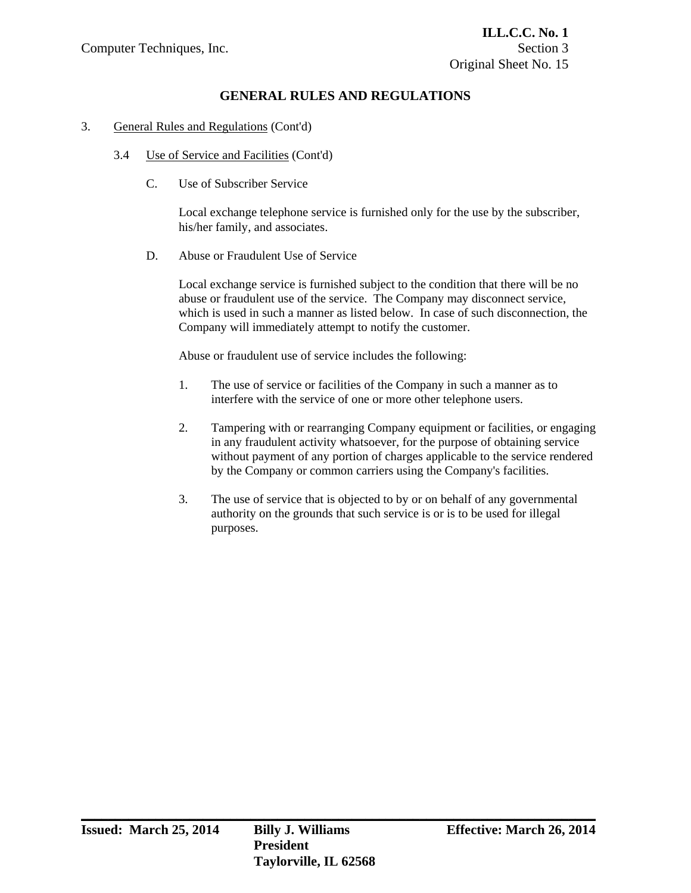## GENERAL RULES AND REGULATIONS

3. General Rules and Regulations (Cont'd)

   3.4 Use of Service and Facilities (Cont'd)

      C. Use of Subscriber Service

         Local exchange telephone service is furnished only for the use by the subscriber, his/her family, and associates.

      D. Abuse or Fraudulent Use of Service

         Local exchange service is furnished subject to the condition that there will be no abuse or fraudulent use of the service. The Company may disconnect service, which is used in such a manner as listed below. In case of such disconnection, the Company will immediately attempt to notify the customer.

         Abuse or fraudulent use of service includes the following:

         1. The use of service or facilities of the Company in such a manner as to interfere with the service of one or more other telephone users.

         2. Tampering with or rearranging Company equipment or facilities, or engaging in any fraudulent activity whatsoever, for the purpose of obtaining service without payment of any portion of charges applicable to the service rendered by the Company or common carriers using the Company's facilities.

         3. The use of service that is objected to by or on behalf of any governmental authority on the grounds that such service is or is to be used for illegal purposes.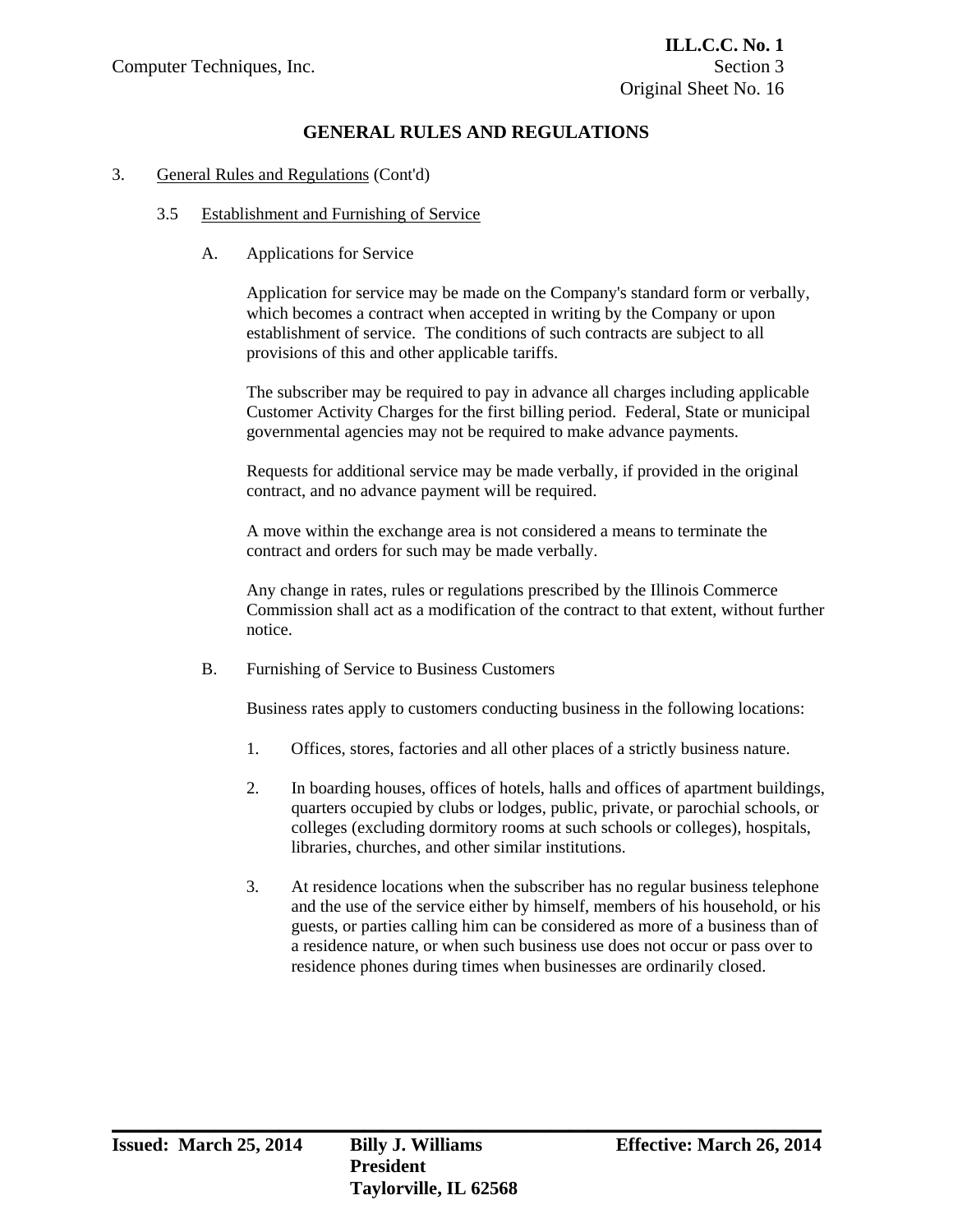## GENERAL RULES AND REGULATIONS

3. General Rules and Regulations (Cont'd)

### 3.5 Establishment and Furnishing of Service

A. Applications for Service

Application for service may be made on the Company's standard form or verbally, which becomes a contract when accepted in writing by the Company or upon establishment of service. The conditions of such contracts are subject to all provisions of this and other applicable tariffs.

The subscriber may be required to pay in advance all charges including applicable Customer Activity Charges for the first billing period. Federal, State or municipal governmental agencies may not be required to make advance payments.

Requests for additional service may be made verbally, if provided in the original contract, and no advance payment will be required.

A move within the exchange area is not considered a means to terminate the contract and orders for such may be made verbally.

Any change in rates, rules or regulations prescribed by the Illinois Commerce Commission shall act as a modification of the contract to that extent, without further notice.

B. Furnishing of Service to Business Customers

Business rates apply to customers conducting business in the following locations:

1. Offices, stores, factories and all other places of a strictly business nature.
2. In boarding houses, offices of hotels, halls and offices of apartment buildings, quarters occupied by clubs or lodges, public, private, or parochial schools, or colleges (excluding dormitory rooms at such schools or colleges), hospitals, libraries, churches, and other similar institutions.
3. At residence locations when the subscriber has no regular business telephone and the use of the service either by himself, members of his household, or his guests, or parties calling him can be considered as more of a business than of a residence nature, or when such business use does not occur or pass over to residence phones during times when businesses are ordinarily closed.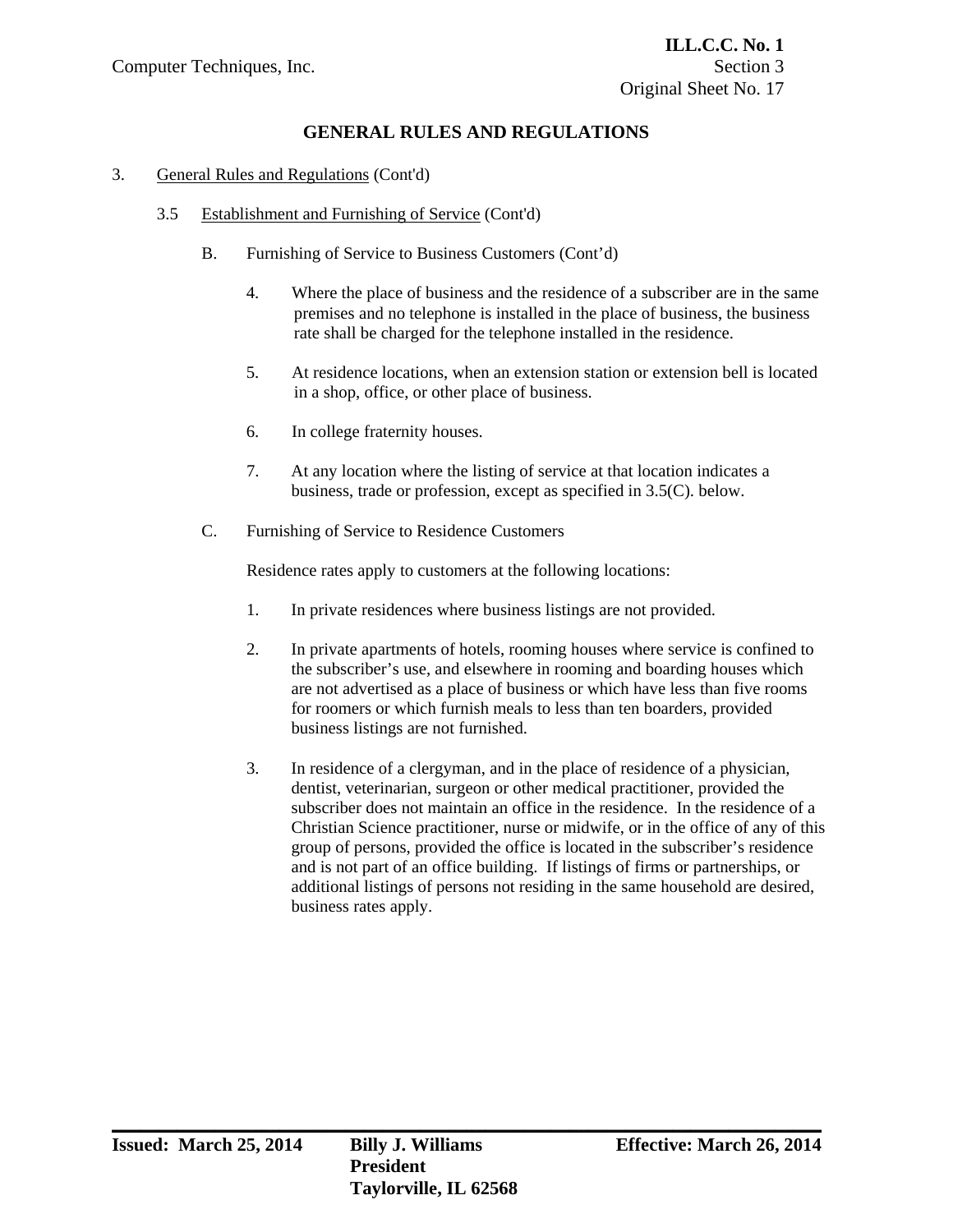## GENERAL RULES AND REGULATIONS

3. General Rules and Regulations (Cont'd)

   3.5 Establishment and Furnishing of Service (Cont'd)

      B. Furnishing of Service to Business Customers (Cont'd)

         4. Where the place of business and the residence of a subscriber are in the same premises and no telephone is installed in the place of business, the business rate shall be charged for the telephone installed in the residence.

         5. At residence locations, when an extension station or extension bell is located in a shop, office, or other place of business.

         6. In college fraternity houses.

         7. At any location where the listing of service at that location indicates a business, trade or profession, except as specified in 3.5(C). below.

      C. Furnishing of Service to Residence Customers

         Residence rates apply to customers at the following locations:

         1. In private residences where business listings are not provided.

         2. In private apartments of hotels, rooming houses where service is confined to the subscriber's use, and elsewhere in rooming and boarding houses which are not advertised as a place of business or which have less than five rooms for roomers or which furnish meals to less than ten boarders, provided business listings are not furnished.

         3. In residence of a clergyman, and in the place of residence of a physician, dentist, veterinarian, surgeon or other medical practitioner, provided the subscriber does not maintain an office in the residence. In the residence of a Christian Science practitioner, nurse or midwife, or in the office of any of this group of persons, provided the office is located in the subscriber's residence and is not part of an office building. If listings of firms or partnerships, or additional listings of persons not residing in the same household are desired, business rates apply.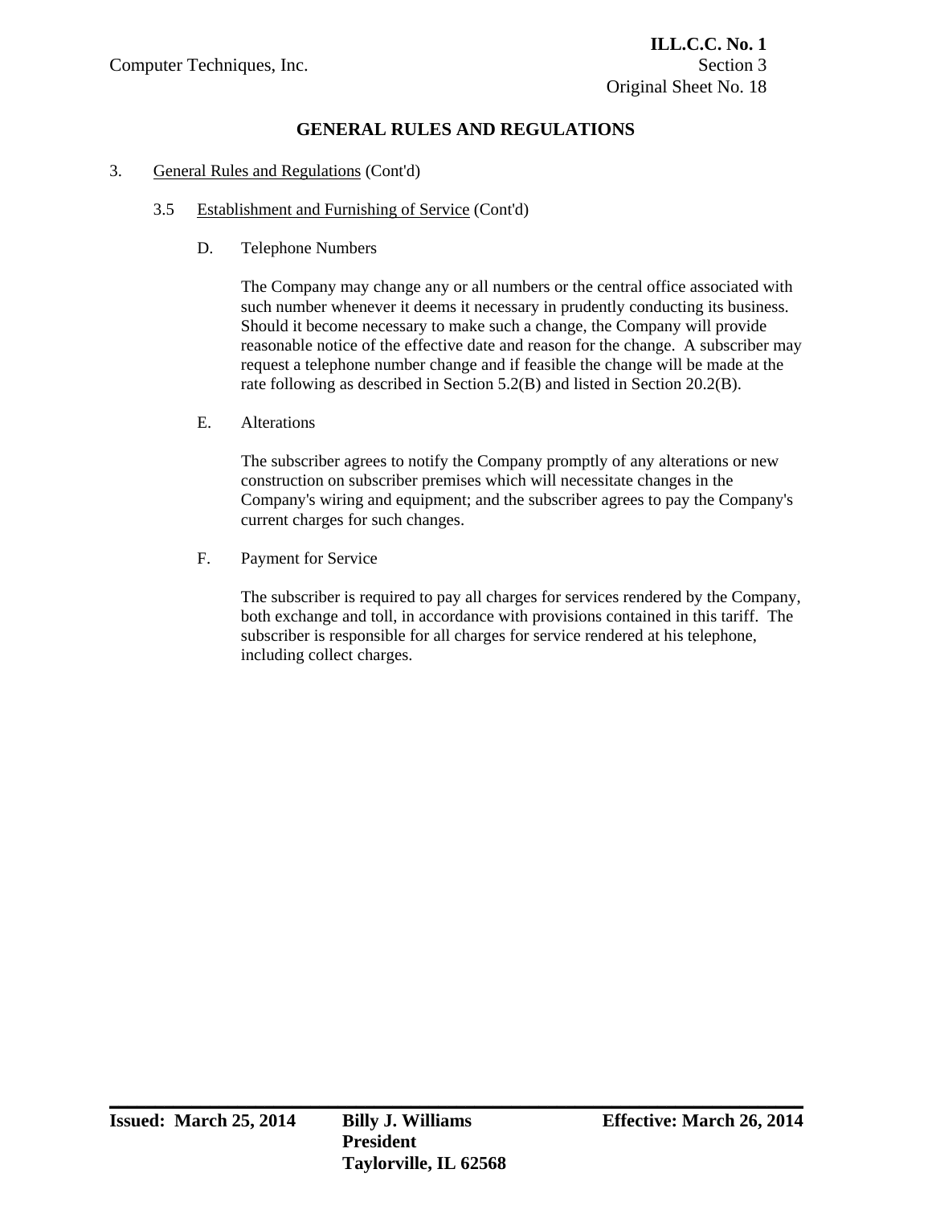## GENERAL RULES AND REGULATIONS

3. General Rules and Regulations (Cont'd)

   3.5 Establishment and Furnishing of Service (Cont'd)

      D. Telephone Numbers

      The Company may change any or all numbers or the central office associated with such number whenever it deems it necessary in prudently conducting its business. Should it become necessary to make such a change, the Company will provide reasonable notice of the effective date and reason for the change. A subscriber may request a telephone number change and if feasible the change will be made at the rate following as described in Section 5.2(B) and listed in Section 20.2(B).

      E. Alterations

      The subscriber agrees to notify the Company promptly of any alterations or new construction on subscriber premises which will necessitate changes in the Company's wiring and equipment; and the subscriber agrees to pay the Company's current charges for such changes.

      F. Payment for Service

      The subscriber is required to pay all charges for services rendered by the Company, both exchange and toll, in accordance with provisions contained in this tariff. The subscriber is responsible for all charges for service rendered at his telephone, including collect charges.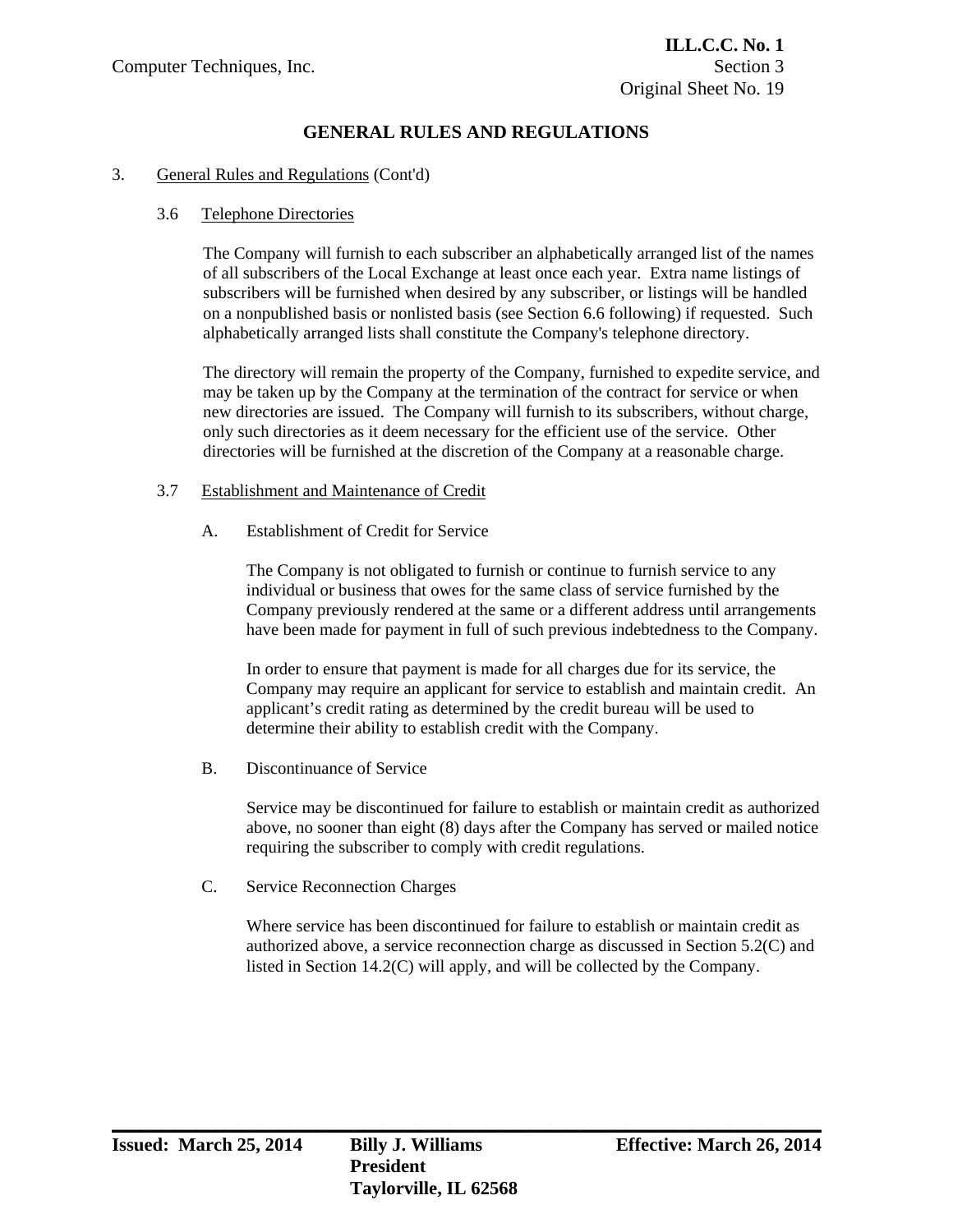## GENERAL RULES AND REGULATIONS

3. General Rules and Regulations (Cont'd)

### 3.6 Telephone Directories

The Company will furnish to each subscriber an alphabetically arranged list of the names of all subscribers of the Local Exchange at least once each year. Extra name listings of subscribers will be furnished when desired by any subscriber, or listings will be handled on a nonpublished basis or nonlisted basis (see Section 6.6 following) if requested. Such alphabetically arranged lists shall constitute the Company's telephone directory.

The directory will remain the property of the Company, furnished to expedite service, and may be taken up by the Company at the termination of the contract for service or when new directories are issued. The Company will furnish to its subscribers, without charge, only such directories as it deem necessary for the efficient use of the service. Other directories will be furnished at the discretion of the Company at a reasonable charge.

### 3.7 Establishment and Maintenance of Credit

A. Establishment of Credit for Service

The Company is not obligated to furnish or continue to furnish service to any individual or business that owes for the same class of service furnished by the Company previously rendered at the same or a different address until arrangements have been made for payment in full of such previous indebtedness to the Company.

In order to ensure that payment is made for all charges due for its service, the Company may require an applicant for service to establish and maintain credit. An applicant's credit rating as determined by the credit bureau will be used to determine their ability to establish credit with the Company.

B. Discontinuance of Service

Service may be discontinued for failure to establish or maintain credit as authorized above, no sooner than eight (8) days after the Company has served or mailed notice requiring the subscriber to comply with credit regulations.

C. Service Reconnection Charges

Where service has been discontinued for failure to establish or maintain credit as authorized above, a service reconnection charge as discussed in Section 5.2(C) and listed in Section 14.2(C) will apply, and will be collected by the Company.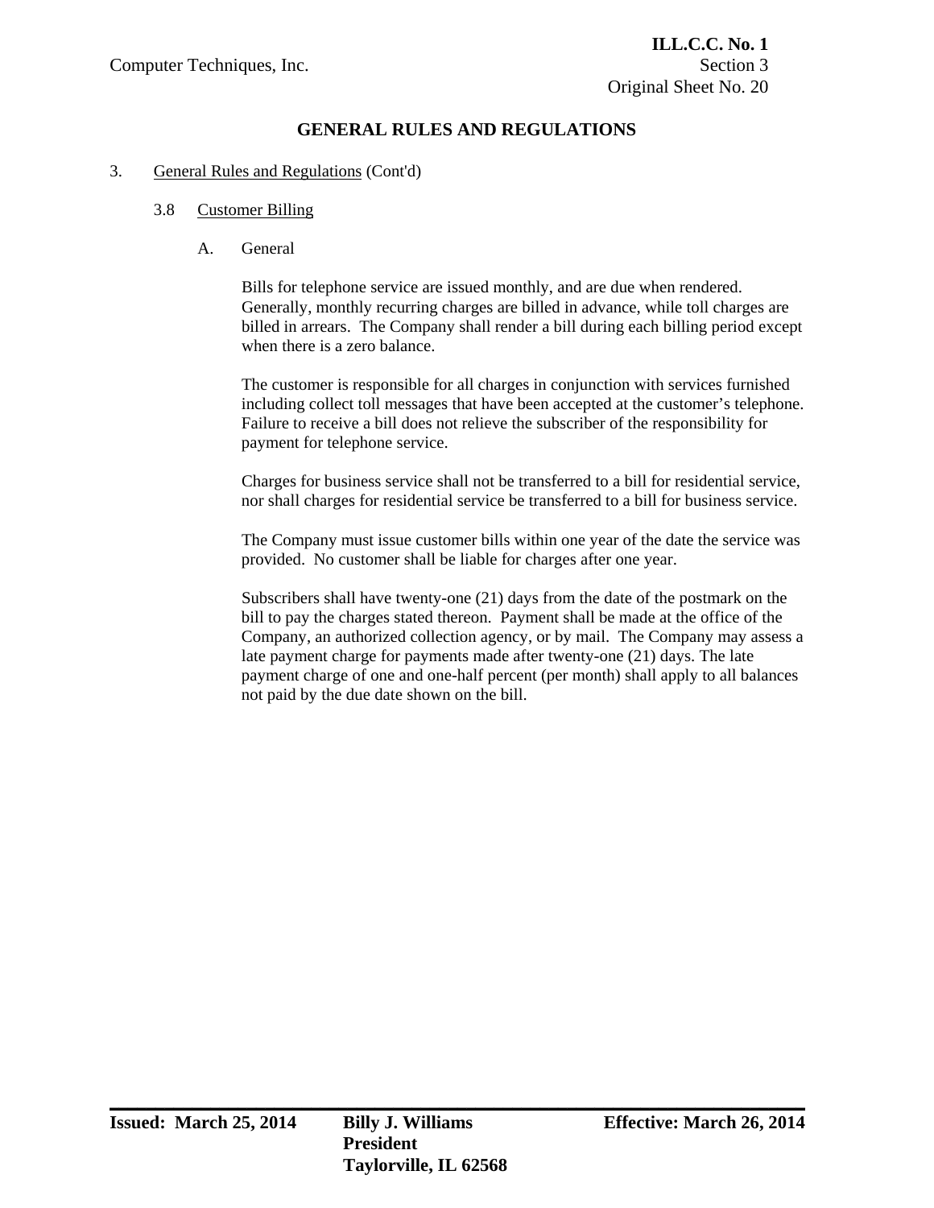# GENERAL RULES AND REGULATIONS

3. General Rules and Regulations (Cont'd)

   3.8 Customer Billing

      A. General

         Bills for telephone service are issued monthly, and are due when rendered. Generally, monthly recurring charges are billed in advance, while toll charges are billed in arrears. The Company shall render a bill during each billing period except when there is a zero balance.

         The customer is responsible for all charges in conjunction with services furnished including collect toll messages that have been accepted at the customer's telephone. Failure to receive a bill does not relieve the subscriber of the responsibility for payment for telephone service.

         Charges for business service shall not be transferred to a bill for residential service, nor shall charges for residential service be transferred to a bill for business service.

         The Company must issue customer bills within one year of the date the service was provided. No customer shall be liable for charges after one year.

         Subscribers shall have twenty-one (21) days from the date of the postmark on the bill to pay the charges stated thereon. Payment shall be made at the office of the Company, an authorized collection agency, or by mail. The Company may assess a late payment charge for payments made after twenty-one (21) days. The late payment charge of one and one-half percent (per month) shall apply to all balances not paid by the due date shown on the bill.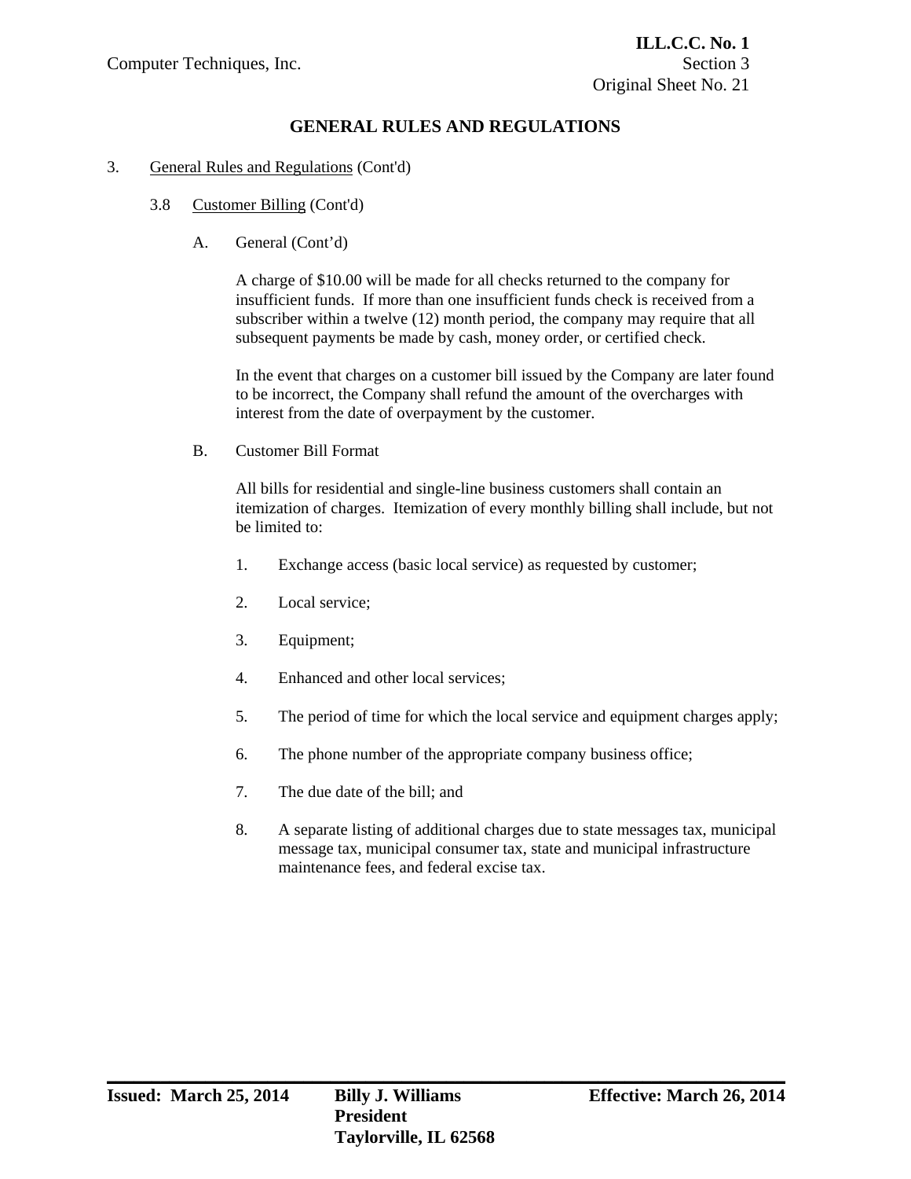## GENERAL RULES AND REGULATIONS

3. General Rules and Regulations (Cont'd)

   3.8 Customer Billing (Cont'd)

   A. General (Cont'd)

   A charge of $10.00 will be made for all checks returned to the company for insufficient funds. If more than one insufficient funds check is received from a subscriber within a twelve (12) month period, the company may require that all subsequent payments be made by cash, money order, or certified check.

   In the event that charges on a customer bill issued by the Company are later found to be incorrect, the Company shall refund the amount of the overcharges with interest from the date of overpayment by the customer.

   B. Customer Bill Format

   All bills for residential and single-line business customers shall contain an itemization of charges. Itemization of every monthly billing shall include, but not be limited to:

   1. Exchange access (basic local service) as requested by customer;
   2. Local service;
   3. Equipment;
   4. Enhanced and other local services;
   5. The period of time for which the local service and equipment charges apply;
   6. The phone number of the appropriate company business office;
   7. The due date of the bill; and
   8. A separate listing of additional charges due to state messages tax, municipal message tax, municipal consumer tax, state and municipal infrastructure maintenance fees, and federal excise tax.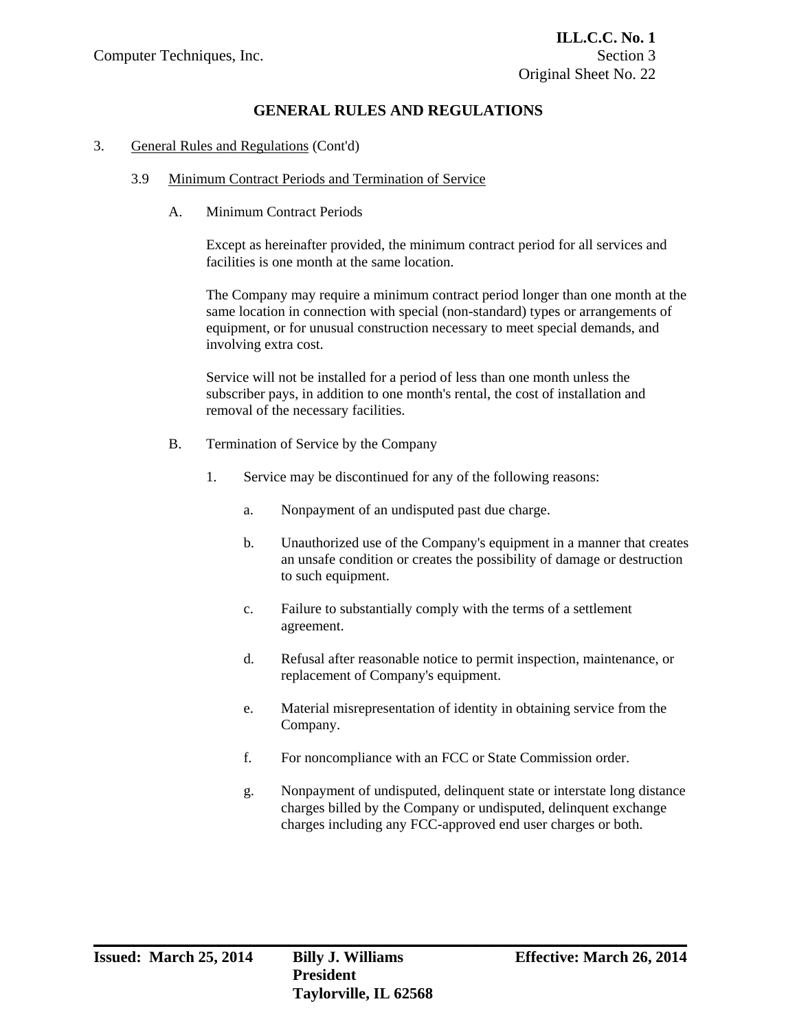## GENERAL RULES AND REGULATIONS

3. General Rules and Regulations (Cont'd)

### 3.9 Minimum Contract Periods and Termination of Service

A. Minimum Contract Periods

Except as hereinafter provided, the minimum contract period for all services and facilities is one month at the same location.

The Company may require a minimum contract period longer than one month at the same location in connection with special (non-standard) types or arrangements of equipment, or for unusual construction necessary to meet special demands, and involving extra cost.

Service will not be installed for a period of less than one month unless the subscriber pays, in addition to one month's rental, the cost of installation and removal of the necessary facilities.

B. Termination of Service by the Company

1. Service may be discontinued for any of the following reasons:

   a. Nonpayment of an undisputed past due charge.

   b. Unauthorized use of the Company's equipment in a manner that creates an unsafe condition or creates the possibility of damage or destruction to such equipment.

   c. Failure to substantially comply with the terms of a settlement agreement.

   d. Refusal after reasonable notice to permit inspection, maintenance, or replacement of Company's equipment.

   e. Material misrepresentation of identity in obtaining service from the Company.

   f. For noncompliance with an FCC or State Commission order.

   g. Nonpayment of undisputed, delinquent state or interstate long distance charges billed by the Company or undisputed, delinquent exchange charges including any FCC-approved end user charges or both.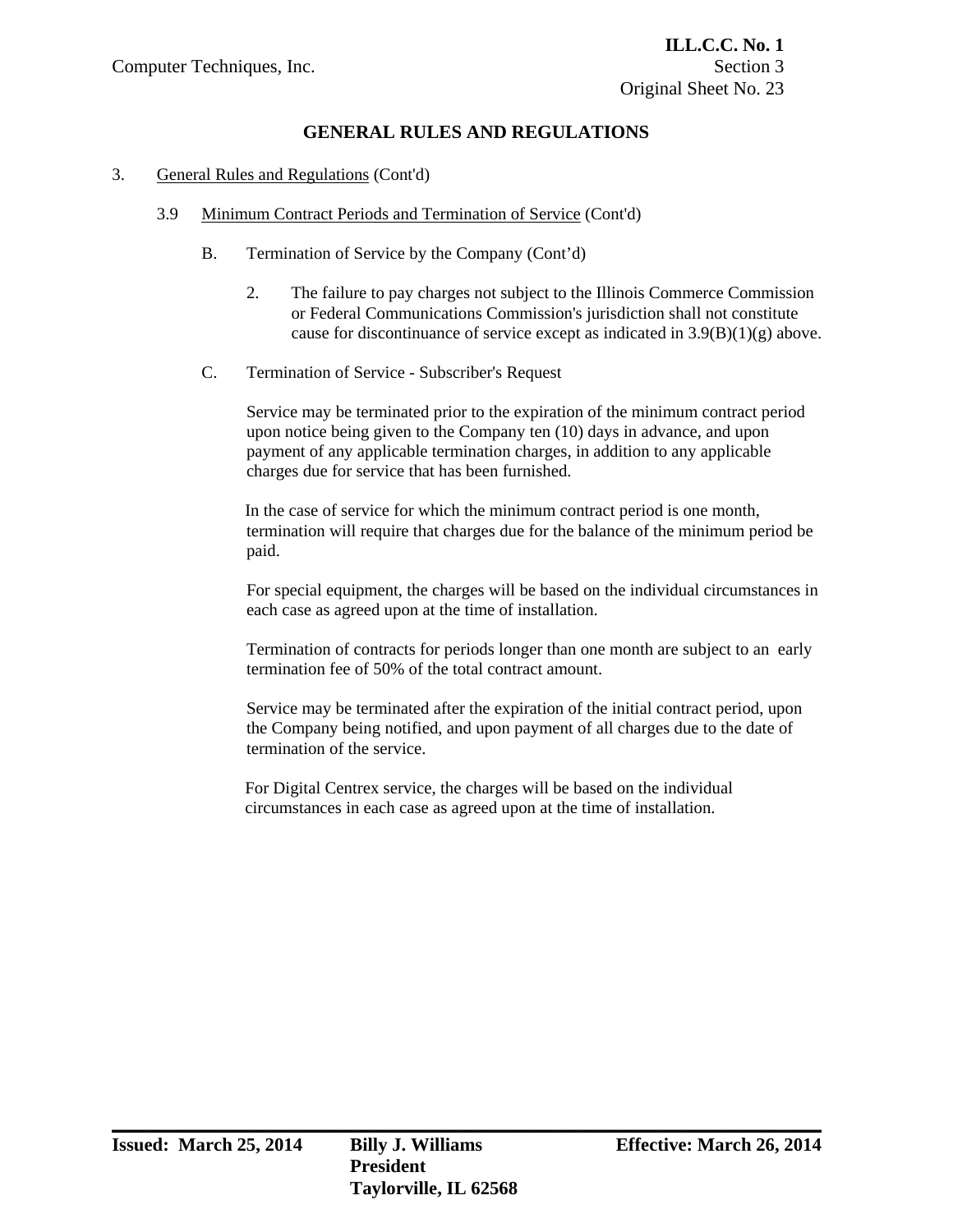## GENERAL RULES AND REGULATIONS

3. General Rules and Regulations (Cont'd)

   3.9 Minimum Contract Periods and Termination of Service (Cont'd)

   B. Termination of Service by the Company (Cont'd)

   2. The failure to pay charges not subject to the Illinois Commerce Commission or Federal Communications Commission's jurisdiction shall not constitute cause for discontinuance of service except as indicated in 3.9(B)(1)(g) above.

   C. Termination of Service - Subscriber's Request

   Service may be terminated prior to the expiration of the minimum contract period upon notice being given to the Company ten (10) days in advance, and upon payment of any applicable termination charges, in addition to any applicable charges due for service that has been furnished.

   In the case of service for which the minimum contract period is one month, termination will require that charges due for the balance of the minimum period be paid.

   For special equipment, the charges will be based on the individual circumstances in each case as agreed upon at the time of installation.

   Termination of contracts for periods longer than one month are subject to an early termination fee of 50% of the total contract amount.

   Service may be terminated after the expiration of the initial contract period, upon the Company being notified, and upon payment of all charges due to the date of termination of the service.

   For Digital Centrex service, the charges will be based on the individual circumstances in each case as agreed upon at the time of installation.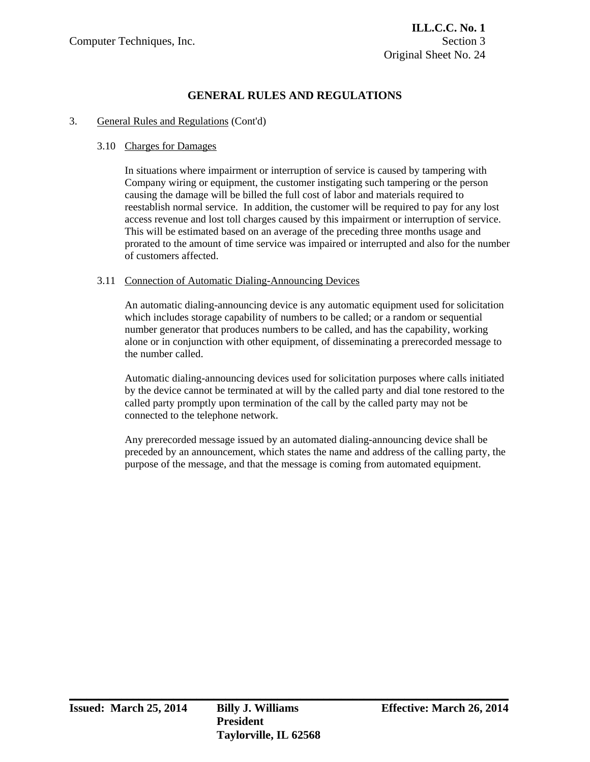## GENERAL RULES AND REGULATIONS

3. General Rules and Regulations (Cont'd)

### 3.10 Charges for Damages

In situations where impairment or interruption of service is caused by tampering with Company wiring or equipment, the customer instigating such tampering or the person causing the damage will be billed the full cost of labor and materials required to reestablish normal service. In addition, the customer will be required to pay for any lost access revenue and lost toll charges caused by this impairment or interruption of service. This will be estimated based on an average of the preceding three months usage and prorated to the amount of time service was impaired or interrupted and also for the number of customers affected.

### 3.11 Connection of Automatic Dialing-Announcing Devices

An automatic dialing-announcing device is any automatic equipment used for solicitation which includes storage capability of numbers to be called; or a random or sequential number generator that produces numbers to be called, and has the capability, working alone or in conjunction with other equipment, of disseminating a prerecorded message to the number called.

Automatic dialing-announcing devices used for solicitation purposes where calls initiated by the device cannot be terminated at will by the called party and dial tone restored to the called party promptly upon termination of the call by the called party may not be connected to the telephone network.

Any prerecorded message issued by an automated dialing-announcing device shall be preceded by an announcement, which states the name and address of the calling party, the purpose of the message, and that the message is coming from automated equipment.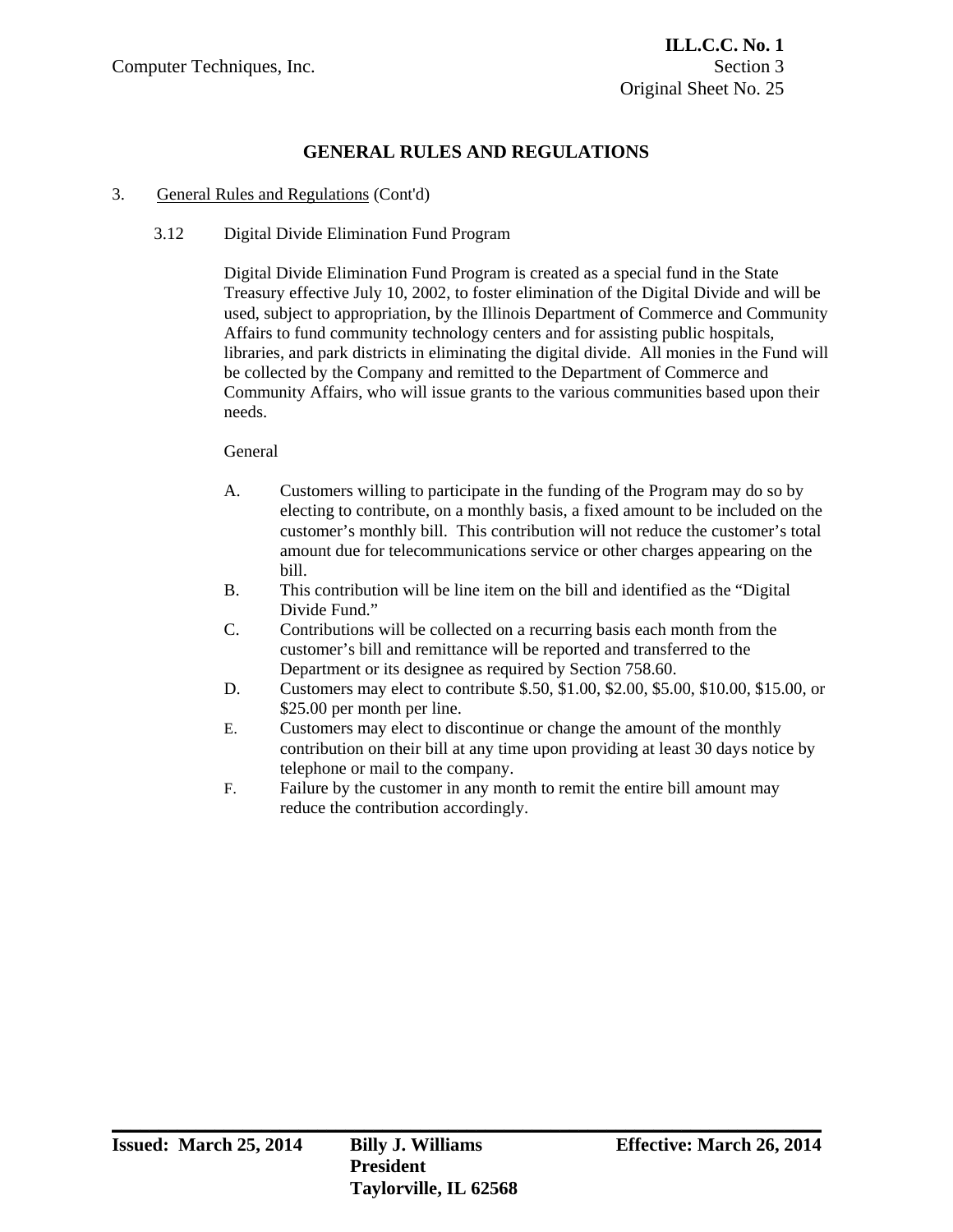## GENERAL RULES AND REGULATIONS

3. General Rules and Regulations (Cont'd)

3.12 Digital Divide Elimination Fund Program

Digital Divide Elimination Fund Program is created as a special fund in the State Treasury effective July 10, 2002, to foster elimination of the Digital Divide and will be used, subject to appropriation, by the Illinois Department of Commerce and Community Affairs to fund community technology centers and for assisting public hospitals, libraries, and park districts in eliminating the digital divide. All monies in the Fund will be collected by the Company and remitted to the Department of Commerce and Community Affairs, who will issue grants to the various communities based upon their needs.

General

A. Customers willing to participate in the funding of the Program may do so by electing to contribute, on a monthly basis, a fixed amount to be included on the customer's monthly bill. This contribution will not reduce the customer's total amount due for telecommunications service or other charges appearing on the bill.

B. This contribution will be line item on the bill and identified as the "Digital Divide Fund."

C. Contributions will be collected on a recurring basis each month from the customer's bill and remittance will be reported and transferred to the Department or its designee as required by Section 758.60.

D. Customers may elect to contribute $.50, $1.00, $2.00, $5.00, $10.00, $15.00, or $25.00 per month per line.

E. Customers may elect to discontinue or change the amount of the monthly contribution on their bill at any time upon providing at least 30 days notice by telephone or mail to the company.

F. Failure by the customer in any month to remit the entire bill amount may reduce the contribution accordingly.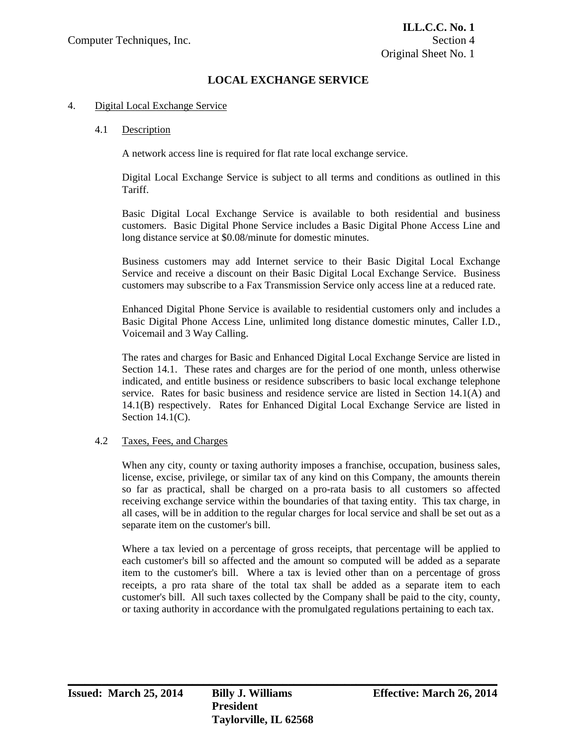# LOCAL EXCHANGE SERVICE

## 4. Digital Local Exchange Service

### 4.1 Description

A network access line is required for flat rate local exchange service.

Digital Local Exchange Service is subject to all terms and conditions as outlined in this Tariff.

Basic Digital Local Exchange Service is available to both residential and business customers. Basic Digital Phone Service includes a Basic Digital Phone Access Line and long distance service at $0.08/minute for domestic minutes.

Business customers may add Internet service to their Basic Digital Local Exchange Service and receive a discount on their Basic Digital Local Exchange Service. Business customers may subscribe to a Fax Transmission Service only access line at a reduced rate.

Enhanced Digital Phone Service is available to residential customers only and includes a Basic Digital Phone Access Line, unlimited long distance domestic minutes, Caller I.D., Voicemail and 3 Way Calling.

The rates and charges for Basic and Enhanced Digital Local Exchange Service are listed in Section 14.1. These rates and charges are for the period of one month, unless otherwise indicated, and entitle business or residence subscribers to basic local exchange telephone service. Rates for basic business and residence service are listed in Section 14.1(A) and 14.1(B) respectively. Rates for Enhanced Digital Local Exchange Service are listed in Section 14.1(C).

### 4.2 Taxes, Fees, and Charges

When any city, county or taxing authority imposes a franchise, occupation, business sales, license, excise, privilege, or similar tax of any kind on this Company, the amounts therein so far as practical, shall be charged on a pro-rata basis to all customers so affected receiving exchange service within the boundaries of that taxing entity. This tax charge, in all cases, will be in addition to the regular charges for local service and shall be set out as a separate item on the customer's bill.

Where a tax levied on a percentage of gross receipts, that percentage will be applied to each customer's bill so affected and the amount so computed will be added as a separate item to the customer's bill. Where a tax is levied other than on a percentage of gross receipts, a pro rata share of the total tax shall be added as a separate item to each customer's bill. All such taxes collected by the Company shall be paid to the city, county, or taxing authority in accordance with the promulgated regulations pertaining to each tax.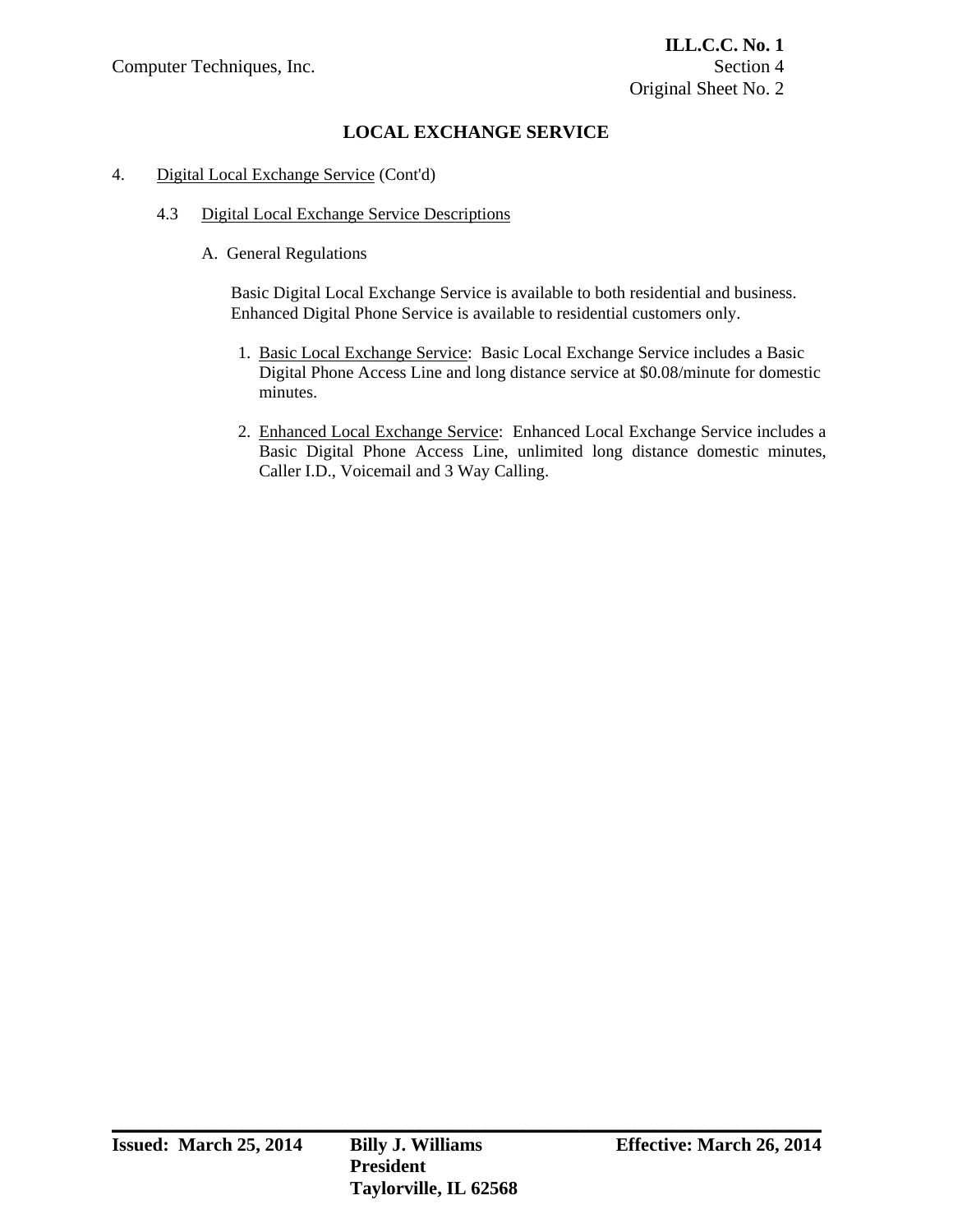## LOCAL EXCHANGE SERVICE

4. Digital Local Exchange Service (Cont'd)

   4.3 Digital Local Exchange Service Descriptions

   A. General Regulations

   Basic Digital Local Exchange Service is available to both residential and business. Enhanced Digital Phone Service is available to residential customers only.

   1. Basic Local Exchange Service: Basic Local Exchange Service includes a Basic Digital Phone Access Line and long distance service at $0.08/minute for domestic minutes.

   2. Enhanced Local Exchange Service: Enhanced Local Exchange Service includes a Basic Digital Phone Access Line, unlimited long distance domestic minutes, Caller I.D., Voicemail and 3 Way Calling.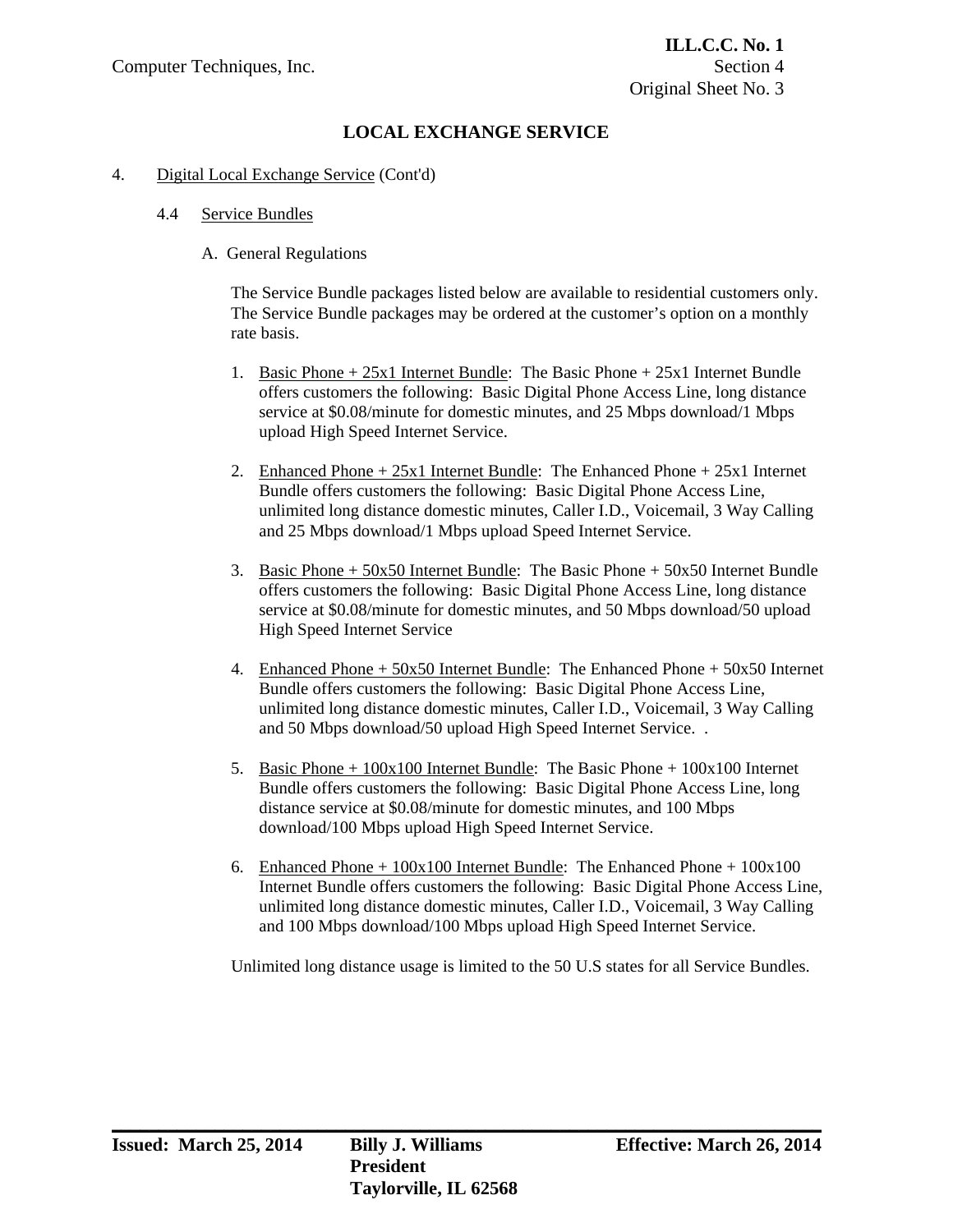## LOCAL EXCHANGE SERVICE

4. Digital Local Exchange Service (Cont'd)

   4.4 Service Bundles

   A. General Regulations

   The Service Bundle packages listed below are available to residential customers only. The Service Bundle packages may be ordered at the customer's option on a monthly rate basis.

   1. Basic Phone + 25x1 Internet Bundle: The Basic Phone + 25x1 Internet Bundle offers customers the following: Basic Digital Phone Access Line, long distance service at $0.08/minute for domestic minutes, and 25 Mbps download/1 Mbps upload High Speed Internet Service.

   2. Enhanced Phone + 25x1 Internet Bundle: The Enhanced Phone + 25x1 Internet Bundle offers customers the following: Basic Digital Phone Access Line, unlimited long distance domestic minutes, Caller I.D., Voicemail, 3 Way Calling and 25 Mbps download/1 Mbps upload Speed Internet Service.

   3. Basic Phone + 50x50 Internet Bundle: The Basic Phone + 50x50 Internet Bundle offers customers the following: Basic Digital Phone Access Line, long distance service at $0.08/minute for domestic minutes, and 50 Mbps download/50 upload High Speed Internet Service

   4. Enhanced Phone + 50x50 Internet Bundle: The Enhanced Phone + 50x50 Internet Bundle offers customers the following: Basic Digital Phone Access Line, unlimited long distance domestic minutes, Caller I.D., Voicemail, 3 Way Calling and 50 Mbps download/50 upload High Speed Internet Service. .

   5. Basic Phone + 100x100 Internet Bundle: The Basic Phone + 100x100 Internet Bundle offers customers the following: Basic Digital Phone Access Line, long distance service at $0.08/minute for domestic minutes, and 100 Mbps download/100 Mbps upload High Speed Internet Service.

   6. Enhanced Phone + 100x100 Internet Bundle: The Enhanced Phone + 100x100 Internet Bundle offers customers the following: Basic Digital Phone Access Line, unlimited long distance domestic minutes, Caller I.D., Voicemail, 3 Way Calling and 100 Mbps download/100 Mbps upload High Speed Internet Service.

   Unlimited long distance usage is limited to the 50 U.S states for all Service Bundles.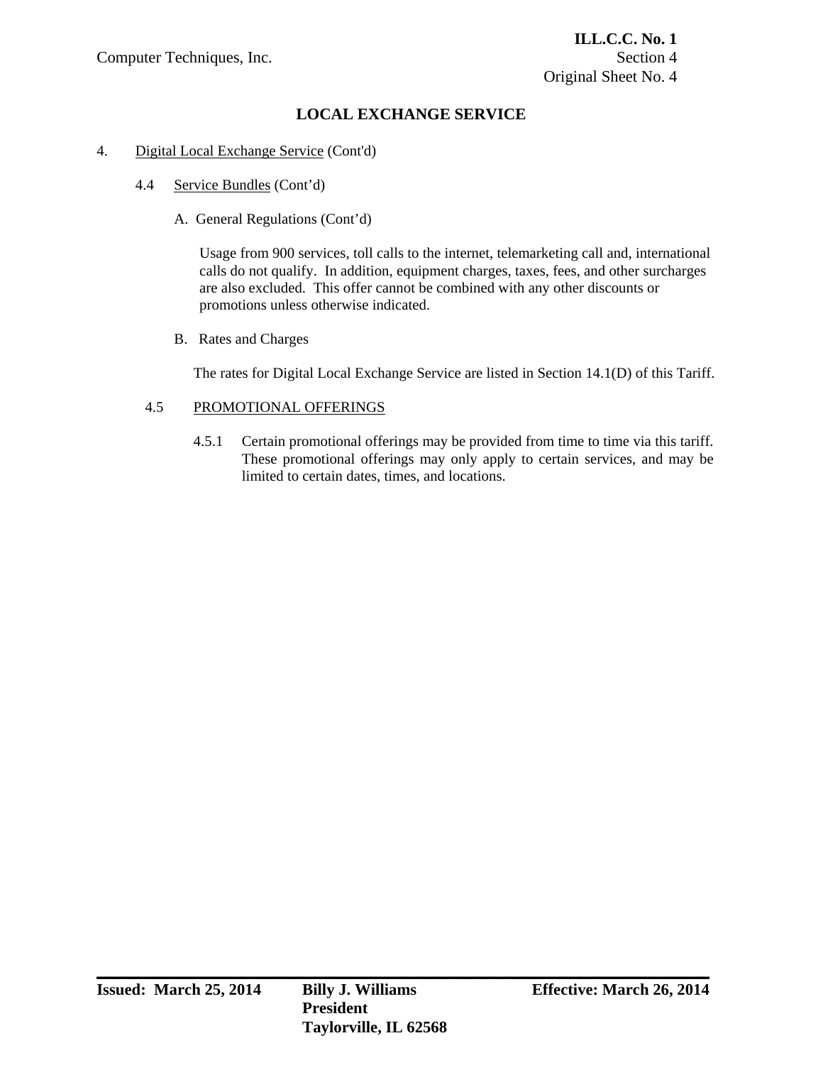## LOCAL EXCHANGE SERVICE

4. Digital Local Exchange Service (Cont'd)

4.4 Service Bundles (Cont'd)

A. General Regulations (Cont'd)

Usage from 900 services, toll calls to the internet, telemarketing call and, international calls do not qualify. In addition, equipment charges, taxes, fees, and other surcharges are also excluded. This offer cannot be combined with any other discounts or promotions unless otherwise indicated.

B. Rates and Charges

The rates for Digital Local Exchange Service are listed in Section 14.1(D) of this Tariff.

4.5 PROMOTIONAL OFFERINGS

4.5.1 Certain promotional offerings may be provided from time to time via this tariff. These promotional offerings may only apply to certain services, and may be limited to certain dates, times, and locations.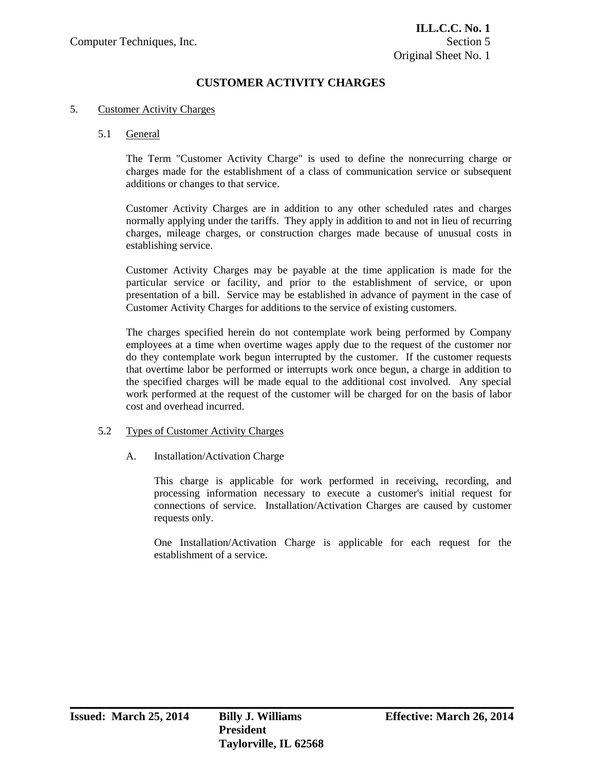# CUSTOMER ACTIVITY CHARGES

5. Customer Activity Charges

5.1 General

The Term "Customer Activity Charge" is used to define the nonrecurring charge or charges made for the establishment of a class of communication service or subsequent additions or changes to that service.

Customer Activity Charges are in addition to any other scheduled rates and charges normally applying under the tariffs. They apply in addition to and not in lieu of recurring charges, mileage charges, or construction charges made because of unusual costs in establishing service.

Customer Activity Charges may be payable at the time application is made for the particular service or facility, and prior to the establishment of service, or upon presentation of a bill. Service may be established in advance of payment in the case of Customer Activity Charges for additions to the service of existing customers.

The charges specified herein do not contemplate work being performed by Company employees at a time when overtime wages apply due to the request of the customer nor do they contemplate work begun interrupted by the customer. If the customer requests that overtime labor be performed or interrupts work once begun, a charge in addition to the specified charges will be made equal to the additional cost involved. Any special work performed at the request of the customer will be charged for on the basis of labor cost and overhead incurred.

5.2 Types of Customer Activity Charges

A. Installation/Activation Charge

This charge is applicable for work performed in receiving, recording, and processing information necessary to execute a customer's initial request for connections of service. Installation/Activation Charges are caused by customer requests only.

One Installation/Activation Charge is applicable for each request for the establishment of a service.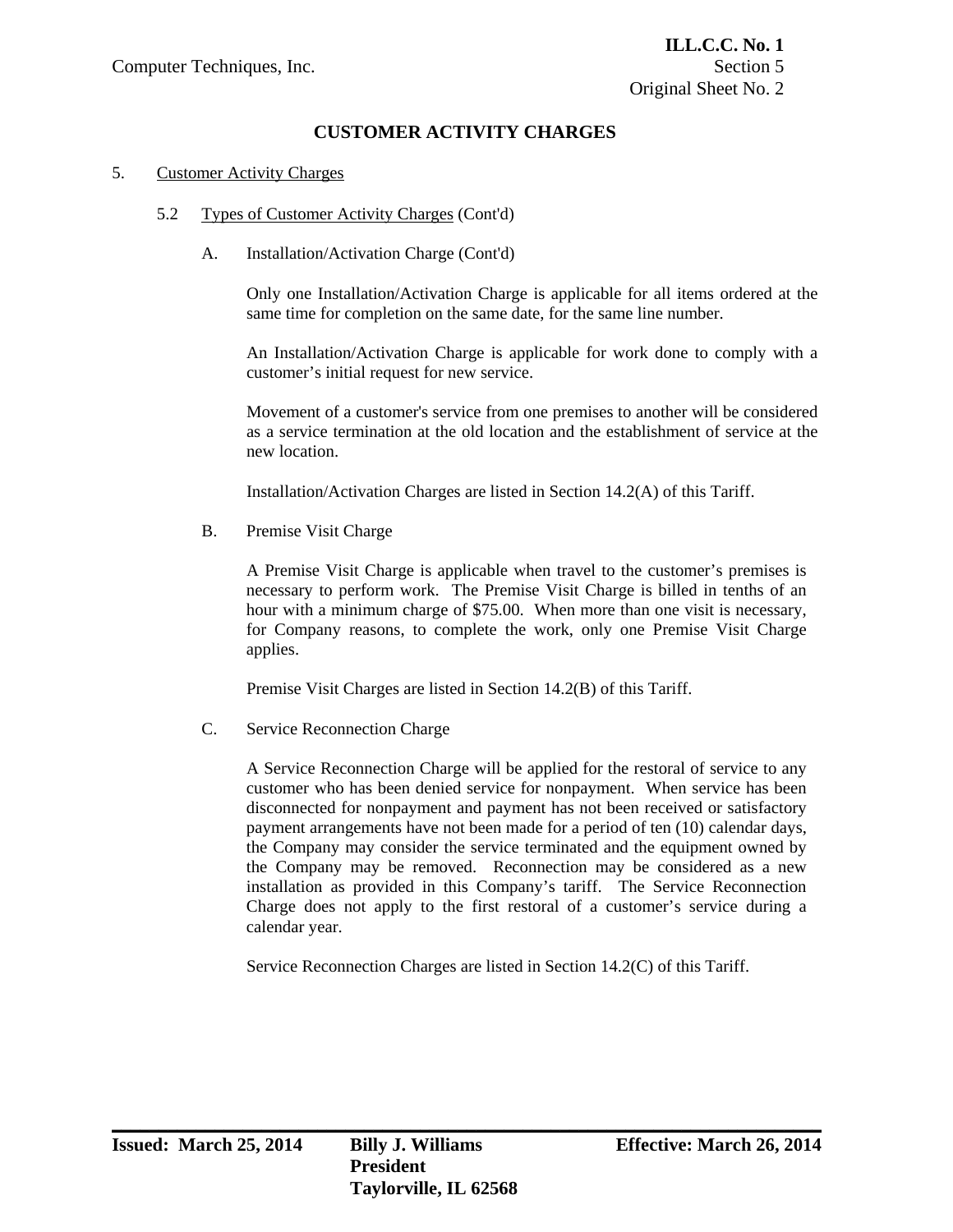# CUSTOMER ACTIVITY CHARGES

5. Customer Activity Charges

5.2 Types of Customer Activity Charges (Cont'd)

A. Installation/Activation Charge (Cont'd)

Only one Installation/Activation Charge is applicable for all items ordered at the same time for completion on the same date, for the same line number.

An Installation/Activation Charge is applicable for work done to comply with a customer's initial request for new service.

Movement of a customer's service from one premises to another will be considered as a service termination at the old location and the establishment of service at the new location.

Installation/Activation Charges are listed in Section 14.2(A) of this Tariff.

B. Premise Visit Charge

A Premise Visit Charge is applicable when travel to the customer's premises is necessary to perform work. The Premise Visit Charge is billed in tenths of an hour with a minimum charge of $75.00. When more than one visit is necessary, for Company reasons, to complete the work, only one Premise Visit Charge applies.

Premise Visit Charges are listed in Section 14.2(B) of this Tariff.

C. Service Reconnection Charge

A Service Reconnection Charge will be applied for the restoral of service to any customer who has been denied service for nonpayment. When service has been disconnected for nonpayment and payment has not been received or satisfactory payment arrangements have not been made for a period of ten (10) calendar days, the Company may consider the service terminated and the equipment owned by the Company may be removed. Reconnection may be considered as a new installation as provided in this Company's tariff. The Service Reconnection Charge does not apply to the first restoral of a customer's service during a calendar year.

Service Reconnection Charges are listed in Section 14.2(C) of this Tariff.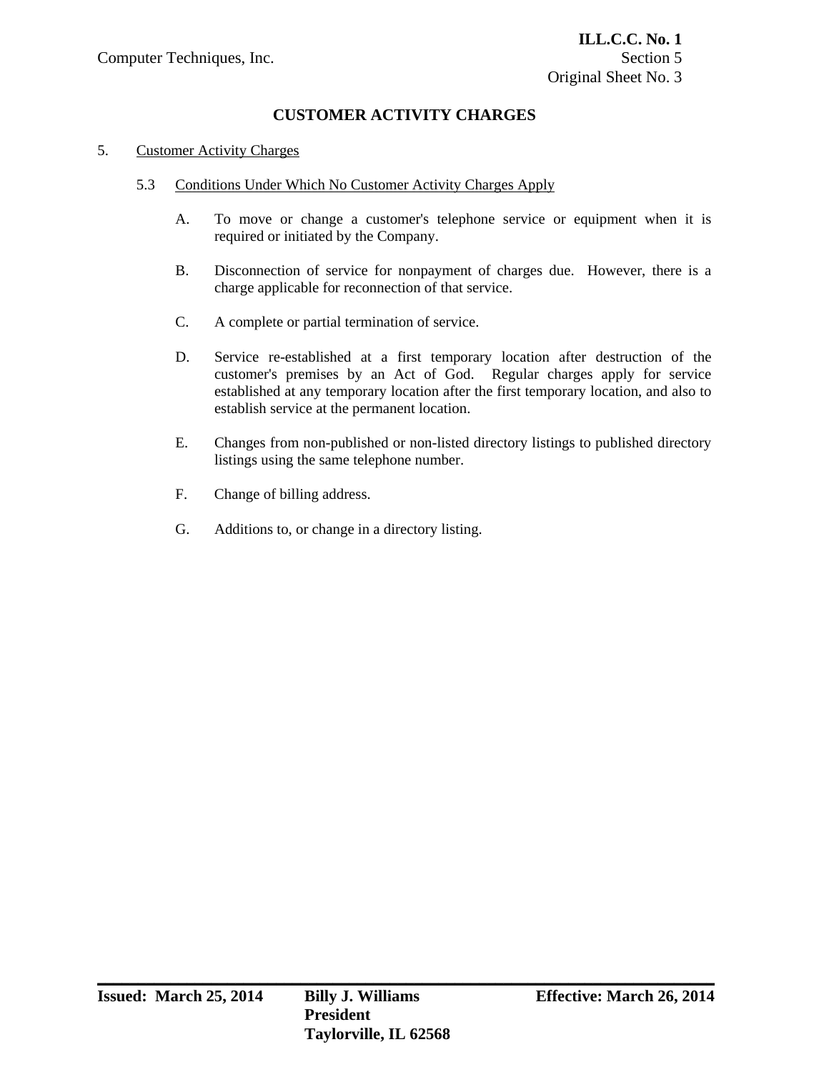# CUSTOMER ACTIVITY CHARGES

5. <u>Customer Activity Charges</u>

   5.3 <u>Conditions Under Which No Customer Activity Charges Apply</u>

   A. To move or change a customer's telephone service or equipment when it is required or initiated by the Company.

   B. Disconnection of service for nonpayment of charges due. However, there is a charge applicable for reconnection of that service.

   C. A complete or partial termination of service.

   D. Service re-established at a first temporary location after destruction of the customer's premises by an Act of God. Regular charges apply for service established at any temporary location after the first temporary location, and also to establish service at the permanent location.

   E. Changes from non-published or non-listed directory listings to published directory listings using the same telephone number.

   F. Change of billing address.

   G. Additions to, or change in a directory listing.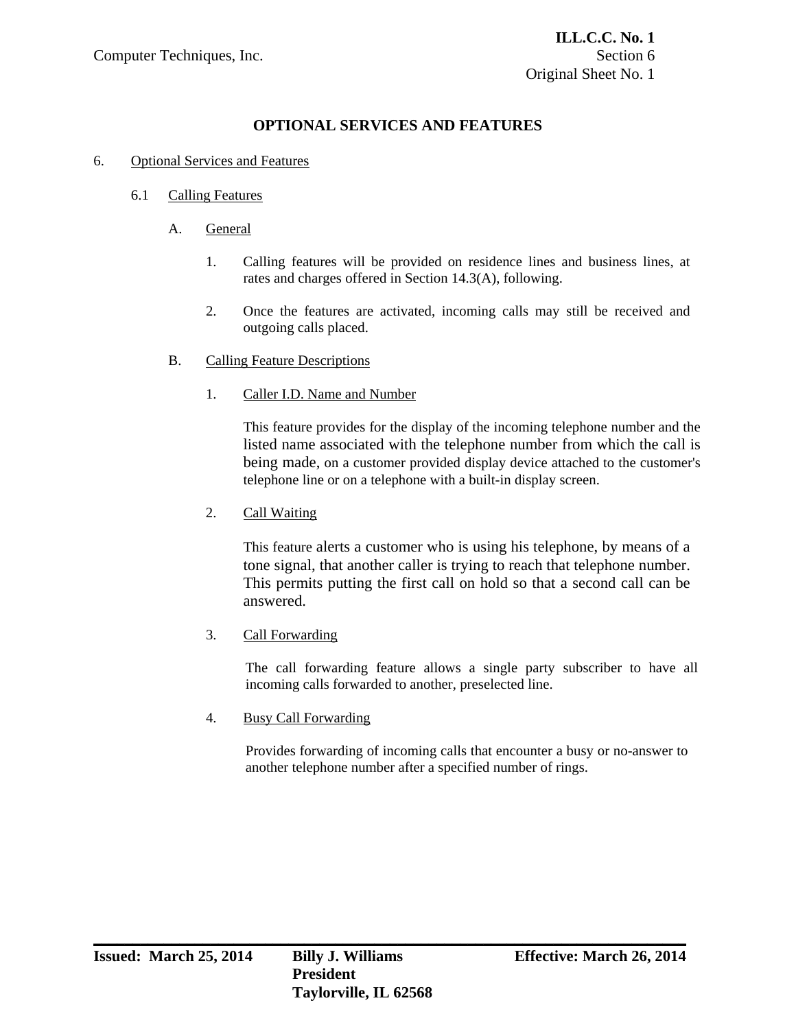# OPTIONAL SERVICES AND FEATURES

6. Optional Services and Features

6.1 Calling Features

A. General

1. Calling features will be provided on residence lines and business lines, at rates and charges offered in Section 14.3(A), following.

2. Once the features are activated, incoming calls may still be received and outgoing calls placed.

B. Calling Feature Descriptions

1. Caller I.D. Name and Number

This feature provides for the display of the incoming telephone number and the listed name associated with the telephone number from which the call is being made, on a customer provided display device attached to the customer's telephone line or on a telephone with a built-in display screen.

2. Call Waiting

This feature alerts a customer who is using his telephone, by means of a tone signal, that another caller is trying to reach that telephone number. This permits putting the first call on hold so that a second call can be answered.

3. Call Forwarding

The call forwarding feature allows a single party subscriber to have all incoming calls forwarded to another, preselected line.

4. Busy Call Forwarding

Provides forwarding of incoming calls that encounter a busy or no-answer to another telephone number after a specified number of rings.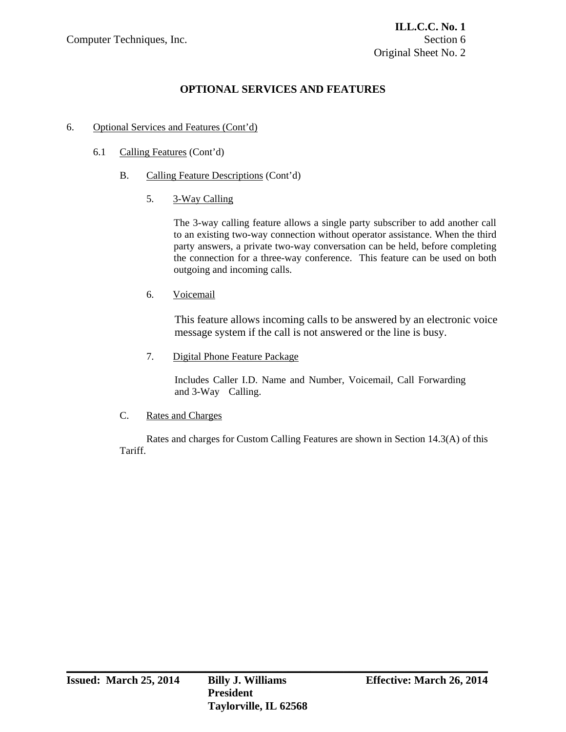## OPTIONAL SERVICES AND FEATURES

6. Optional Services and Features (Cont'd)

   6.1 Calling Features (Cont'd)

      B. Calling Feature Descriptions (Cont'd)

         5. 3-Way Calling

            The 3-way calling feature allows a single party subscriber to add another call to an existing two-way connection without operator assistance. When the third party answers, a private two-way conversation can be held, before completing the connection for a three-way conference. This feature can be used on both outgoing and incoming calls.

         6. Voicemail

            This feature allows incoming calls to be answered by an electronic voice message system if the call is not answered or the line is busy.

         7. Digital Phone Feature Package

            Includes Caller I.D. Name and Number, Voicemail, Call Forwarding and 3-Way Calling.

      C. Rates and Charges

         Rates and charges for Custom Calling Features are shown in Section 14.3(A) of this Tariff.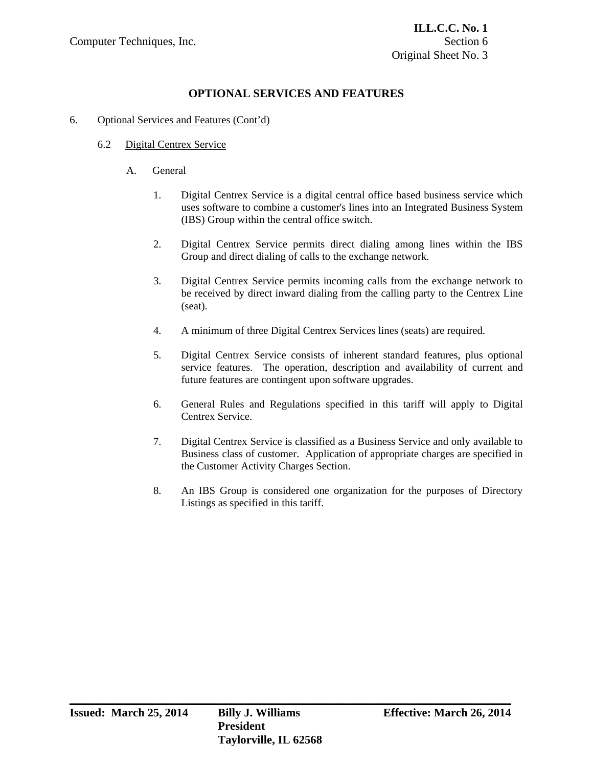## OPTIONAL SERVICES AND FEATURES

6. Optional Services and Features (Cont'd)

   6.2 Digital Centrex Service

   A. General

   1. Digital Centrex Service is a digital central office based business service which uses software to combine a customer's lines into an Integrated Business System (IBS) Group within the central office switch.

   2. Digital Centrex Service permits direct dialing among lines within the IBS Group and direct dialing of calls to the exchange network.

   3. Digital Centrex Service permits incoming calls from the exchange network to be received by direct inward dialing from the calling party to the Centrex Line (seat).

   4. A minimum of three Digital Centrex Services lines (seats) are required.

   5. Digital Centrex Service consists of inherent standard features, plus optional service features. The operation, description and availability of current and future features are contingent upon software upgrades.

   6. General Rules and Regulations specified in this tariff will apply to Digital Centrex Service.

   7. Digital Centrex Service is classified as a Business Service and only available to Business class of customer. Application of appropriate charges are specified in the Customer Activity Charges Section.

   8. An IBS Group is considered one organization for the purposes of Directory Listings as specified in this tariff.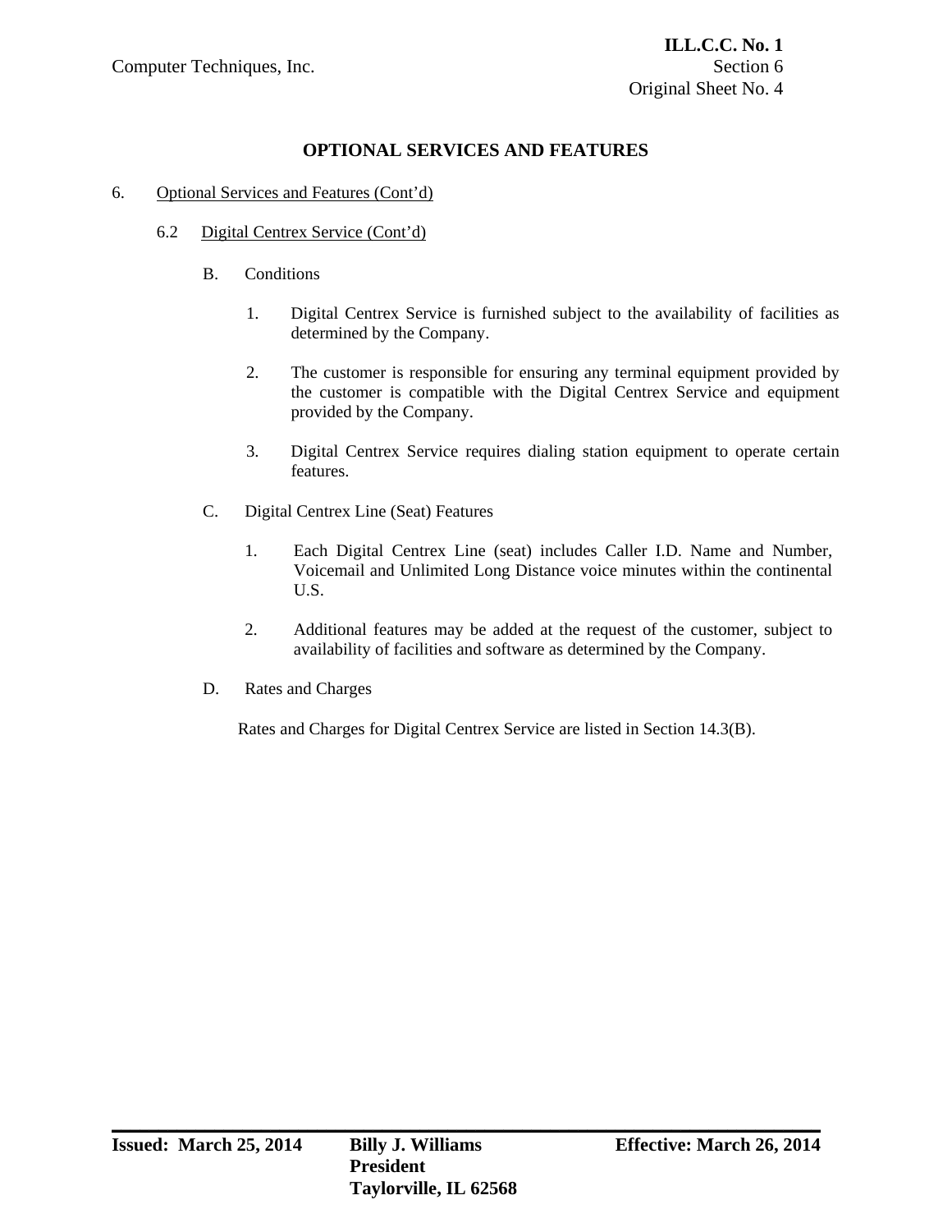# OPTIONAL SERVICES AND FEATURES

6. Optional Services and Features (Cont'd)

6.2 Digital Centrex Service (Cont'd)

B. Conditions

1. Digital Centrex Service is furnished subject to the availability of facilities as determined by the Company.

2. The customer is responsible for ensuring any terminal equipment provided by the customer is compatible with the Digital Centrex Service and equipment provided by the Company.

3. Digital Centrex Service requires dialing station equipment to operate certain features.

C. Digital Centrex Line (Seat) Features

1. Each Digital Centrex Line (seat) includes Caller I.D. Name and Number, Voicemail and Unlimited Long Distance voice minutes within the continental U.S.

2. Additional features may be added at the request of the customer, subject to availability of facilities and software as determined by the Company.

D. Rates and Charges

Rates and Charges for Digital Centrex Service are listed in Section 14.3(B).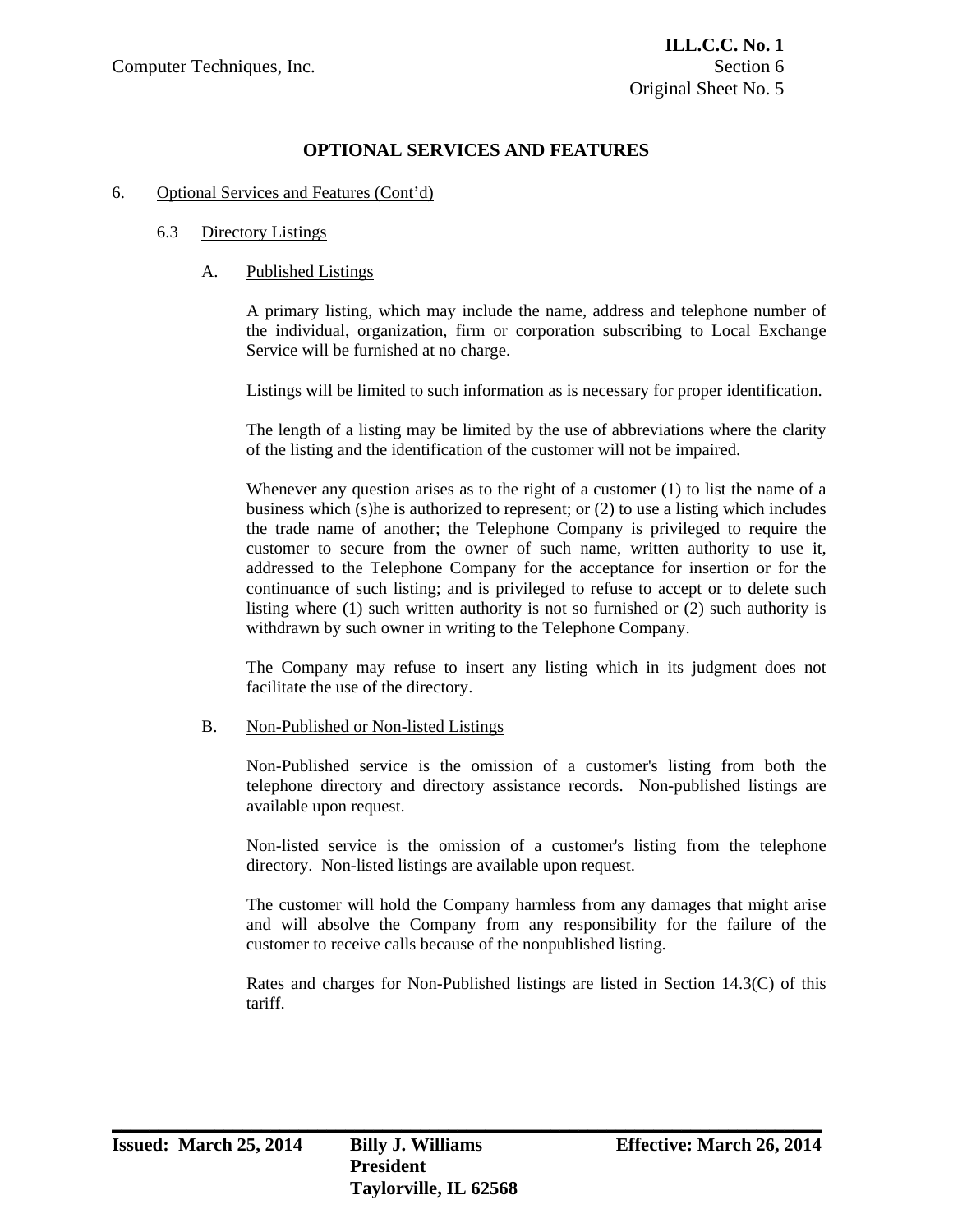## OPTIONAL SERVICES AND FEATURES

6. Optional Services and Features (Cont'd)

### 6.3 Directory Listings

#### A. Published Listings

A primary listing, which may include the name, address and telephone number of the individual, organization, firm or corporation subscribing to Local Exchange Service will be furnished at no charge.

Listings will be limited to such information as is necessary for proper identification.

The length of a listing may be limited by the use of abbreviations where the clarity of the listing and the identification of the customer will not be impaired.

Whenever any question arises as to the right of a customer (1) to list the name of a business which (s)he is authorized to represent; or (2) to use a listing which includes the trade name of another; the Telephone Company is privileged to require the customer to secure from the owner of such name, written authority to use it, addressed to the Telephone Company for the acceptance for insertion or for the continuance of such listing; and is privileged to refuse to accept or to delete such listing where (1) such written authority is not so furnished or (2) such authority is withdrawn by such owner in writing to the Telephone Company.

The Company may refuse to insert any listing which in its judgment does not facilitate the use of the directory.

#### B. Non-Published or Non-listed Listings

Non-Published service is the omission of a customer's listing from both the telephone directory and directory assistance records. Non-published listings are available upon request.

Non-listed service is the omission of a customer's listing from the telephone directory. Non-listed listings are available upon request.

The customer will hold the Company harmless from any damages that might arise and will absolve the Company from any responsibility for the failure of the customer to receive calls because of the nonpublished listing.

Rates and charges for Non-Published listings are listed in Section 14.3(C) of this tariff.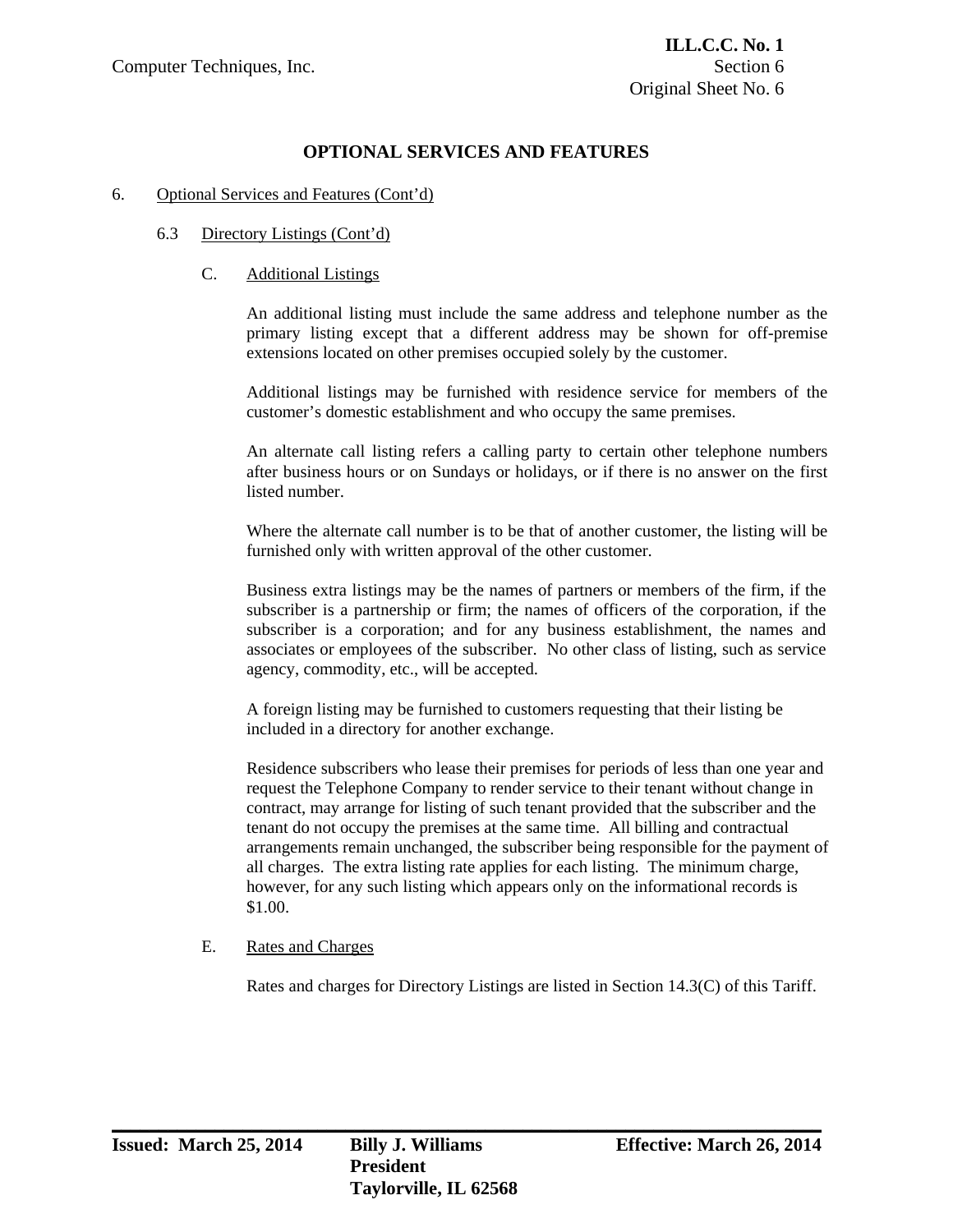## OPTIONAL SERVICES AND FEATURES

6. Optional Services and Features (Cont'd)

6.3 Directory Listings (Cont'd)

C. Additional Listings

An additional listing must include the same address and telephone number as the primary listing except that a different address may be shown for off-premise extensions located on other premises occupied solely by the customer.

Additional listings may be furnished with residence service for members of the customer's domestic establishment and who occupy the same premises.

An alternate call listing refers a calling party to certain other telephone numbers after business hours or on Sundays or holidays, or if there is no answer on the first listed number.

Where the alternate call number is to be that of another customer, the listing will be furnished only with written approval of the other customer.

Business extra listings may be the names of partners or members of the firm, if the subscriber is a partnership or firm; the names of officers of the corporation, if the subscriber is a corporation; and for any business establishment, the names and associates or employees of the subscriber. No other class of listing, such as service agency, commodity, etc., will be accepted.

A foreign listing may be furnished to customers requesting that their listing be included in a directory for another exchange.

Residence subscribers who lease their premises for periods of less than one year and request the Telephone Company to render service to their tenant without change in contract, may arrange for listing of such tenant provided that the subscriber and the tenant do not occupy the premises at the same time. All billing and contractual arrangements remain unchanged, the subscriber being responsible for the payment of all charges. The extra listing rate applies for each listing. The minimum charge, however, for any such listing which appears only on the informational records is $1.00.

E. Rates and Charges

Rates and charges for Directory Listings are listed in Section 14.3(C) of this Tariff.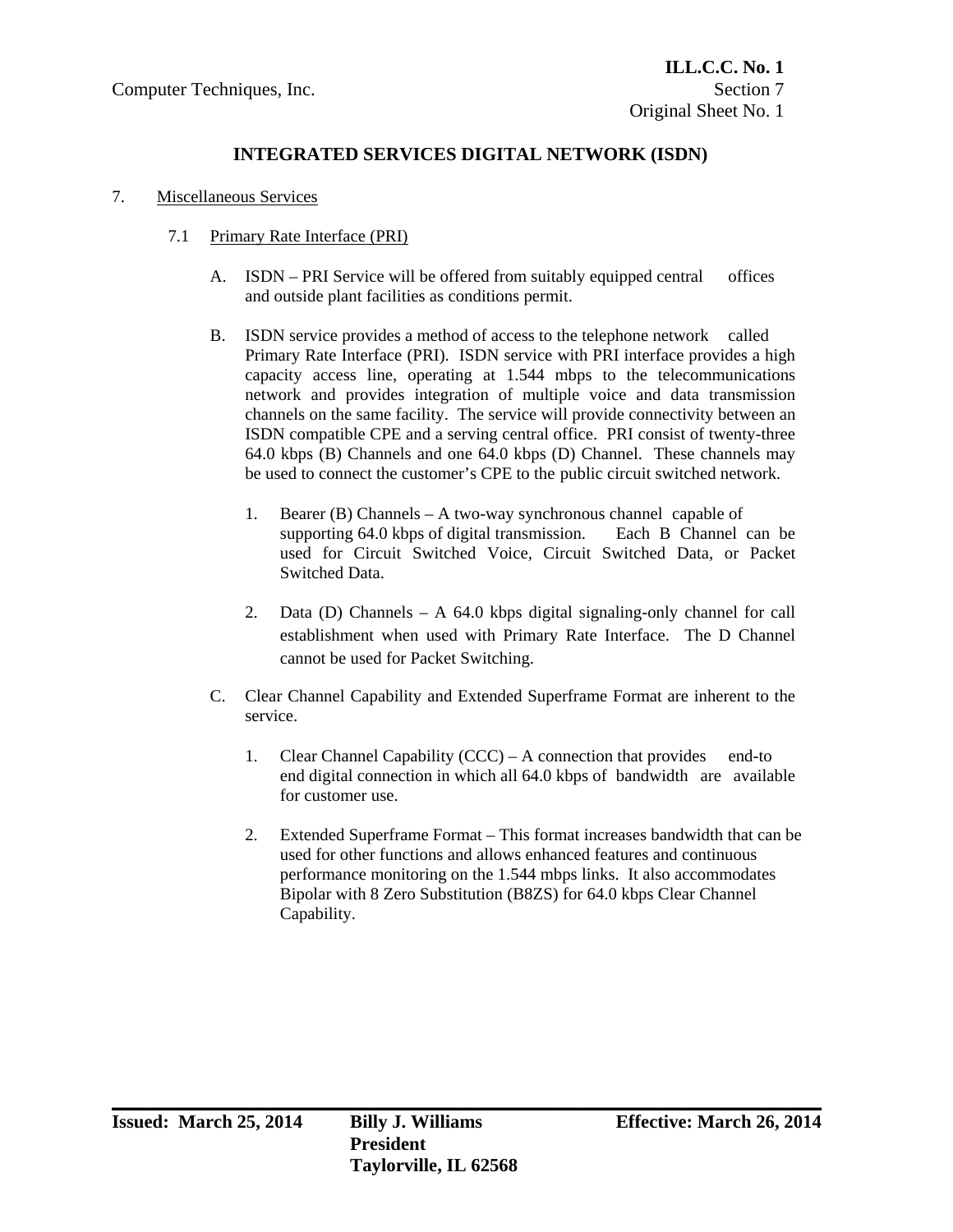## INTEGRATED SERVICES DIGITAL NETWORK (ISDN)

7. Miscellaneous Services

   7.1 Primary Rate Interface (PRI)

      A. ISDN – PRI Service will be offered from suitably equipped central offices and outside plant facilities as conditions permit.

      B. ISDN service provides a method of access to the telephone network called Primary Rate Interface (PRI). ISDN service with PRI interface provides a high capacity access line, operating at 1.544 mbps to the telecommunications network and provides integration of multiple voice and data transmission channels on the same facility. The service will provide connectivity between an ISDN compatible CPE and a serving central office. PRI consist of twenty-three 64.0 kbps (B) Channels and one 64.0 kbps (D) Channel. These channels may be used to connect the customer's CPE to the public circuit switched network.

         1. Bearer (B) Channels – A two-way synchronous channel capable of supporting 64.0 kbps of digital transmission. Each B Channel can be used for Circuit Switched Voice, Circuit Switched Data, or Packet Switched Data.

         2. Data (D) Channels – A 64.0 kbps digital signaling-only channel for call establishment when used with Primary Rate Interface. The D Channel cannot be used for Packet Switching.

      C. Clear Channel Capability and Extended Superframe Format are inherent to the service.

         1. Clear Channel Capability (CCC) – A connection that provides end-to end digital connection in which all 64.0 kbps of bandwidth are available for customer use.

         2. Extended Superframe Format – This format increases bandwidth that can be used for other functions and allows enhanced features and continuous performance monitoring on the 1.544 mbps links. It also accommodates Bipolar with 8 Zero Substitution (B8ZS) for 64.0 kbps Clear Channel Capability.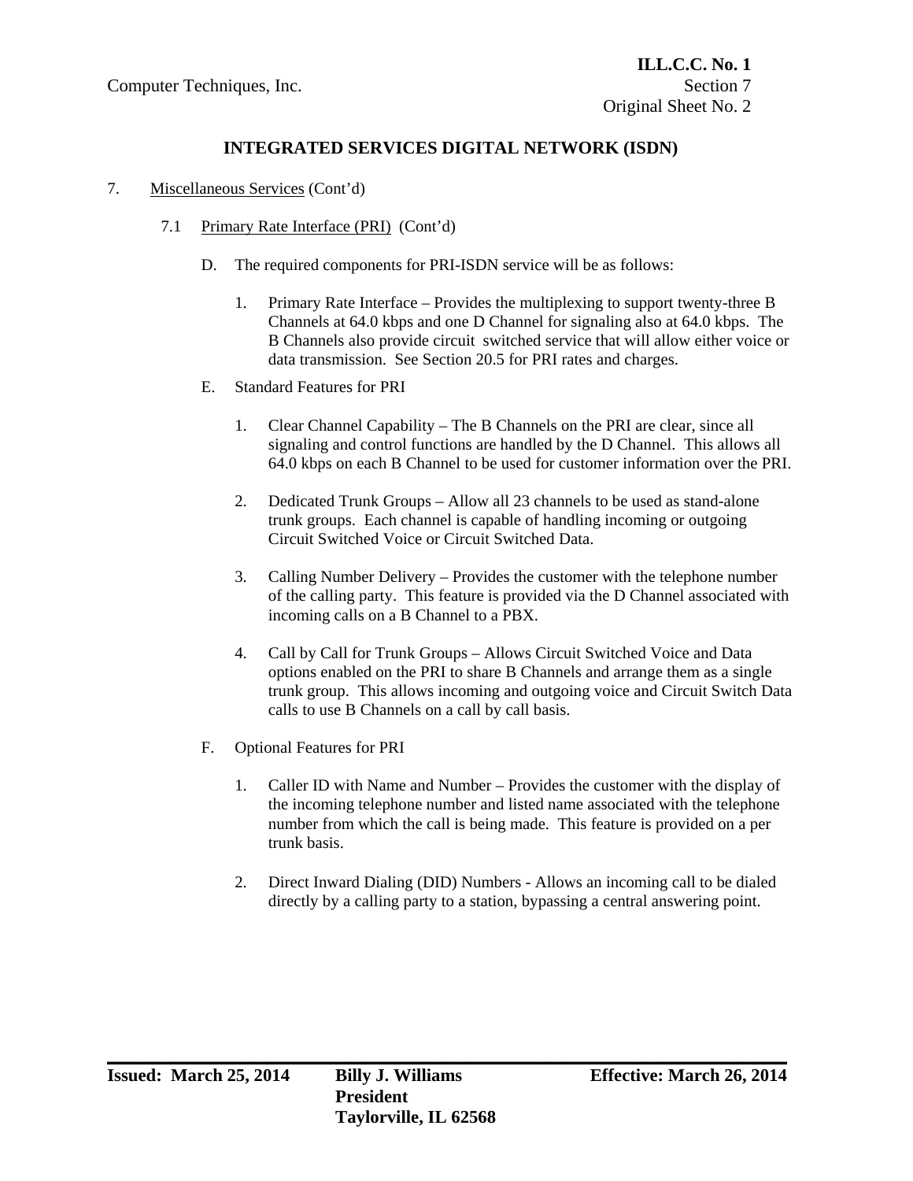## INTEGRATED SERVICES DIGITAL NETWORK (ISDN)

7. Miscellaneous Services (Cont'd)

7.1 Primary Rate Interface (PRI) (Cont'd)

D. The required components for PRI-ISDN service will be as follows:

1. Primary Rate Interface – Provides the multiplexing to support twenty-three B Channels at 64.0 kbps and one D Channel for signaling also at 64.0 kbps. The B Channels also provide circuit switched service that will allow either voice or data transmission. See Section 20.5 for PRI rates and charges.

E. Standard Features for PRI

1. Clear Channel Capability – The B Channels on the PRI are clear, since all signaling and control functions are handled by the D Channel. This allows all 64.0 kbps on each B Channel to be used for customer information over the PRI.

2. Dedicated Trunk Groups – Allow all 23 channels to be used as stand-alone trunk groups. Each channel is capable of handling incoming or outgoing Circuit Switched Voice or Circuit Switched Data.

3. Calling Number Delivery – Provides the customer with the telephone number of the calling party. This feature is provided via the D Channel associated with incoming calls on a B Channel to a PBX.

4. Call by Call for Trunk Groups – Allows Circuit Switched Voice and Data options enabled on the PRI to share B Channels and arrange them as a single trunk group. This allows incoming and outgoing voice and Circuit Switch Data calls to use B Channels on a call by call basis.

F. Optional Features for PRI

1. Caller ID with Name and Number – Provides the customer with the display of the incoming telephone number and listed name associated with the telephone number from which the call is being made. This feature is provided on a per trunk basis.

2. Direct Inward Dialing (DID) Numbers - Allows an incoming call to be dialed directly by a calling party to a station, bypassing a central answering point.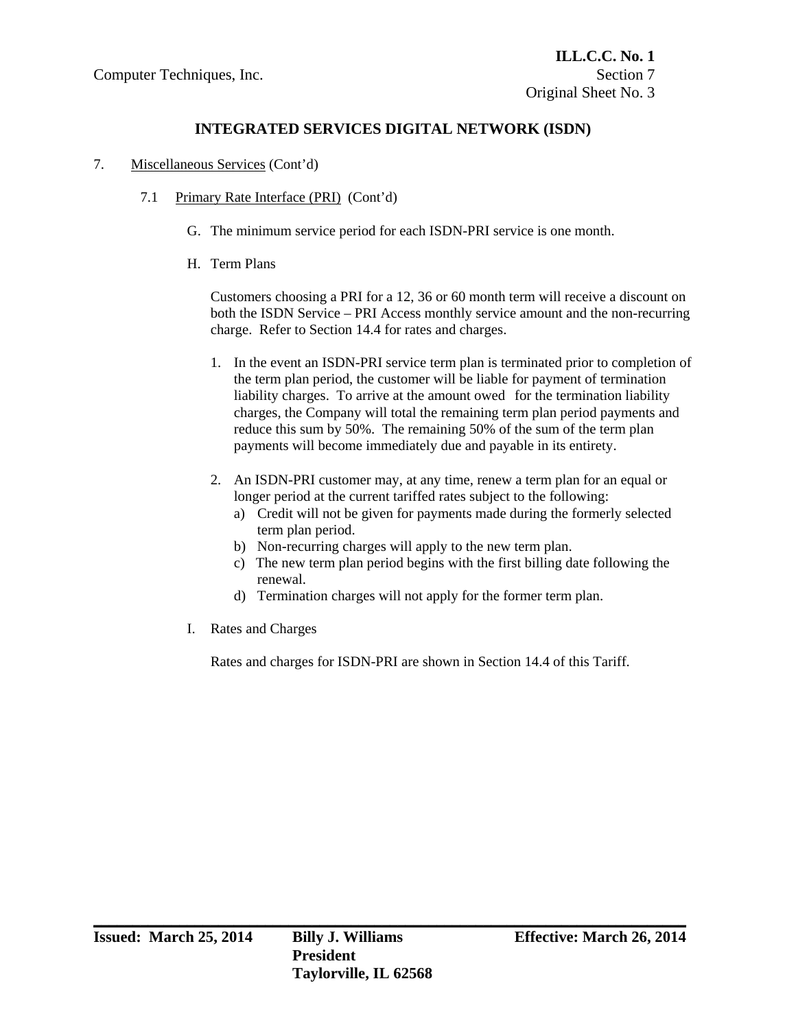## INTEGRATED SERVICES DIGITAL NETWORK (ISDN)

7. Miscellaneous Services (Cont'd)

7.1 Primary Rate Interface (PRI) (Cont'd)

G. The minimum service period for each ISDN-PRI service is one month.

H. Term Plans

Customers choosing a PRI for a 12, 36 or 60 month term will receive a discount on both the ISDN Service – PRI Access monthly service amount and the non-recurring charge. Refer to Section 14.4 for rates and charges.

1. In the event an ISDN-PRI service term plan is terminated prior to completion of the term plan period, the customer will be liable for payment of termination liability charges. To arrive at the amount owed for the termination liability charges, the Company will total the remaining term plan period payments and reduce this sum by 50%. The remaining 50% of the sum of the term plan payments will become immediately due and payable in its entirety.

2. An ISDN-PRI customer may, at any time, renew a term plan for an equal or longer period at the current tariffed rates subject to the following:
   a) Credit will not be given for payments made during the formerly selected term plan period.
   b) Non-recurring charges will apply to the new term plan.
   c) The new term plan period begins with the first billing date following the renewal.
   d) Termination charges will not apply for the former term plan.

I. Rates and Charges

Rates and charges for ISDN-PRI are shown in Section 14.4 of this Tariff.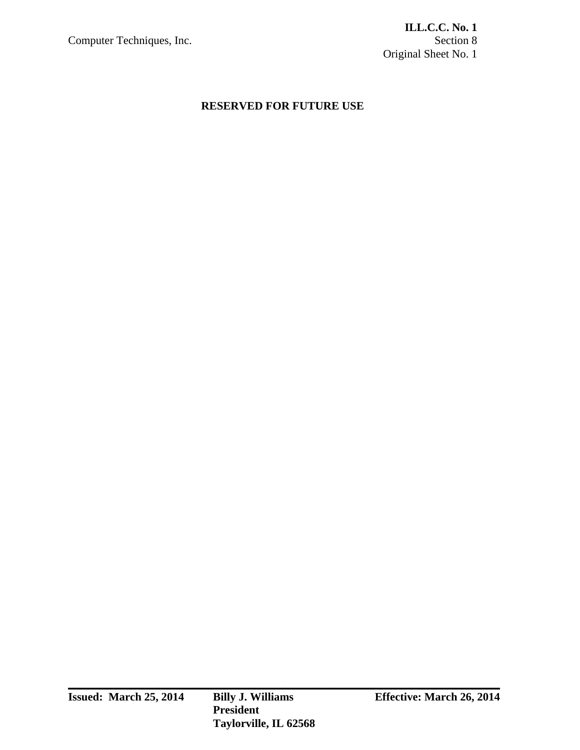**RESERVED FOR FUTURE USE**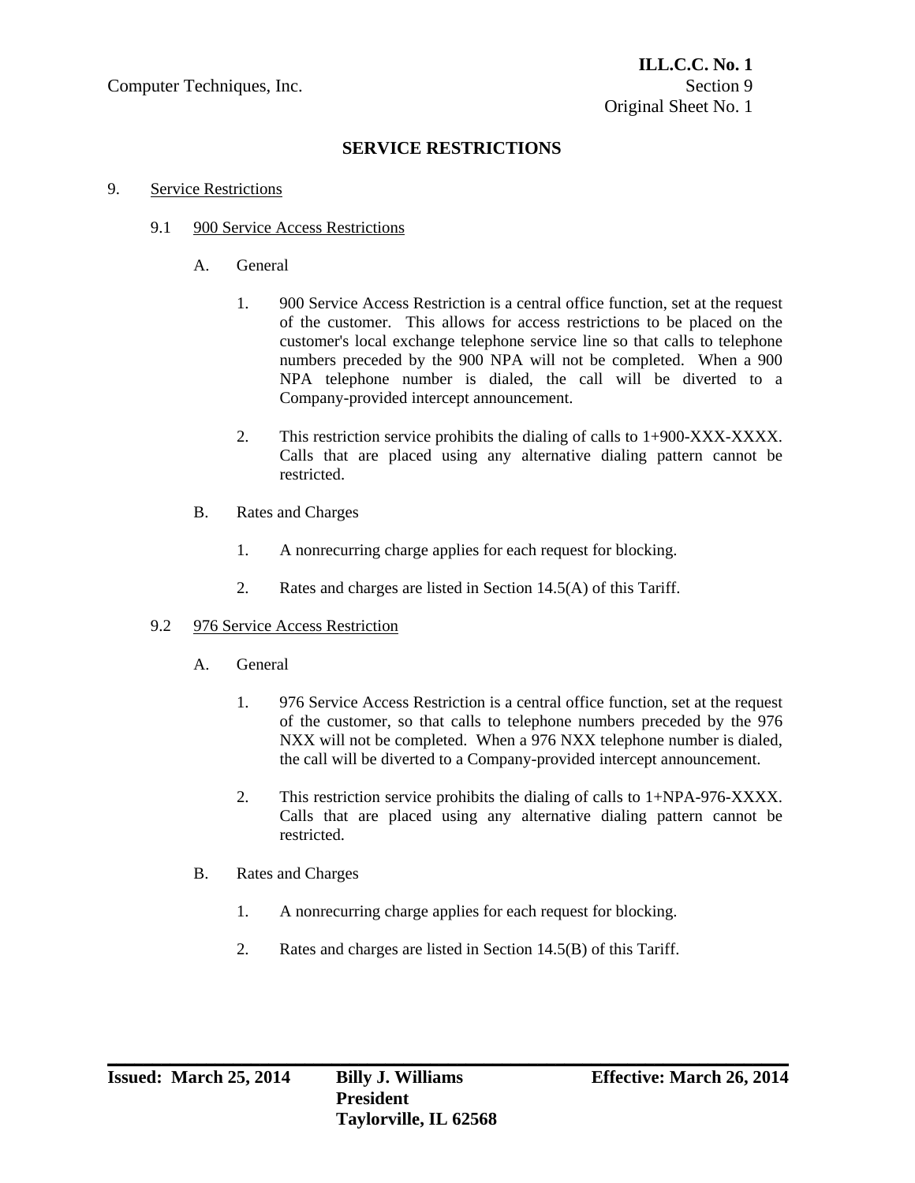# SERVICE RESTRICTIONS

9. Service Restrictions

9.1 900 Service Access Restrictions

A. General

1. 900 Service Access Restriction is a central office function, set at the request of the customer. This allows for access restrictions to be placed on the customer's local exchange telephone service line so that calls to telephone numbers preceded by the 900 NPA will not be completed. When a 900 NPA telephone number is dialed, the call will be diverted to a Company-provided intercept announcement.

2. This restriction service prohibits the dialing of calls to 1+900-XXX-XXXX. Calls that are placed using any alternative dialing pattern cannot be restricted.

B. Rates and Charges

1. A nonrecurring charge applies for each request for blocking.

2. Rates and charges are listed in Section 14.5(A) of this Tariff.

9.2 976 Service Access Restriction

A. General

1. 976 Service Access Restriction is a central office function, set at the request of the customer, so that calls to telephone numbers preceded by the 976 NXX will not be completed. When a 976 NXX telephone number is dialed, the call will be diverted to a Company-provided intercept announcement.

2. This restriction service prohibits the dialing of calls to 1+NPA-976-XXXX. Calls that are placed using any alternative dialing pattern cannot be restricted.

B. Rates and Charges

1. A nonrecurring charge applies for each request for blocking.

2. Rates and charges are listed in Section 14.5(B) of this Tariff.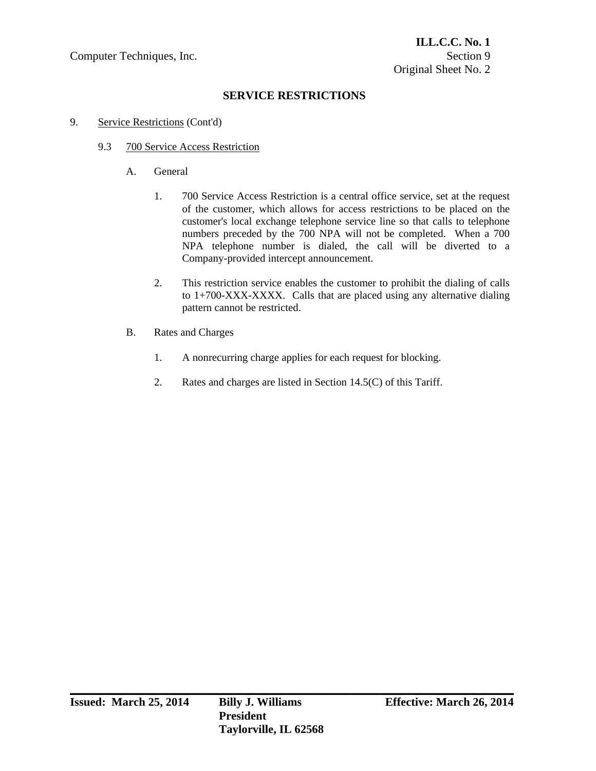## SERVICE RESTRICTIONS

9. Service Restrictions (Cont'd)

   9.3 700 Service Access Restriction

      A. General

         1. 700 Service Access Restriction is a central office service, set at the request of the customer, which allows for access restrictions to be placed on the customer's local exchange telephone service line so that calls to telephone numbers preceded by the 700 NPA will not be completed. When a 700 NPA telephone number is dialed, the call will be diverted to a Company-provided intercept announcement.

         2. This restriction service enables the customer to prohibit the dialing of calls to 1+700-XXX-XXXX. Calls that are placed using any alternative dialing pattern cannot be restricted.

      B. Rates and Charges

         1. A nonrecurring charge applies for each request for blocking.

         2. Rates and charges are listed in Section 14.5(C) of this Tariff.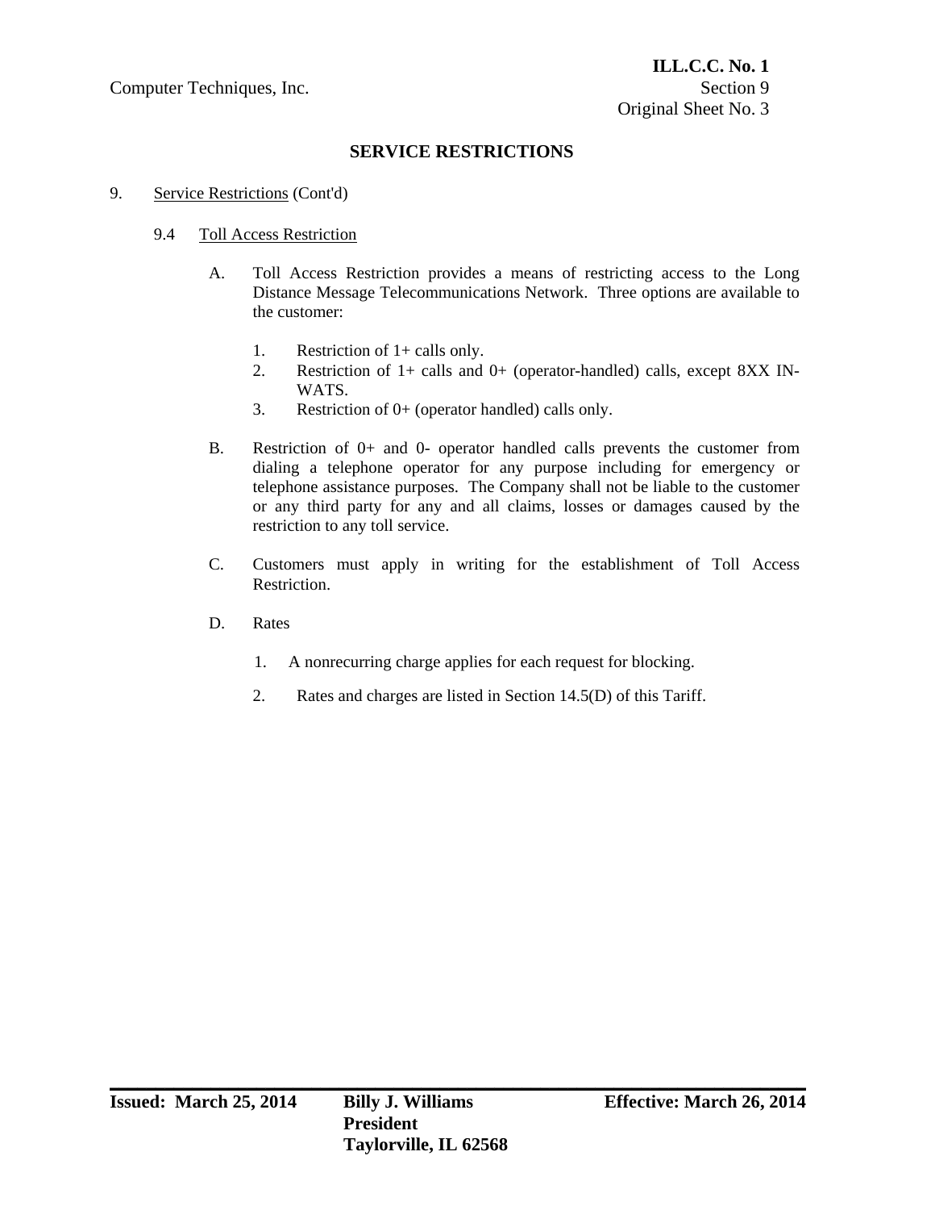## SERVICE RESTRICTIONS

9. Service Restrictions (Cont'd)

### 9.4 Toll Access Restriction

A. Toll Access Restriction provides a means of restricting access to the Long Distance Message Telecommunications Network. Three options are available to the customer:

1. Restriction of 1+ calls only.
2. Restriction of 1+ calls and 0+ (operator-handled) calls, except 8XX IN-WATS.
3. Restriction of 0+ (operator handled) calls only.

B. Restriction of 0+ and 0- operator handled calls prevents the customer from dialing a telephone operator for any purpose including for emergency or telephone assistance purposes. The Company shall not be liable to the customer or any third party for any and all claims, losses or damages caused by the restriction to any toll service.

C. Customers must apply in writing for the establishment of Toll Access Restriction.

D. Rates

1. A nonrecurring charge applies for each request for blocking.
2. Rates and charges are listed in Section 14.5(D) of this Tariff.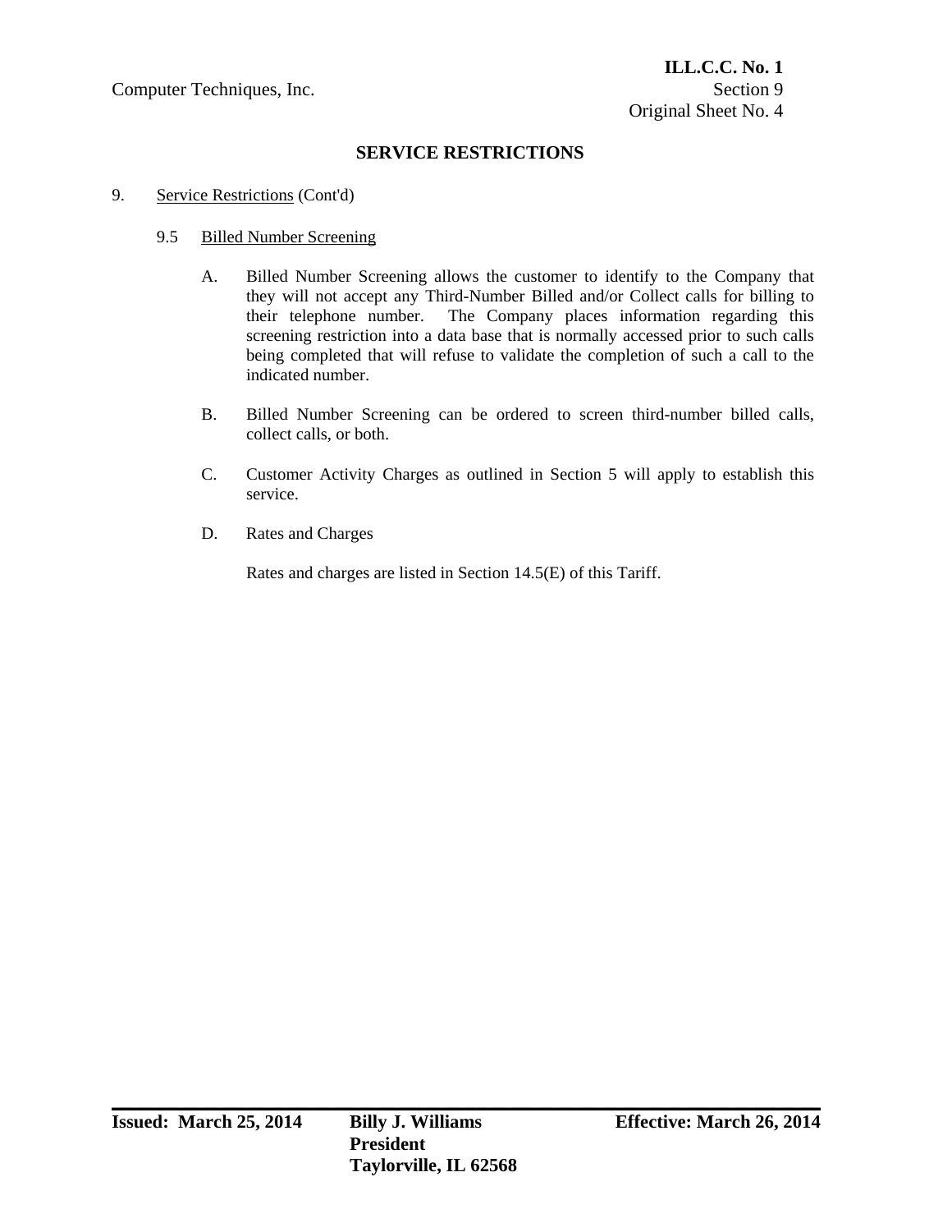## SERVICE RESTRICTIONS

9. Service Restrictions (Cont'd)

### 9.5 Billed Number Screening

A. Billed Number Screening allows the customer to identify to the Company that they will not accept any Third-Number Billed and/or Collect calls for billing to their telephone number. The Company places information regarding this screening restriction into a data base that is normally accessed prior to such calls being completed that will refuse to validate the completion of such a call to the indicated number.

B. Billed Number Screening can be ordered to screen third-number billed calls, collect calls, or both.

C. Customer Activity Charges as outlined in Section 5 will apply to establish this service.

D. Rates and Charges

Rates and charges are listed in Section 14.5(E) of this Tariff.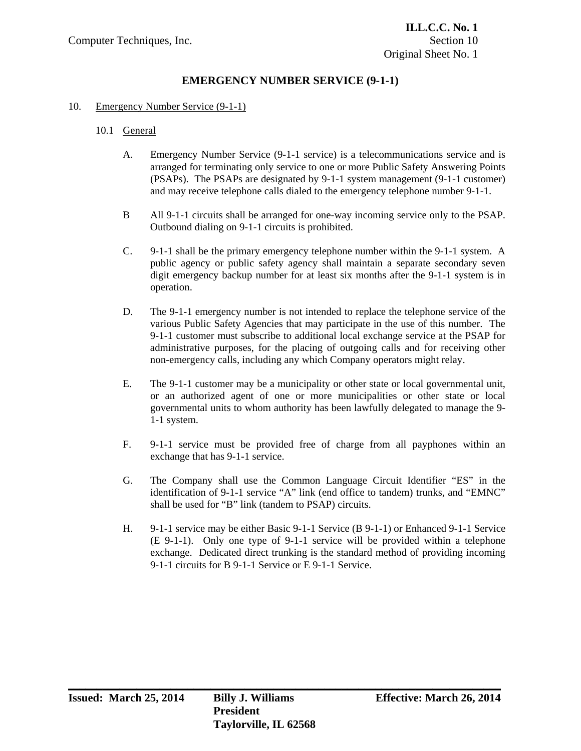# EMERGENCY NUMBER SERVICE (9-1-1)

10. Emergency Number Service (9-1-1)

10.1 General

A. Emergency Number Service (9-1-1 service) is a telecommunications service and is arranged for terminating only service to one or more Public Safety Answering Points (PSAPs). The PSAPs are designated by 9-1-1 system management (9-1-1 customer) and may receive telephone calls dialed to the emergency telephone number 9-1-1.

B All 9-1-1 circuits shall be arranged for one-way incoming service only to the PSAP. Outbound dialing on 9-1-1 circuits is prohibited.

C. 9-1-1 shall be the primary emergency telephone number within the 9-1-1 system. A public agency or public safety agency shall maintain a separate secondary seven digit emergency backup number for at least six months after the 9-1-1 system is in operation.

D. The 9-1-1 emergency number is not intended to replace the telephone service of the various Public Safety Agencies that may participate in the use of this number. The 9-1-1 customer must subscribe to additional local exchange service at the PSAP for administrative purposes, for the placing of outgoing calls and for receiving other non-emergency calls, including any which Company operators might relay.

E. The 9-1-1 customer may be a municipality or other state or local governmental unit, or an authorized agent of one or more municipalities or other state or local governmental units to whom authority has been lawfully delegated to manage the 9-1-1 system.

F. 9-1-1 service must be provided free of charge from all payphones within an exchange that has 9-1-1 service.

G. The Company shall use the Common Language Circuit Identifier "ES" in the identification of 9-1-1 service "A" link (end office to tandem) trunks, and "EMNC" shall be used for "B" link (tandem to PSAP) circuits.

H. 9-1-1 service may be either Basic 9-1-1 Service (B 9-1-1) or Enhanced 9-1-1 Service (E 9-1-1). Only one type of 9-1-1 service will be provided within a telephone exchange. Dedicated direct trunking is the standard method of providing incoming 9-1-1 circuits for B 9-1-1 Service or E 9-1-1 Service.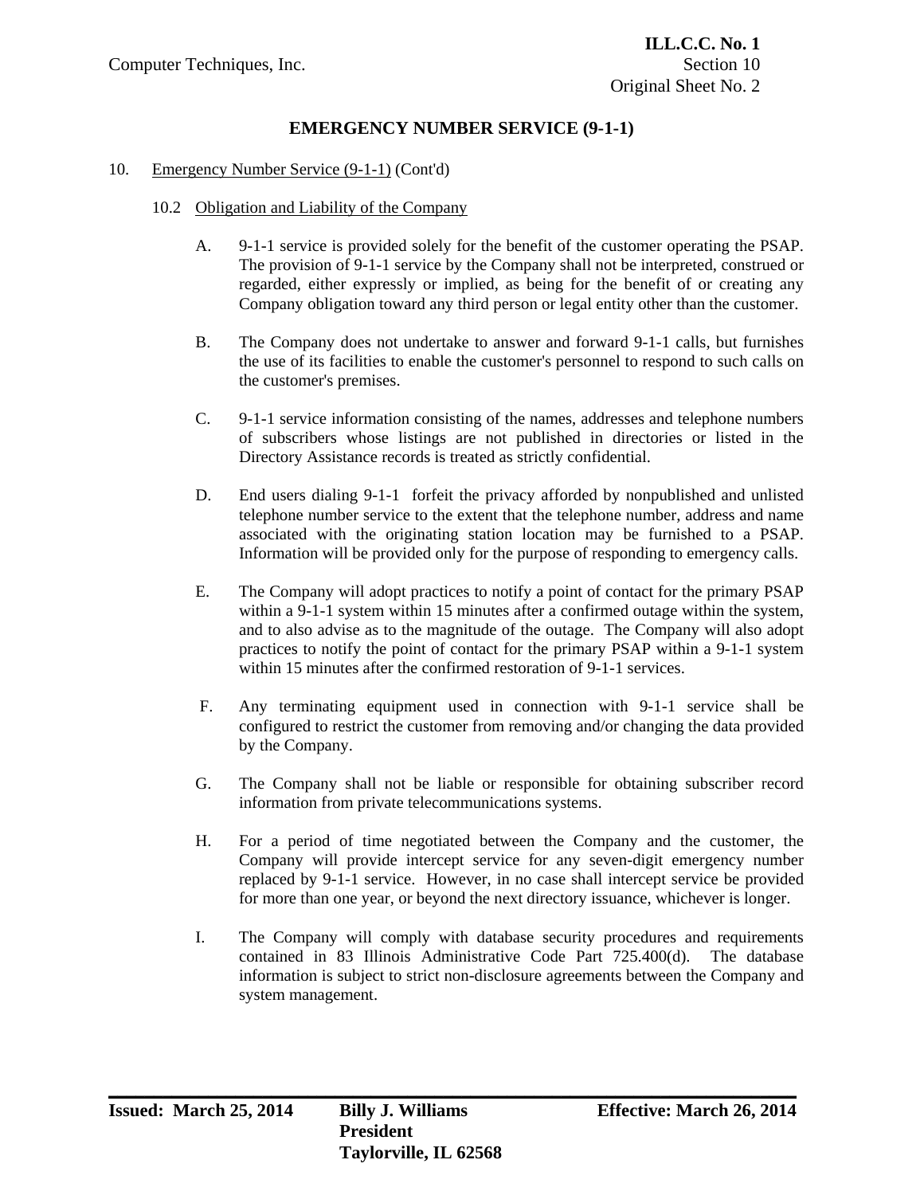## EMERGENCY NUMBER SERVICE (9-1-1)

10. Emergency Number Service (9-1-1) (Cont'd)

### 10.2 Obligation and Liability of the Company

A. 9-1-1 service is provided solely for the benefit of the customer operating the PSAP. The provision of 9-1-1 service by the Company shall not be interpreted, construed or regarded, either expressly or implied, as being for the benefit of or creating any Company obligation toward any third person or legal entity other than the customer.

B. The Company does not undertake to answer and forward 9-1-1 calls, but furnishes the use of its facilities to enable the customer's personnel to respond to such calls on the customer's premises.

C. 9-1-1 service information consisting of the names, addresses and telephone numbers of subscribers whose listings are not published in directories or listed in the Directory Assistance records is treated as strictly confidential.

D. End users dialing 9-1-1 forfeit the privacy afforded by nonpublished and unlisted telephone number service to the extent that the telephone number, address and name associated with the originating station location may be furnished to a PSAP. Information will be provided only for the purpose of responding to emergency calls.

E. The Company will adopt practices to notify a point of contact for the primary PSAP within a 9-1-1 system within 15 minutes after a confirmed outage within the system, and to also advise as to the magnitude of the outage. The Company will also adopt practices to notify the point of contact for the primary PSAP within a 9-1-1 system within 15 minutes after the confirmed restoration of 9-1-1 services.

F. Any terminating equipment used in connection with 9-1-1 service shall be configured to restrict the customer from removing and/or changing the data provided by the Company.

G. The Company shall not be liable or responsible for obtaining subscriber record information from private telecommunications systems.

H. For a period of time negotiated between the Company and the customer, the Company will provide intercept service for any seven-digit emergency number replaced by 9-1-1 service. However, in no case shall intercept service be provided for more than one year, or beyond the next directory issuance, whichever is longer.

I. The Company will comply with database security procedures and requirements contained in 83 Illinois Administrative Code Part 725.400(d). The database information is subject to strict non-disclosure agreements between the Company and system management.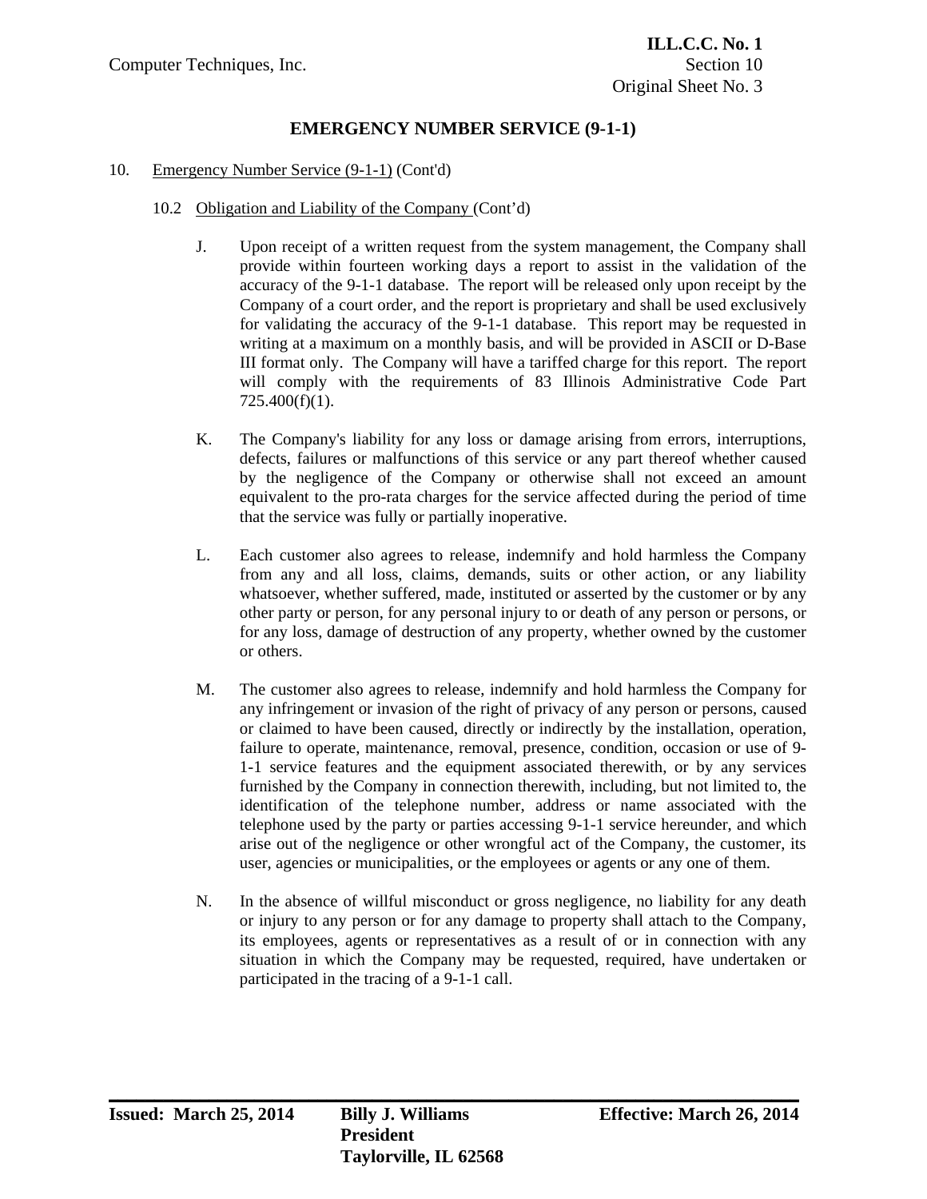## EMERGENCY NUMBER SERVICE (9-1-1)

10. Emergency Number Service (9-1-1) (Cont'd)

10.2 Obligation and Liability of the Company (Cont'd)

J. Upon receipt of a written request from the system management, the Company shall provide within fourteen working days a report to assist in the validation of the accuracy of the 9-1-1 database. The report will be released only upon receipt by the Company of a court order, and the report is proprietary and shall be used exclusively for validating the accuracy of the 9-1-1 database. This report may be requested in writing at a maximum on a monthly basis, and will be provided in ASCII or D-Base III format only. The Company will have a tariffed charge for this report. The report will comply with the requirements of 83 Illinois Administrative Code Part 725.400(f)(1).

K. The Company's liability for any loss or damage arising from errors, interruptions, defects, failures or malfunctions of this service or any part thereof whether caused by the negligence of the Company or otherwise shall not exceed an amount equivalent to the pro-rata charges for the service affected during the period of time that the service was fully or partially inoperative.

L. Each customer also agrees to release, indemnify and hold harmless the Company from any and all loss, claims, demands, suits or other action, or any liability whatsoever, whether suffered, made, instituted or asserted by the customer or by any other party or person, for any personal injury to or death of any person or persons, or for any loss, damage of destruction of any property, whether owned by the customer or others.

M. The customer also agrees to release, indemnify and hold harmless the Company for any infringement or invasion of the right of privacy of any person or persons, caused or claimed to have been caused, directly or indirectly by the installation, operation, failure to operate, maintenance, removal, presence, condition, occasion or use of 9-1-1 service features and the equipment associated therewith, or by any services furnished by the Company in connection therewith, including, but not limited to, the identification of the telephone number, address or name associated with the telephone used by the party or parties accessing 9-1-1 service hereunder, and which arise out of the negligence or other wrongful act of the Company, the customer, its user, agencies or municipalities, or the employees or agents or any one of them.

N. In the absence of willful misconduct or gross negligence, no liability for any death or injury to any person or for any damage to property shall attach to the Company, its employees, agents or representatives as a result of or in connection with any situation in which the Company may be requested, required, have undertaken or participated in the tracing of a 9-1-1 call.

**Issued: March 25, 2014** **Billy J. Williams, President, Taylorville, IL 62568** **Effective: March 26, 2014**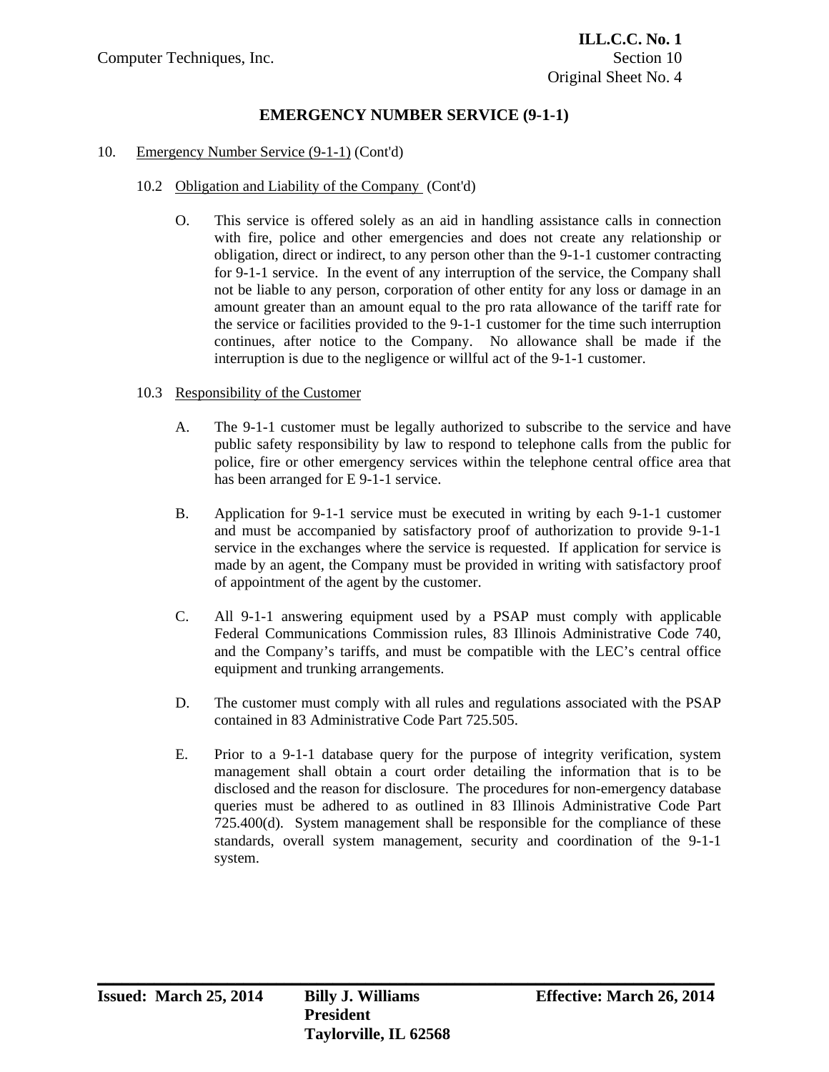## EMERGENCY NUMBER SERVICE (9-1-1)

10. Emergency Number Service (9-1-1) (Cont'd)

### 10.2 Obligation and Liability of the Company (Cont'd)

O. This service is offered solely as an aid in handling assistance calls in connection with fire, police and other emergencies and does not create any relationship or obligation, direct or indirect, to any person other than the 9-1-1 customer contracting for 9-1-1 service. In the event of any interruption of the service, the Company shall not be liable to any person, corporation of other entity for any loss or damage in an amount greater than an amount equal to the pro rata allowance of the tariff rate for the service or facilities provided to the 9-1-1 customer for the time such interruption continues, after notice to the Company. No allowance shall be made if the interruption is due to the negligence or willful act of the 9-1-1 customer.

### 10.3 Responsibility of the Customer

A. The 9-1-1 customer must be legally authorized to subscribe to the service and have public safety responsibility by law to respond to telephone calls from the public for police, fire or other emergency services within the telephone central office area that has been arranged for E 9-1-1 service.

B. Application for 9-1-1 service must be executed in writing by each 9-1-1 customer and must be accompanied by satisfactory proof of authorization to provide 9-1-1 service in the exchanges where the service is requested. If application for service is made by an agent, the Company must be provided in writing with satisfactory proof of appointment of the agent by the customer.

C. All 9-1-1 answering equipment used by a PSAP must comply with applicable Federal Communications Commission rules, 83 Illinois Administrative Code 740, and the Company's tariffs, and must be compatible with the LEC's central office equipment and trunking arrangements.

D. The customer must comply with all rules and regulations associated with the PSAP contained in 83 Administrative Code Part 725.505.

E. Prior to a 9-1-1 database query for the purpose of integrity verification, system management shall obtain a court order detailing the information that is to be disclosed and the reason for disclosure. The procedures for non-emergency database queries must be adhered to as outlined in 83 Illinois Administrative Code Part 725.400(d). System management shall be responsible for the compliance of these standards, overall system management, security and coordination of the 9-1-1 system.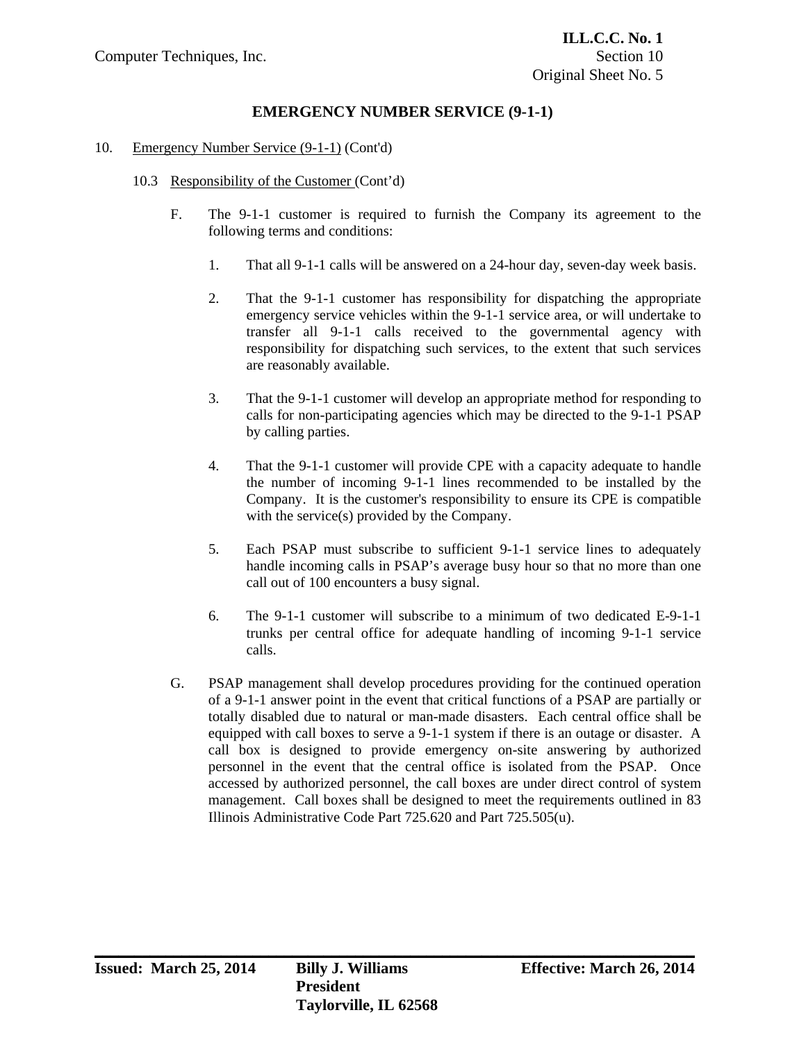## EMERGENCY NUMBER SERVICE (9-1-1)

10. Emergency Number Service (9-1-1) (Cont'd)

10.3 Responsibility of the Customer (Cont'd)

F. The 9-1-1 customer is required to furnish the Company its agreement to the following terms and conditions:

1. That all 9-1-1 calls will be answered on a 24-hour day, seven-day week basis.

2. That the 9-1-1 customer has responsibility for dispatching the appropriate emergency service vehicles within the 9-1-1 service area, or will undertake to transfer all 9-1-1 calls received to the governmental agency with responsibility for dispatching such services, to the extent that such services are reasonably available.

3. That the 9-1-1 customer will develop an appropriate method for responding to calls for non-participating agencies which may be directed to the 9-1-1 PSAP by calling parties.

4. That the 9-1-1 customer will provide CPE with a capacity adequate to handle the number of incoming 9-1-1 lines recommended to be installed by the Company. It is the customer's responsibility to ensure its CPE is compatible with the service(s) provided by the Company.

5. Each PSAP must subscribe to sufficient 9-1-1 service lines to adequately handle incoming calls in PSAP's average busy hour so that no more than one call out of 100 encounters a busy signal.

6. The 9-1-1 customer will subscribe to a minimum of two dedicated E-9-1-1 trunks per central office for adequate handling of incoming 9-1-1 service calls.

G. PSAP management shall develop procedures providing for the continued operation of a 9-1-1 answer point in the event that critical functions of a PSAP are partially or totally disabled due to natural or man-made disasters. Each central office shall be equipped with call boxes to serve a 9-1-1 system if there is an outage or disaster. A call box is designed to provide emergency on-site answering by authorized personnel in the event that the central office is isolated from the PSAP. Once accessed by authorized personnel, the call boxes are under direct control of system management. Call boxes shall be designed to meet the requirements outlined in 83 Illinois Administrative Code Part 725.620 and Part 725.505(u).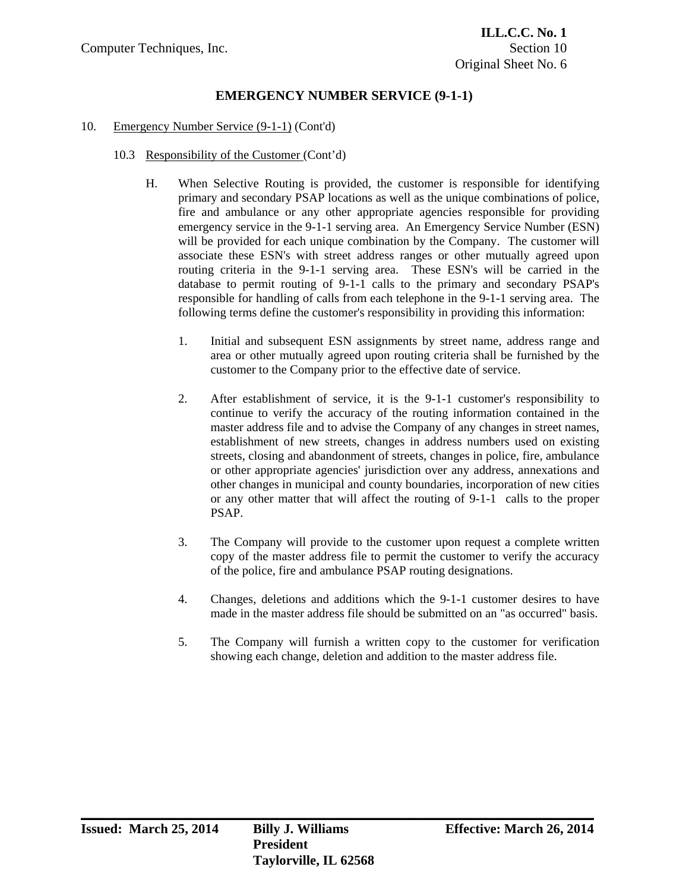## EMERGENCY NUMBER SERVICE (9-1-1)

10. Emergency Number Service (9-1-1) (Cont'd)

10.3 Responsibility of the Customer (Cont'd)

H. When Selective Routing is provided, the customer is responsible for identifying primary and secondary PSAP locations as well as the unique combinations of police, fire and ambulance or any other appropriate agencies responsible for providing emergency service in the 9-1-1 serving area. An Emergency Service Number (ESN) will be provided for each unique combination by the Company. The customer will associate these ESN's with street address ranges or other mutually agreed upon routing criteria in the 9-1-1 serving area. These ESN's will be carried in the database to permit routing of 9-1-1 calls to the primary and secondary PSAP's responsible for handling of calls from each telephone in the 9-1-1 serving area. The following terms define the customer's responsibility in providing this information:

1. Initial and subsequent ESN assignments by street name, address range and area or other mutually agreed upon routing criteria shall be furnished by the customer to the Company prior to the effective date of service.

2. After establishment of service, it is the 9-1-1 customer's responsibility to continue to verify the accuracy of the routing information contained in the master address file and to advise the Company of any changes in street names, establishment of new streets, changes in address numbers used on existing streets, closing and abandonment of streets, changes in police, fire, ambulance or other appropriate agencies' jurisdiction over any address, annexations and other changes in municipal and county boundaries, incorporation of new cities or any other matter that will affect the routing of 9-1-1 calls to the proper PSAP.

3. The Company will provide to the customer upon request a complete written copy of the master address file to permit the customer to verify the accuracy of the police, fire and ambulance PSAP routing designations.

4. Changes, deletions and additions which the 9-1-1 customer desires to have made in the master address file should be submitted on an "as occurred" basis.

5. The Company will furnish a written copy to the customer for verification showing each change, deletion and addition to the master address file.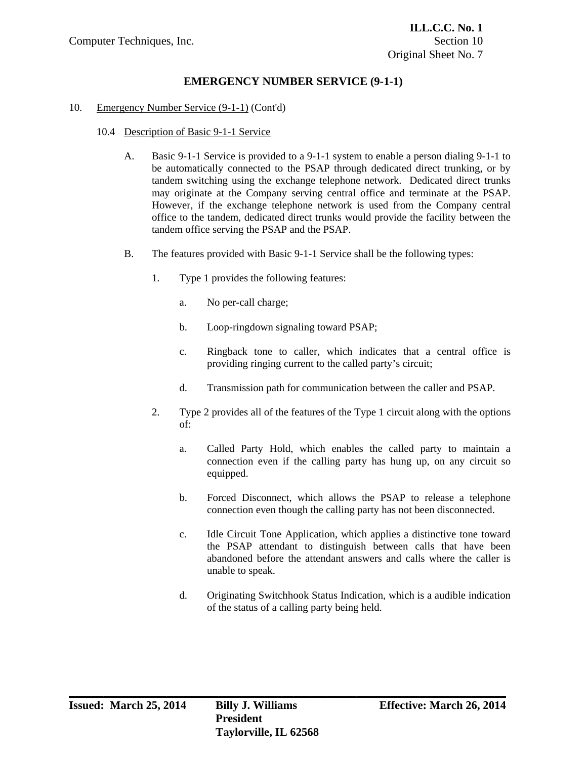# EMERGENCY NUMBER SERVICE (9-1-1)

10. Emergency Number Service (9-1-1) (Cont'd)

## 10.4 Description of Basic 9-1-1 Service

A. Basic 9-1-1 Service is provided to a 9-1-1 system to enable a person dialing 9-1-1 to be automatically connected to the PSAP through dedicated direct trunking, or by tandem switching using the exchange telephone network. Dedicated direct trunks may originate at the Company serving central office and terminate at the PSAP. However, if the exchange telephone network is used from the Company central office to the tandem, dedicated direct trunks would provide the facility between the tandem office serving the PSAP and the PSAP.

B. The features provided with Basic 9-1-1 Service shall be the following types:

1. Type 1 provides the following features:

   a. No per-call charge;

   b. Loop-ringdown signaling toward PSAP;

   c. Ringback tone to caller, which indicates that a central office is providing ringing current to the called party's circuit;

   d. Transmission path for communication between the caller and PSAP.

2. Type 2 provides all of the features of the Type 1 circuit along with the options of:

   a. Called Party Hold, which enables the called party to maintain a connection even if the calling party has hung up, on any circuit so equipped.

   b. Forced Disconnect, which allows the PSAP to release a telephone connection even though the calling party has not been disconnected.

   c. Idle Circuit Tone Application, which applies a distinctive tone toward the PSAP attendant to distinguish between calls that have been abandoned before the attendant answers and calls where the caller is unable to speak.

   d. Originating Switchhook Status Indication, which is a audible indication of the status of a calling party being held.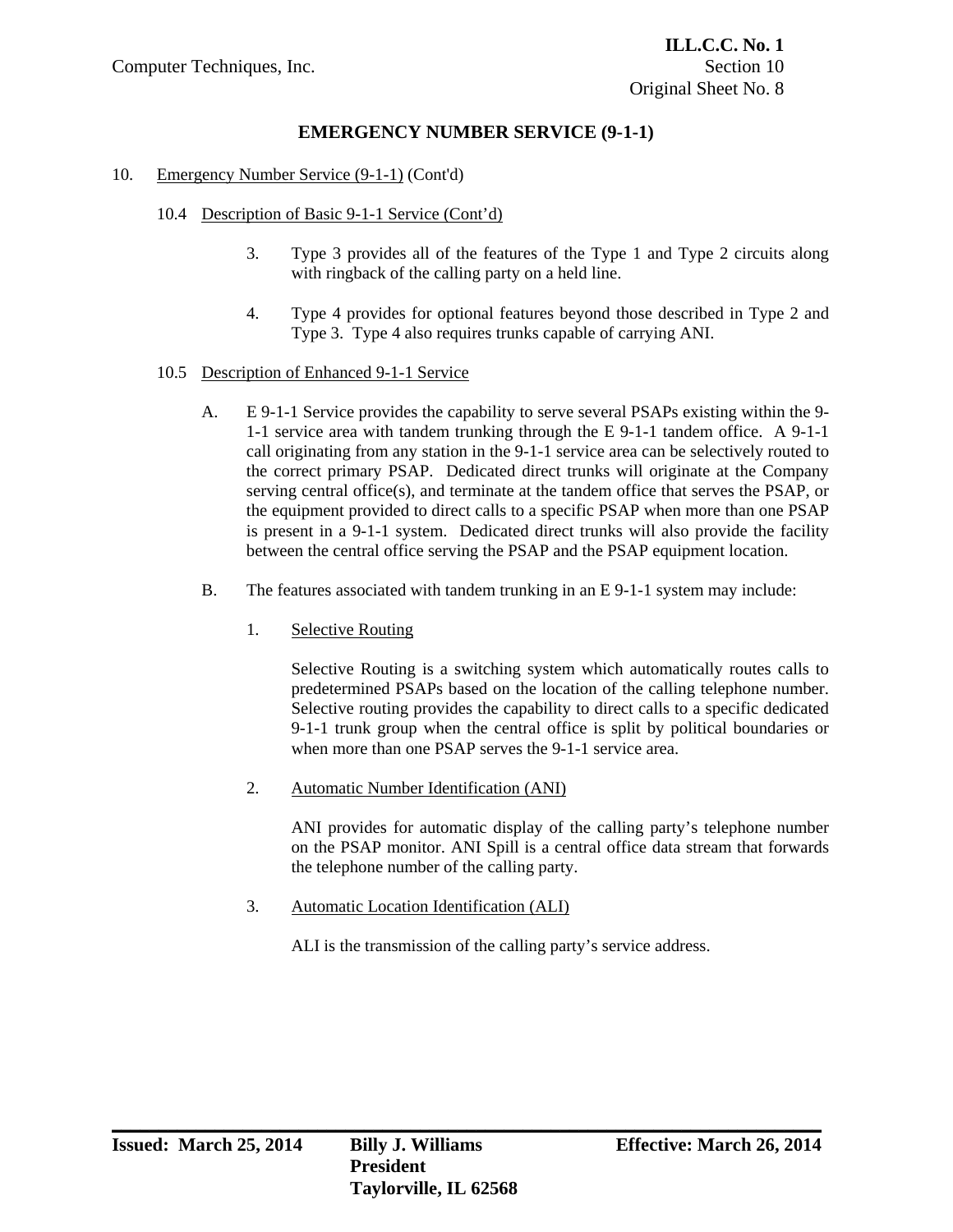# EMERGENCY NUMBER SERVICE (9-1-1)

10. Emergency Number Service (9-1-1) (Cont'd)

10.4 Description of Basic 9-1-1 Service (Cont'd)

3. Type 3 provides all of the features of the Type 1 and Type 2 circuits along with ringback of the calling party on a held line.

4. Type 4 provides for optional features beyond those described in Type 2 and Type 3. Type 4 also requires trunks capable of carrying ANI.

10.5 Description of Enhanced 9-1-1 Service

A. E 9-1-1 Service provides the capability to serve several PSAPs existing within the 9-1-1 service area with tandem trunking through the E 9-1-1 tandem office. A 9-1-1 call originating from any station in the 9-1-1 service area can be selectively routed to the correct primary PSAP. Dedicated direct trunks will originate at the Company serving central office(s), and terminate at the tandem office that serves the PSAP, or the equipment provided to direct calls to a specific PSAP when more than one PSAP is present in a 9-1-1 system. Dedicated direct trunks will also provide the facility between the central office serving the PSAP and the PSAP equipment location.

B. The features associated with tandem trunking in an E 9-1-1 system may include:

1. Selective Routing

Selective Routing is a switching system which automatically routes calls to predetermined PSAPs based on the location of the calling telephone number. Selective routing provides the capability to direct calls to a specific dedicated 9-1-1 trunk group when the central office is split by political boundaries or when more than one PSAP serves the 9-1-1 service area.

2. Automatic Number Identification (ANI)

ANI provides for automatic display of the calling party's telephone number on the PSAP monitor. ANI Spill is a central office data stream that forwards the telephone number of the calling party.

3. Automatic Location Identification (ALI)

ALI is the transmission of the calling party's service address.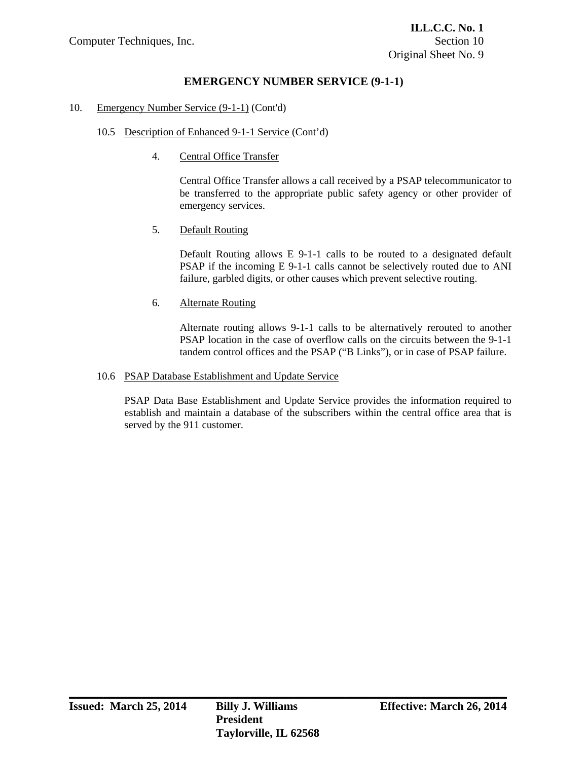# EMERGENCY NUMBER SERVICE (9-1-1)

10. Emergency Number Service (9-1-1) (Cont'd)

10.5 Description of Enhanced 9-1-1 Service (Cont'd)

4. Central Office Transfer

Central Office Transfer allows a call received by a PSAP telecommunicator to be transferred to the appropriate public safety agency or other provider of emergency services.

5. Default Routing

Default Routing allows E 9-1-1 calls to be routed to a designated default PSAP if the incoming E 9-1-1 calls cannot be selectively routed due to ANI failure, garbled digits, or other causes which prevent selective routing.

6. Alternate Routing

Alternate routing allows 9-1-1 calls to be alternatively rerouted to another PSAP location in the case of overflow calls on the circuits between the 9-1-1 tandem control offices and the PSAP ("B Links"), or in case of PSAP failure.

10.6 PSAP Database Establishment and Update Service

PSAP Data Base Establishment and Update Service provides the information required to establish and maintain a database of the subscribers within the central office area that is served by the 911 customer.

**Issued: March 25, 2014** **Billy J. Williams** **Effective: March 26, 2014**
**President**
**Taylorville, IL 62568**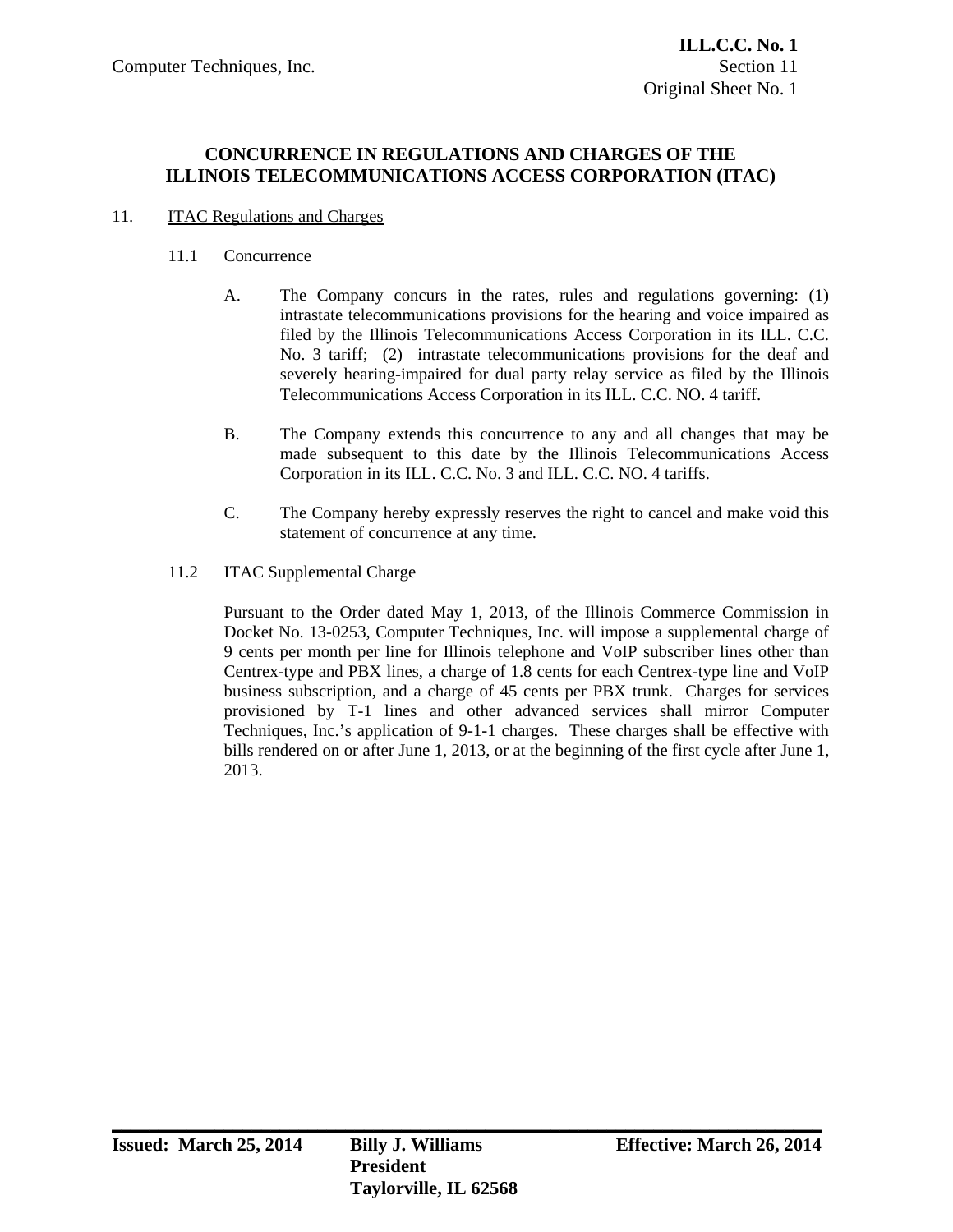## CONCURRENCE IN REGULATIONS AND CHARGES OF THE ILLINOIS TELECOMMUNICATIONS ACCESS CORPORATION (ITAC)

11. ITAC Regulations and Charges

11.1 Concurrence

A. The Company concurs in the rates, rules and regulations governing: (1) intrastate telecommunications provisions for the hearing and voice impaired as filed by the Illinois Telecommunications Access Corporation in its ILL. C.C. No. 3 tariff; (2) intrastate telecommunications provisions for the deaf and severely hearing-impaired for dual party relay service as filed by the Illinois Telecommunications Access Corporation in its ILL. C.C. NO. 4 tariff.

B. The Company extends this concurrence to any and all changes that may be made subsequent to this date by the Illinois Telecommunications Access Corporation in its ILL. C.C. No. 3 and ILL. C.C. NO. 4 tariffs.

C. The Company hereby expressly reserves the right to cancel and make void this statement of concurrence at any time.

11.2 ITAC Supplemental Charge

Pursuant to the Order dated May 1, 2013, of the Illinois Commerce Commission in Docket No. 13-0253, Computer Techniques, Inc. will impose a supplemental charge of 9 cents per month per line for Illinois telephone and VoIP subscriber lines other than Centrex-type and PBX lines, a charge of 1.8 cents for each Centrex-type line and VoIP business subscription, and a charge of 45 cents per PBX trunk. Charges for services provisioned by T-1 lines and other advanced services shall mirror Computer Techniques, Inc.'s application of 9-1-1 charges. These charges shall be effective with bills rendered on or after June 1, 2013, or at the beginning of the first cycle after June 1, 2013.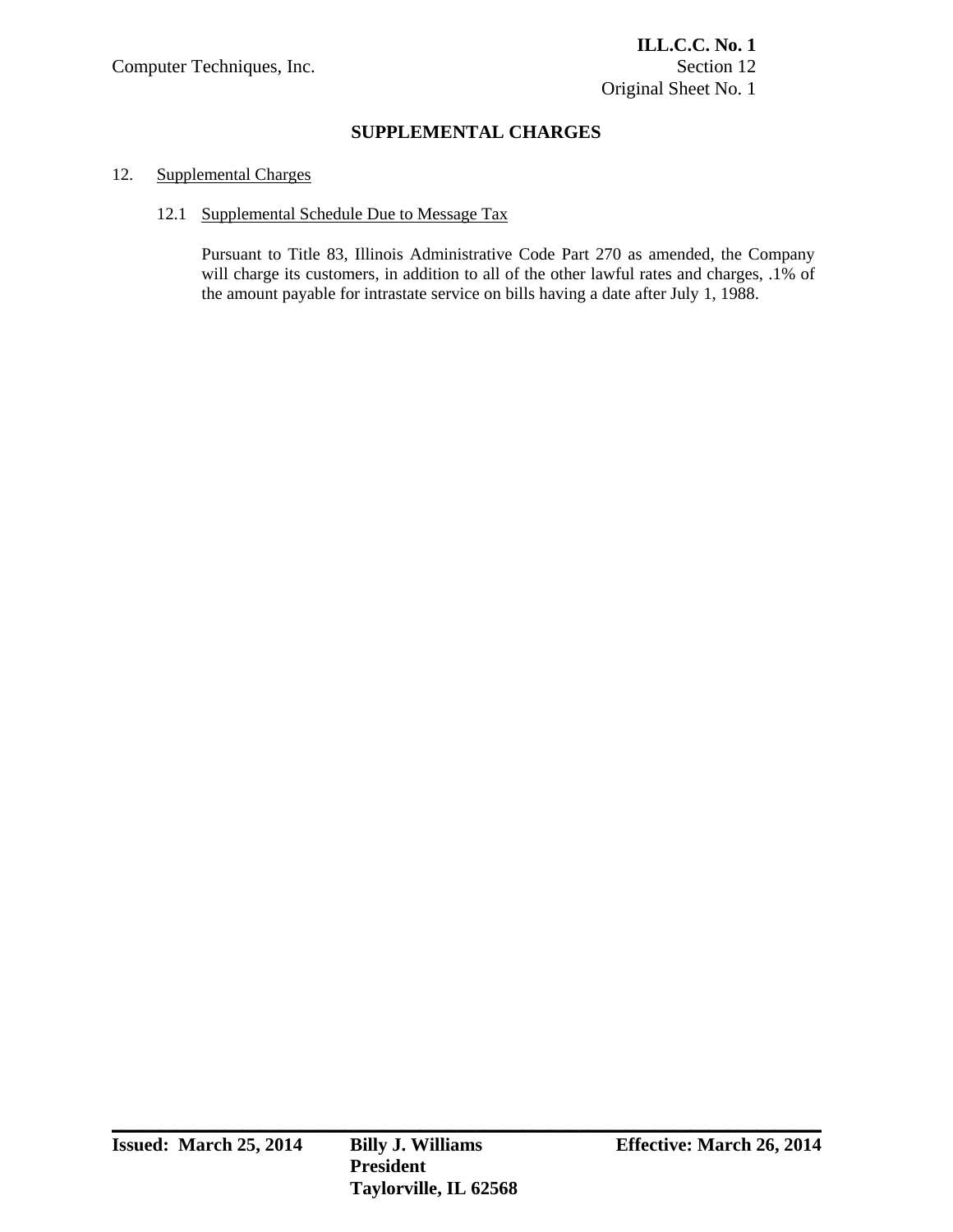# SUPPLEMENTAL CHARGES

12. Supplemental Charges

## 12.1 Supplemental Schedule Due to Message Tax

Pursuant to Title 83, Illinois Administrative Code Part 270 as amended, the Company will charge its customers, in addition to all of the other lawful rates and charges, .1% of the amount payable for intrastate service on bills having a date after July 1, 1988.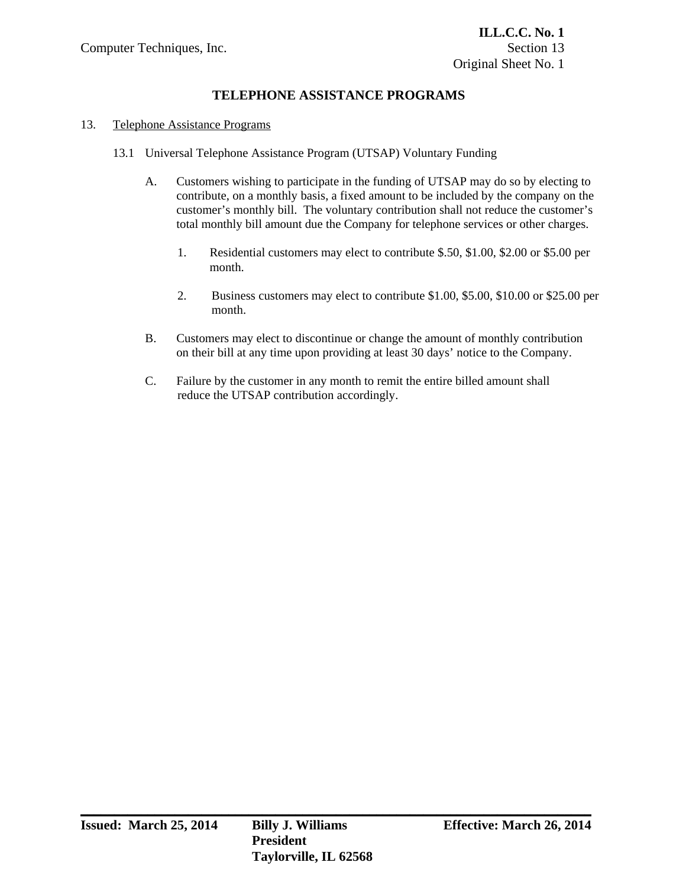# TELEPHONE ASSISTANCE PROGRAMS

13. Telephone Assistance Programs

13.1 Universal Telephone Assistance Program (UTSAP) Voluntary Funding

A. Customers wishing to participate in the funding of UTSAP may do so by electing to contribute, on a monthly basis, a fixed amount to be included by the company on the customer's monthly bill. The voluntary contribution shall not reduce the customer's total monthly bill amount due the Company for telephone services or other charges.

1. Residential customers may elect to contribute $.50, $1.00, $2.00 or $5.00 per month.

2. Business customers may elect to contribute $1.00, $5.00, $10.00 or $25.00 per month.

B. Customers may elect to discontinue or change the amount of monthly contribution on their bill at any time upon providing at least 30 days' notice to the Company.

C. Failure by the customer in any month to remit the entire billed amount shall reduce the UTSAP contribution accordingly.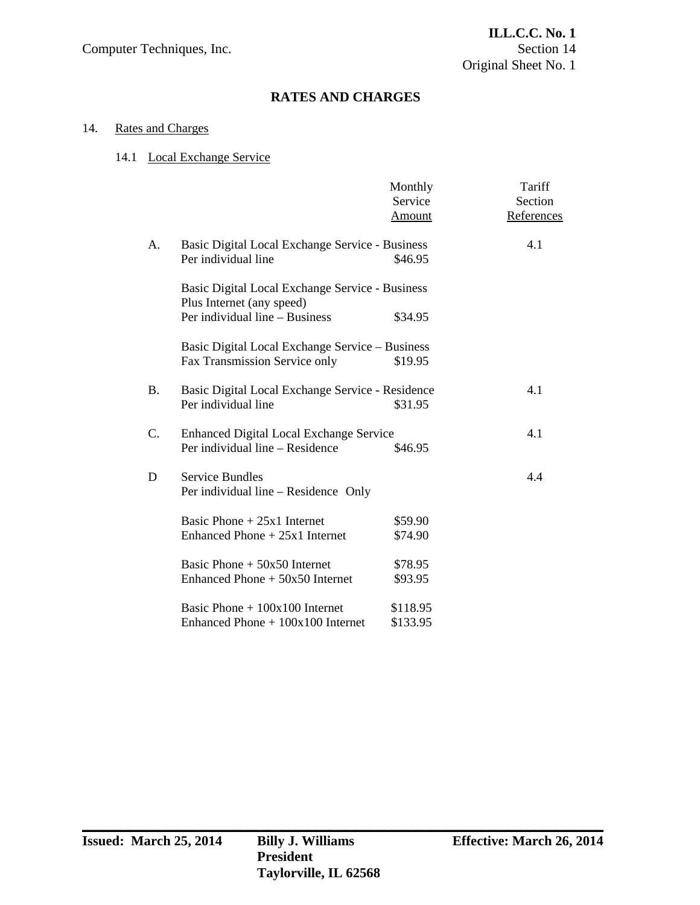## RATES AND CHARGES

14. Rates and Charges

14.1 Local Exchange Service

| | | Monthly Service Amount | Tariff Section References |
|---|---|---|---|
| A. | Basic Digital Local Exchange Service - Business | | 4.1 |
| | Per individual line | $46.95 | |
| | Basic Digital Local Exchange Service - Business Plus Internet (any speed) | | |
| | Per individual line – Business | $34.95 | |
| | Basic Digital Local Exchange Service – Business | | |
| | Fax Transmission Service only | $19.95 | |
| B. | Basic Digital Local Exchange Service - Residence | | 4.1 |
| | Per individual line | $31.95 | |
| C. | Enhanced Digital Local Exchange Service | | 4.1 |
| | Per individual line – Residence | $46.95 | |
| D | Service Bundles | | 4.4 |
| | Per individual line – Residence Only | | |
| | Basic Phone + 25x1 Internet | $59.90 | |
| | Enhanced Phone + 25x1 Internet | $74.90 | |
| | Basic Phone + 50x50 Internet | $78.95 | |
| | Enhanced Phone + 50x50 Internet | $93.95 | |
| | Basic Phone + 100x100 Internet | $118.95 | |
| | Enhanced Phone + 100x100 Internet | $133.95 | |

**Issued: March 25, 2014** **Billy J. Williams** **President** **Taylorville, IL 62568** **Effective: March 26, 2014**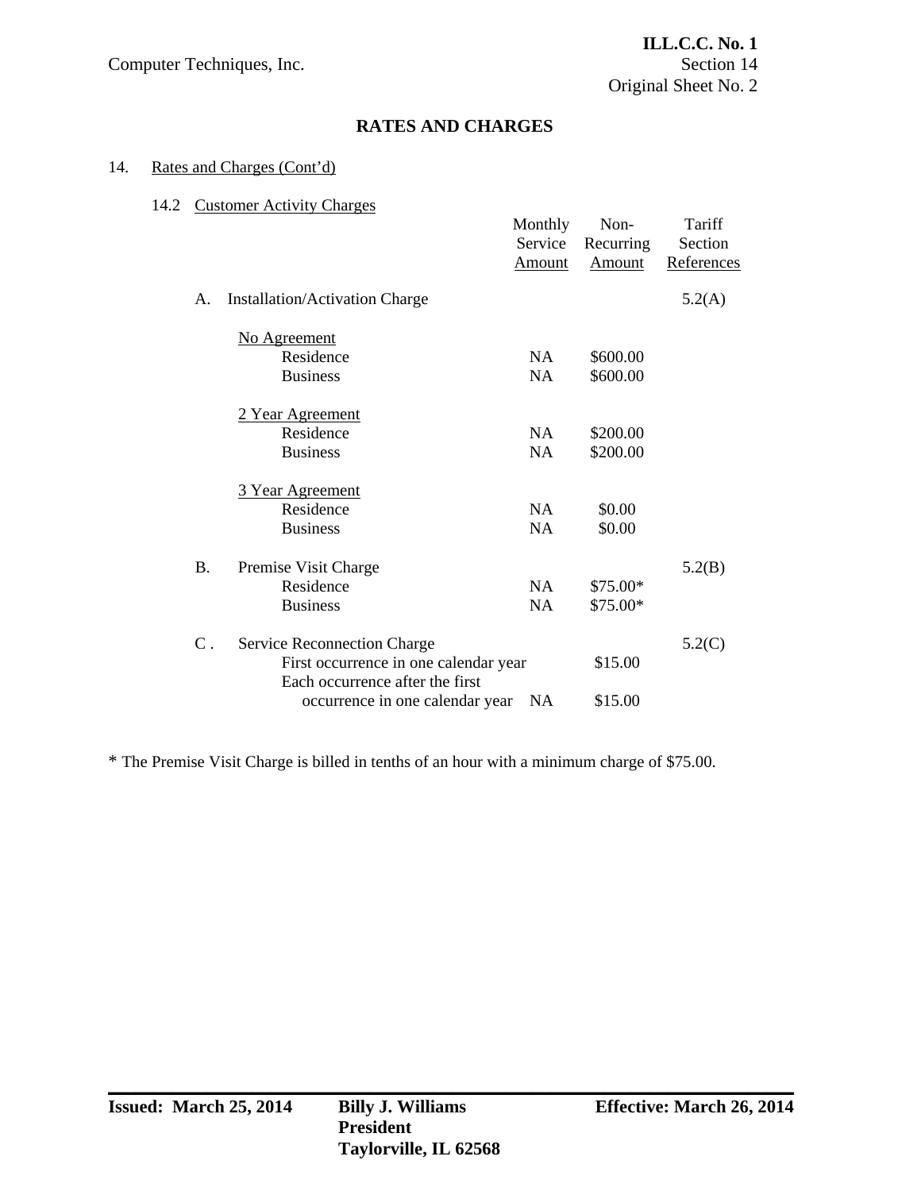Computer Techniques, Inc.

**ILL.C.C. No. 1**
Section 14
Original Sheet No. 2

## RATES AND CHARGES

14. Rates and Charges (Cont'd)

14.2 Customer Activity Charges

| | Monthly Service Amount | Non-Recurring Amount | Tariff Section References |
|---|---|---|---|
| A. Installation/Activation Charge | | | 5.2(A) |
| No Agreement | | | |
| Residence | NA | $600.00 | |
| Business | NA | $600.00 | |
| 2 Year Agreement | | | |
| Residence | NA | $200.00 | |
| Business | NA | $200.00 | |
| 3 Year Agreement | | | |
| Residence | NA | $0.00 | |
| Business | NA | $0.00 | |
| B. Premise Visit Charge | | | 5.2(B) |
| Residence | NA | $75.00* | |
| Business | NA | $75.00* | |
| C . Service Reconnection Charge | | | 5.2(C) |
| First occurrence in one calendar year | | $15.00 | |
| Each occurrence after the first occurrence in one calendar year | NA | $15.00 | |

* The Premise Visit Charge is billed in tenths of an hour with a minimum charge of $75.00.

**Issued: March 25, 2014** **Billy J. Williams** **Effective: March 26, 2014**
**President**
**Taylorville, IL 62568**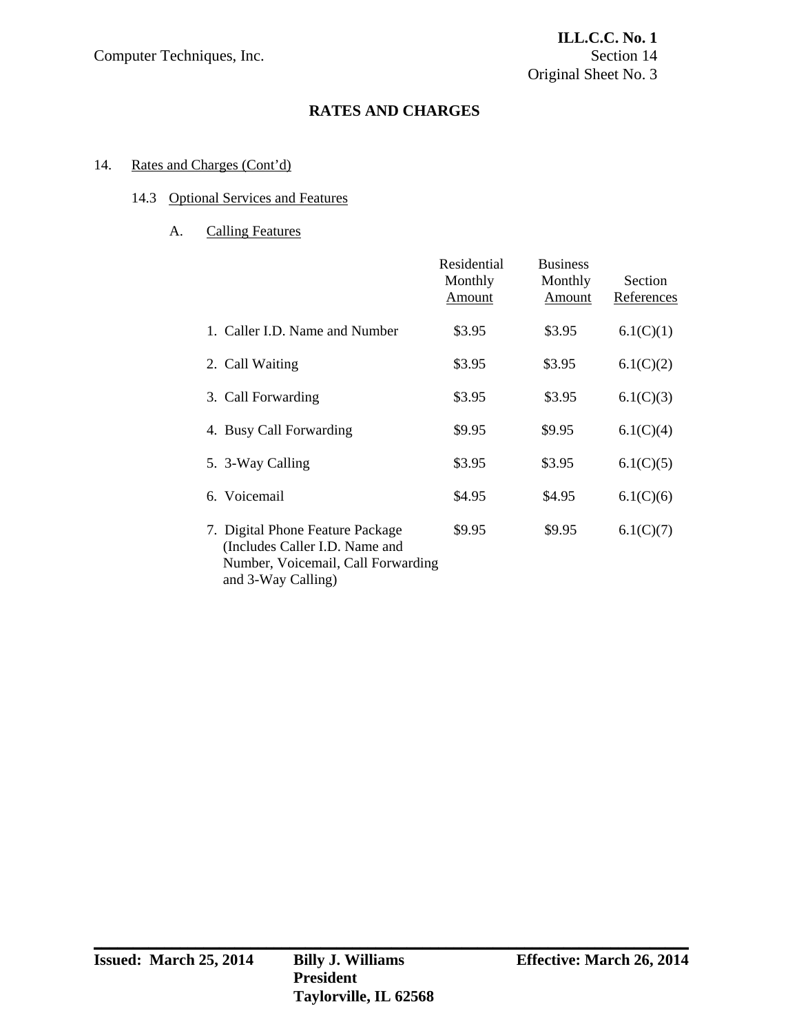# RATES AND CHARGES

14. Rates and Charges (Cont'd)

14.3 Optional Services and Features

A. Calling Features

| | Residential Monthly Amount | Business Monthly Amount | Section References |
|---|---|---|---|
| 1. Caller I.D. Name and Number | $3.95 | $3.95 | 6.1(C)(1) |
| 2. Call Waiting | $3.95 | $3.95 | 6.1(C)(2) |
| 3. Call Forwarding | $3.95 | $3.95 | 6.1(C)(3) |
| 4. Busy Call Forwarding | $9.95 | $9.95 | 6.1(C)(4) |
| 5. 3-Way Calling | $3.95 | $3.95 | 6.1(C)(5) |
| 6. Voicemail | $4.95 | $4.95 | 6.1(C)(6) |
| 7. Digital Phone Feature Package (Includes Caller I.D. Name and Number, Voicemail, Call Forwarding and 3-Way Calling) | $9.95 | $9.95 | 6.1(C)(7) |

**Issued: March 25, 2014** **Billy J. Williams** **President** **Taylorville, IL 62568** **Effective: March 26, 2014**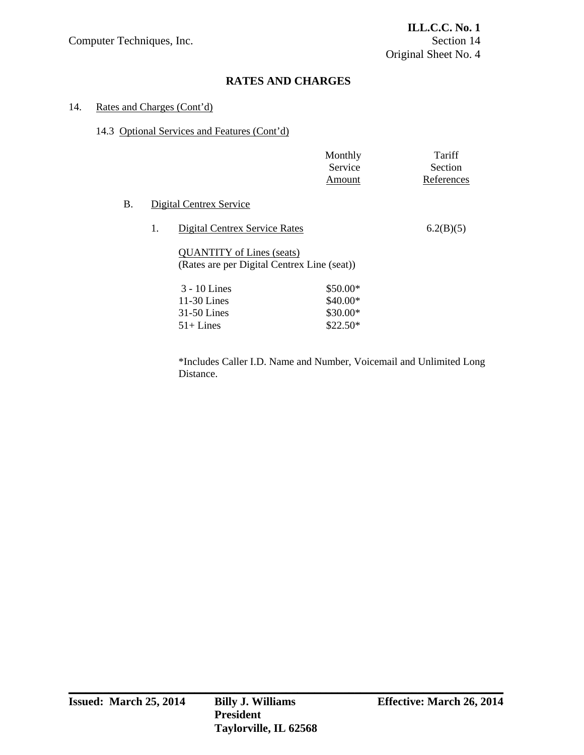## RATES AND CHARGES

14. Rates and Charges (Cont'd)

14.3 Optional Services and Features (Cont'd)

| | Monthly Service Amount | Tariff Section References |
|---|---|---|
| B. Digital Centrex Service | | |
| 1. Digital Centrex Service Rates | | 6.2(B)(5) |
| QUANTITY of Lines (seats) (Rates are per Digital Centrex Line (seat)) | | |
| 3 - 10 Lines | $50.00* | |
| 11-30 Lines | $40.00* | |
| 31-50 Lines | $30.00* | |
| 51+ Lines | $22.50* | |

*Includes Caller I.D. Name and Number, Voicemail and Unlimited Long Distance.

**Issued: March 25, 2014** **Billy J. Williams** **Effective: March 26, 2014**
**President**
**Taylorville, IL 62568**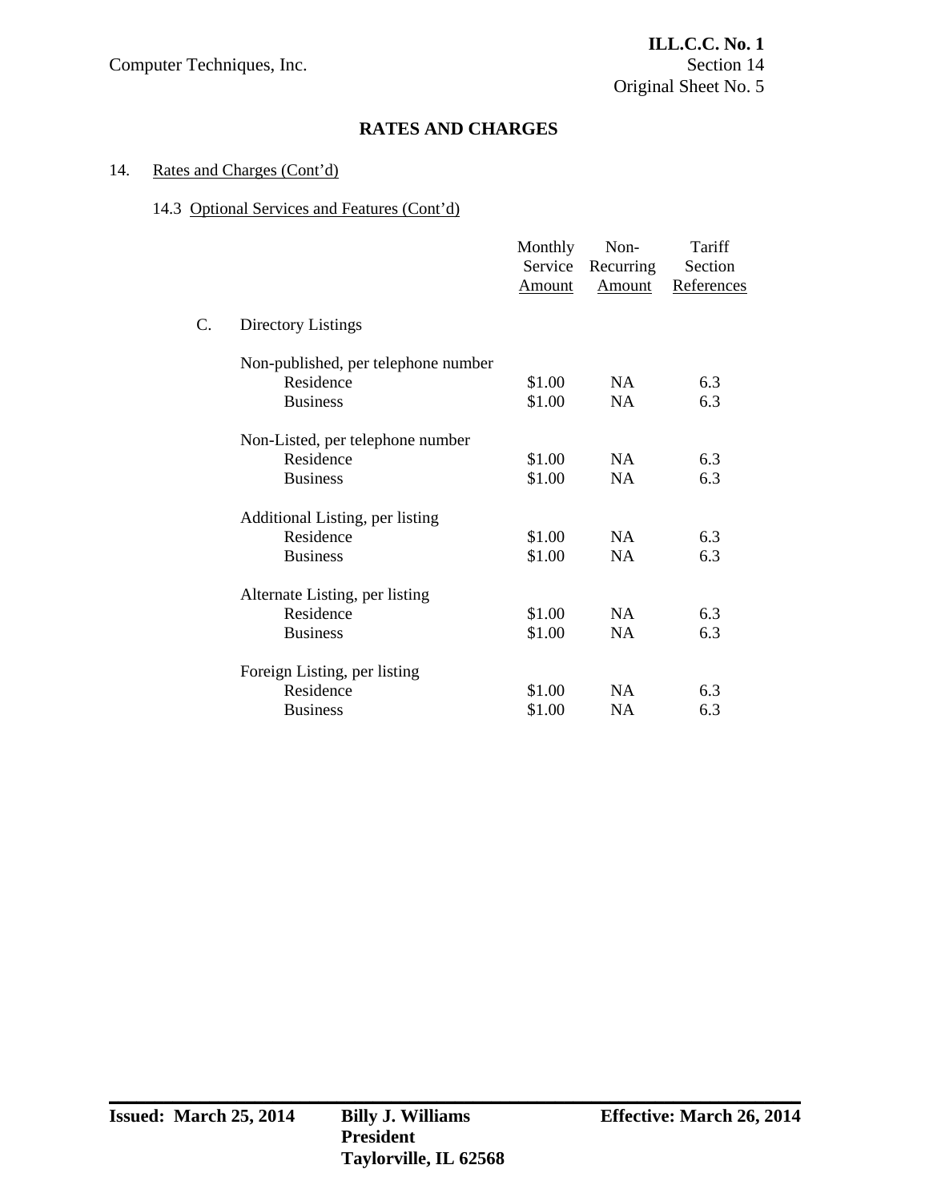## RATES AND CHARGES

14. Rates and Charges (Cont'd)

14.3 Optional Services and Features (Cont'd)

| | Monthly Service Amount | Non-Recurring Amount | Tariff Section References |
|---|---|---|---|
| C. Directory Listings | | | |
| Non-published, per telephone number | | | |
| Residence | $1.00 | NA | 6.3 |
| Business | $1.00 | NA | 6.3 |
| Non-Listed, per telephone number | | | |
| Residence | $1.00 | NA | 6.3 |
| Business | $1.00 | NA | 6.3 |
| Additional Listing, per listing | | | |
| Residence | $1.00 | NA | 6.3 |
| Business | $1.00 | NA | 6.3 |
| Alternate Listing, per listing | | | |
| Residence | $1.00 | NA | 6.3 |
| Business | $1.00 | NA | 6.3 |
| Foreign Listing, per listing | | | |
| Residence | $1.00 | NA | 6.3 |
| Business | $1.00 | NA | 6.3 |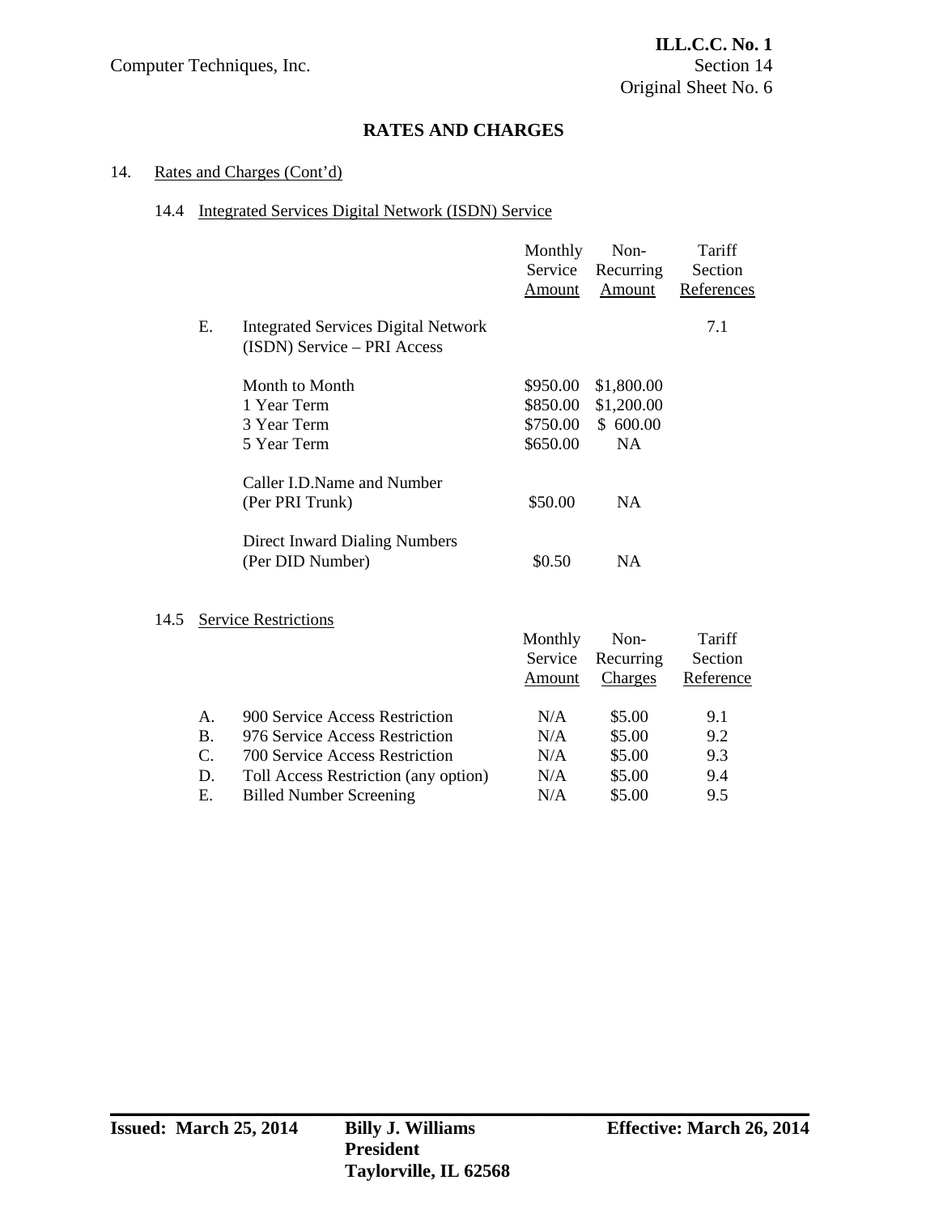## RATES AND CHARGES

14. Rates and Charges (Cont'd)

### 14.4 Integrated Services Digital Network (ISDN) Service

| | | Monthly Service Amount | Non-Recurring Amount | Tariff Section References |
|---|---|---|---|---|
| E. | Integrated Services Digital Network (ISDN) Service – PRI Access | | | 7.1 |
| | Month to Month | $950.00 | $1,800.00 | |
| | 1 Year Term | $850.00 | $1,200.00 | |
| | 3 Year Term | $750.00 | $ 600.00 | |
| | 5 Year Term | $650.00 | NA | |
| | Caller I.D.Name and Number (Per PRI Trunk) | $50.00 | NA | |
| | Direct Inward Dialing Numbers (Per DID Number) | $0.50 | NA | |

### 14.5 Service Restrictions

| | | Monthly Service Amount | Non-Recurring Charges | Tariff Section Reference |
|---|---|---|---|---|
| A. | 900 Service Access Restriction | N/A | $5.00 | 9.1 |
| B. | 976 Service Access Restriction | N/A | $5.00 | 9.2 |
| C. | 700 Service Access Restriction | N/A | $5.00 | 9.3 |
| D. | Toll Access Restriction (any option) | N/A | $5.00 | 9.4 |
| E. | Billed Number Screening | N/A | $5.00 | 9.5 |